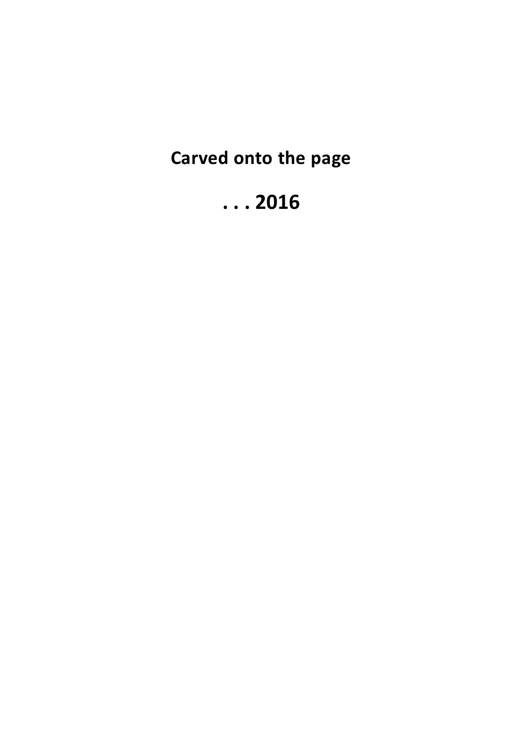# Carved onto the page

# . . . 2016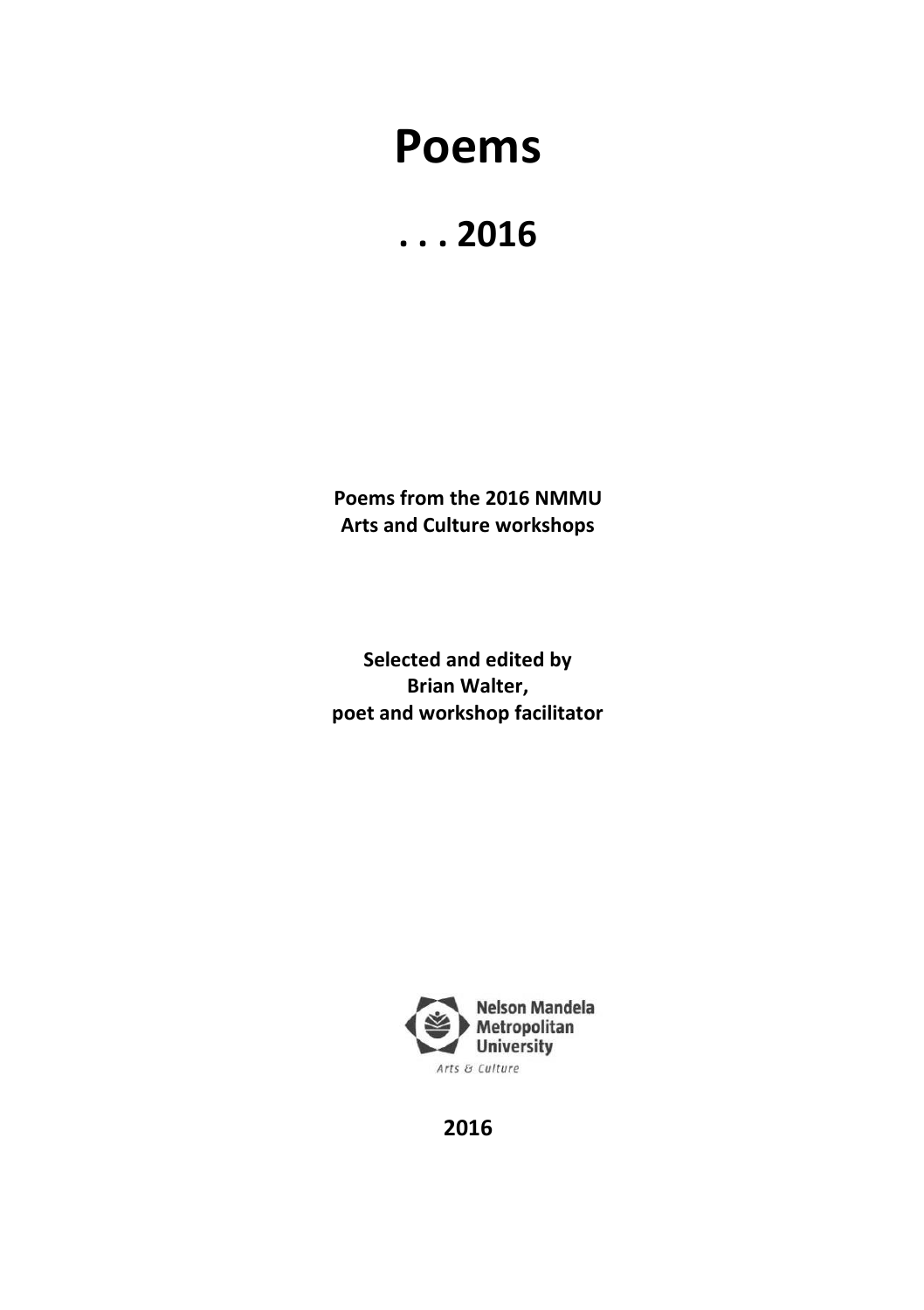# Poems

## . . . 2016

**Poems from the 2016 NMMU Arts and Culture workshops**

**Selected and edited by Brian Walter, poet and workshop facilitator**

Nelson Mandela Metropolitan University

Arts & Culture

**2016**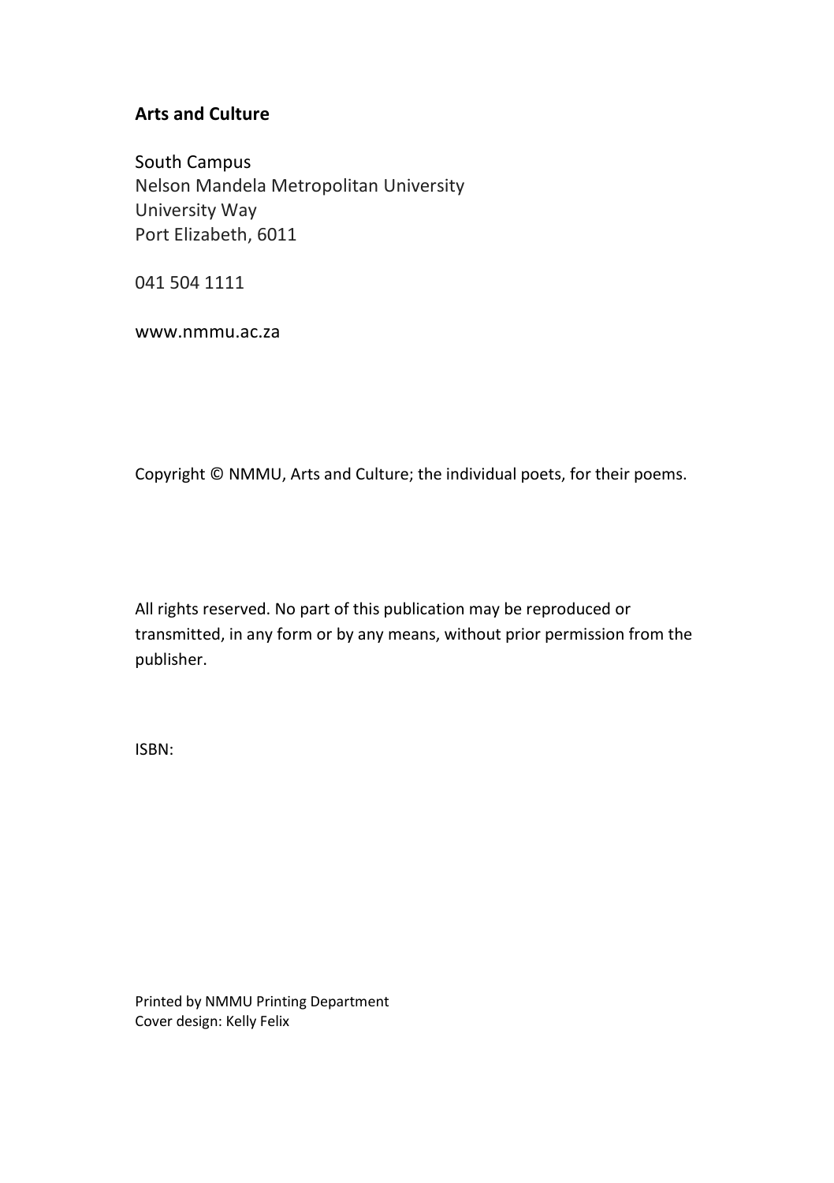**Arts and Culture**

South Campus
Nelson Mandela Metropolitan University
University Way
Port Elizabeth, 6011

041 504 1111

www.nmmu.ac.za

Copyright © NMMU, Arts and Culture; the individual poets, for their poems.

All rights reserved. No part of this publication may be reproduced or transmitted, in any form or by any means, without prior permission from the publisher.

ISBN:

Printed by NMMU Printing Department
Cover design: Kelly Felix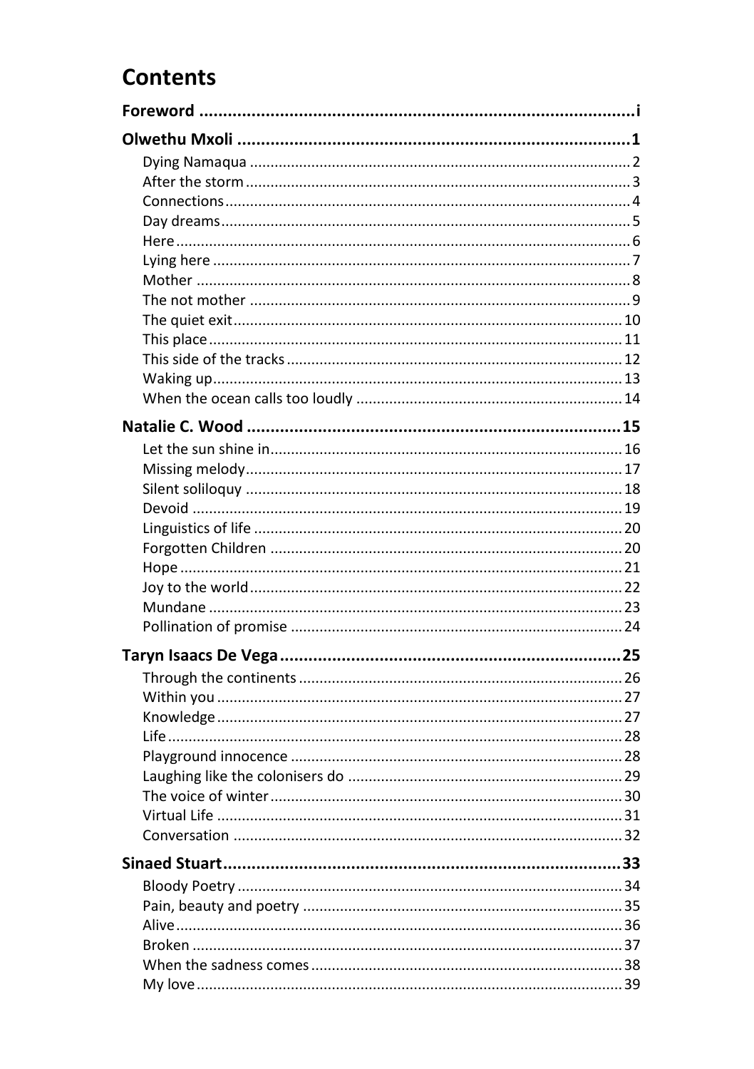# Contents

**Foreword** ........ i

**Olwethu Mxoli** ........ 1

- Dying Namaqua ........ 2
- After the storm ........ 3
- Connections ........ 4
- Day dreams ........ 5
- Here ........ 6
- Lying here ........ 7
- Mother ........ 8
- The not mother ........ 9
- The quiet exit ........ 10
- This place ........ 11
- This side of the tracks ........ 12
- Waking up ........ 13
- When the ocean calls too loudly ........ 14

**Natalie C. Wood** ........ 15

- Let the sun shine in ........ 16
- Missing melody ........ 17
- Silent soliloquy ........ 18
- Devoid ........ 19
- Linguistics of life ........ 20
- Forgotten Children ........ 20
- Hope ........ 21
- Joy to the world ........ 22
- Mundane ........ 23
- Pollination of promise ........ 24

**Taryn Isaacs De Vega** ........ 25

- Through the continents ........ 26
- Within you ........ 27
- Knowledge ........ 27
- Life ........ 28
- Playground innocence ........ 28
- Laughing like the colonisers do ........ 29
- The voice of winter ........ 30
- Virtual Life ........ 31
- Conversation ........ 32

**Sinaed Stuart** ........ 33

- Bloody Poetry ........ 34
- Pain, beauty and poetry ........ 35
- Alive ........ 36
- Broken ........ 37
- When the sadness comes ........ 38
- My love ........ 39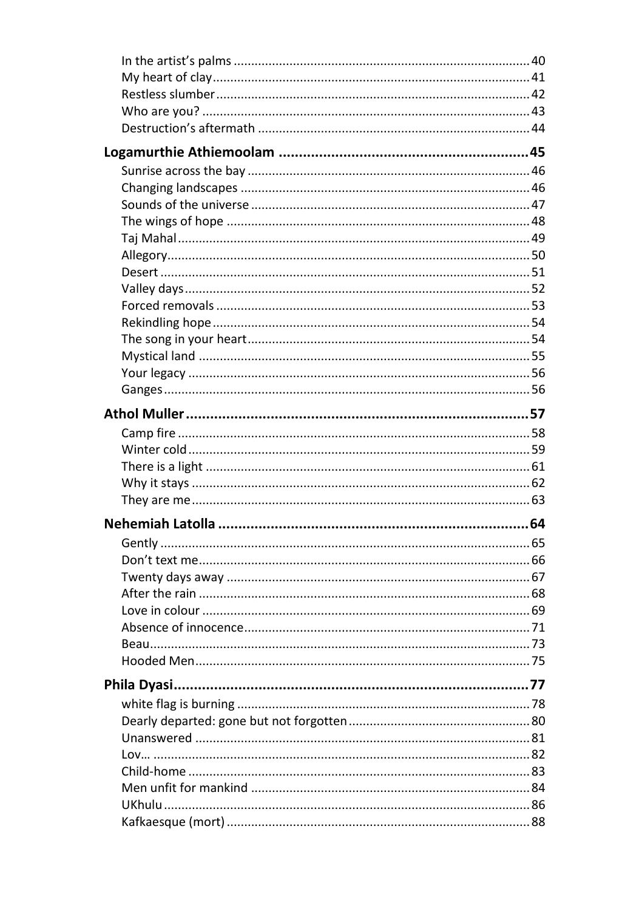In the artist's palms ..... 40
My heart of clay ..... 41
Restless slumber ..... 42
Who are you? ..... 43
Destruction's aftermath ..... 44

**Logamurthie Athiemoolam ..... 45**

Sunrise across the bay ..... 46
Changing landscapes ..... 46
Sounds of the universe ..... 47
The wings of hope ..... 48
Taj Mahal ..... 49
Allegory ..... 50
Desert ..... 51
Valley days ..... 52
Forced removals ..... 53
Rekindling hope ..... 54
The song in your heart ..... 54
Mystical land ..... 55
Your legacy ..... 56
Ganges ..... 56

**Athol Muller ..... 57**

Camp fire ..... 58
Winter cold ..... 59
There is a light ..... 61
Why it stays ..... 62
They are me ..... 63

**Nehemiah Latolla ..... 64**

Gently ..... 65
Don't text me ..... 66
Twenty days away ..... 67
After the rain ..... 68
Love in colour ..... 69
Absence of innocence ..... 71
Beau ..... 73
Hooded Men ..... 75

**Phila Dyasi ..... 77**

white flag is burning ..... 78
Dearly departed: gone but not forgotten ..... 80
Unanswered ..... 81
Lov… ..... 82
Child-home ..... 83
Men unfit for mankind ..... 84
UKhulu ..... 86
Kafkaesque (mort) ..... 88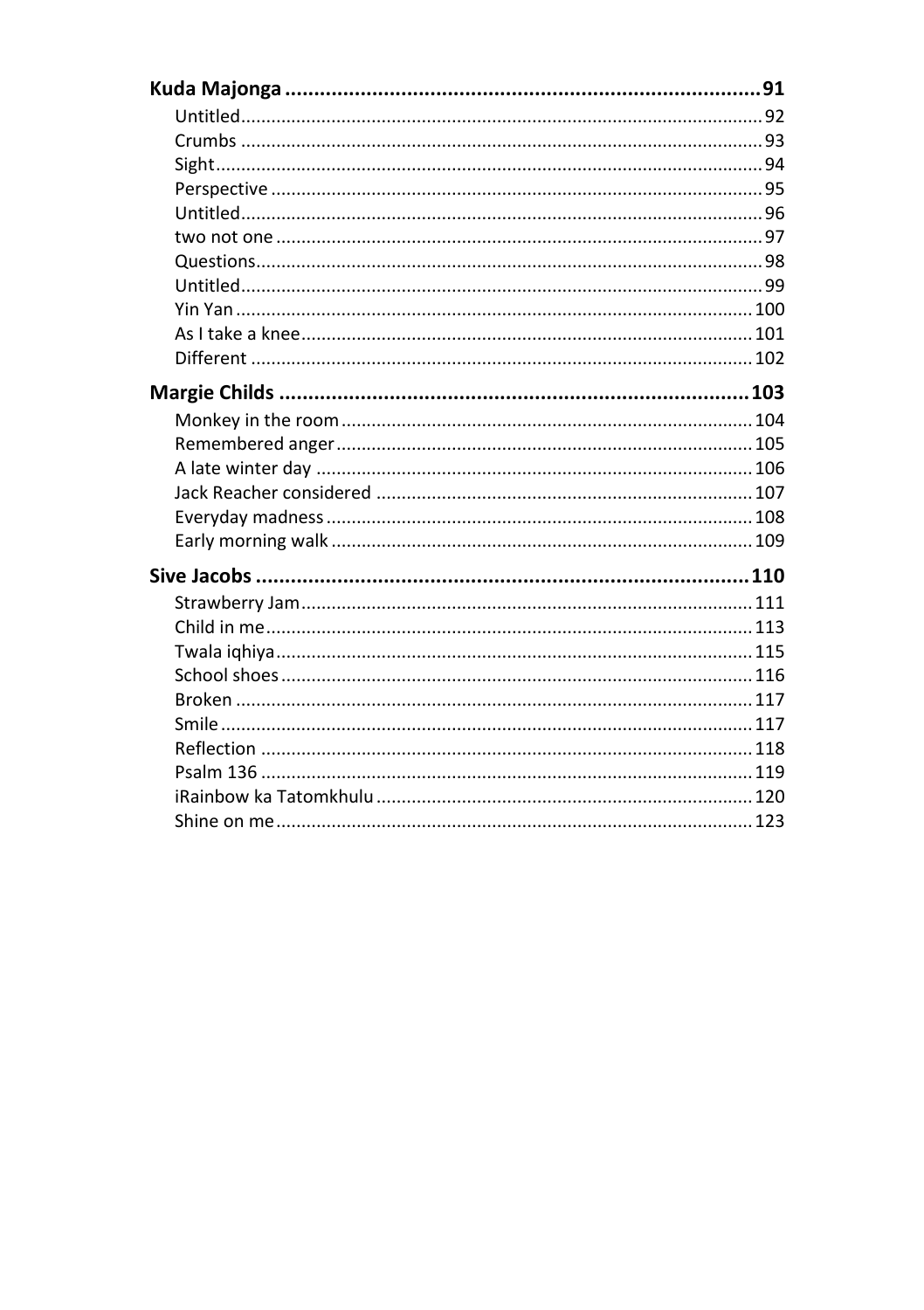**Kuda Majonga** ... 91

- Untitled ... 92
- Crumbs ... 93
- Sight ... 94
- Perspective ... 95
- Untitled ... 96
- two not one ... 97
- Questions ... 98
- Untitled ... 99
- Yin Yan ... 100
- As I take a knee ... 101
- Different ... 102

**Margie Childs** ... 103

- Monkey in the room ... 104
- Remembered anger ... 105
- A late winter day ... 106
- Jack Reacher considered ... 107
- Everyday madness ... 108
- Early morning walk ... 109

**Sive Jacobs** ... 110

- Strawberry Jam ... 111
- Child in me ... 113
- Twala iqhiya ... 115
- School shoes ... 116
- Broken ... 117
- Smile ... 117
- Reflection ... 118
- Psalm 136 ... 119
- iRainbow ka Tatomkhulu ... 120
- Shine on me ... 123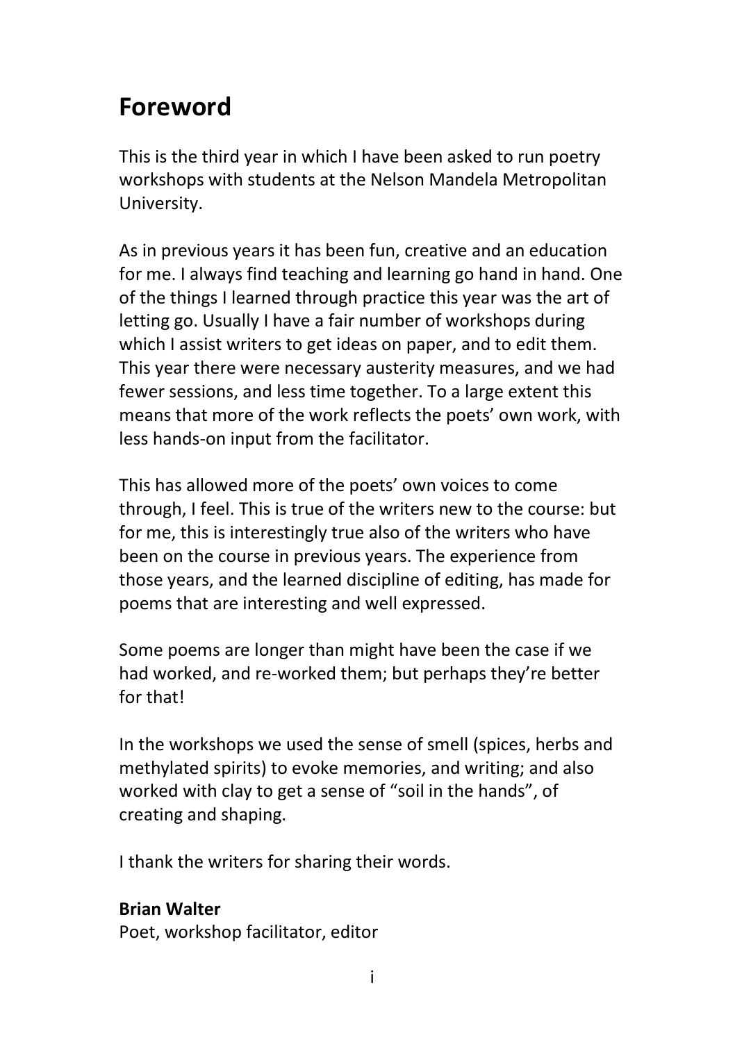# Foreword

This is the third year in which I have been asked to run poetry workshops with students at the Nelson Mandela Metropolitan University.

As in previous years it has been fun, creative and an education for me. I always find teaching and learning go hand in hand. One of the things I learned through practice this year was the art of letting go. Usually I have a fair number of workshops during which I assist writers to get ideas on paper, and to edit them. This year there were necessary austerity measures, and we had fewer sessions, and less time together. To a large extent this means that more of the work reflects the poets' own work, with less hands-on input from the facilitator.

This has allowed more of the poets' own voices to come through, I feel. This is true of the writers new to the course: but for me, this is interestingly true also of the writers who have been on the course in previous years. The experience from those years, and the learned discipline of editing, has made for poems that are interesting and well expressed.

Some poems are longer than might have been the case if we had worked, and re-worked them; but perhaps they're better for that!

In the workshops we used the sense of smell (spices, herbs and methylated spirits) to evoke memories, and writing; and also worked with clay to get a sense of "soil in the hands", of creating and shaping.

I thank the writers for sharing their words.

**Brian Walter**
Poet, workshop facilitator, editor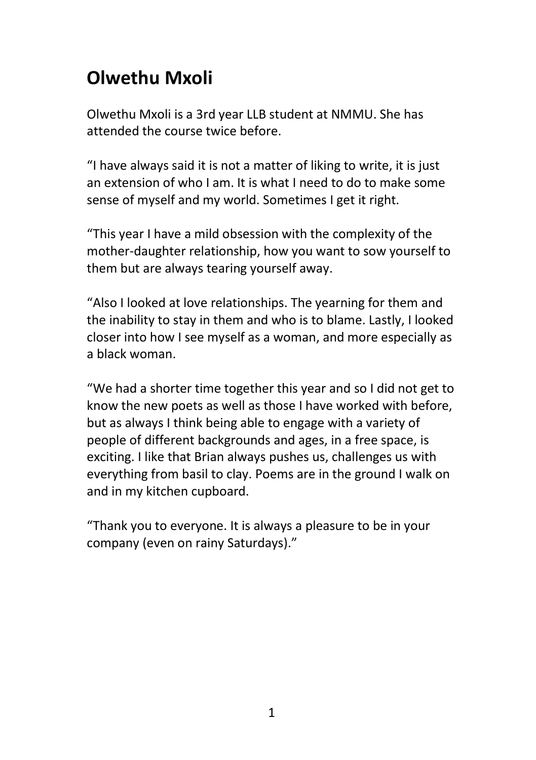# Olwethu Mxoli

Olwethu Mxoli is a 3rd year LLB student at NMMU. She has attended the course twice before.

"I have always said it is not a matter of liking to write, it is just an extension of who I am. It is what I need to do to make some sense of myself and my world. Sometimes I get it right.

"This year I have a mild obsession with the complexity of the mother-daughter relationship, how you want to sow yourself to them but are always tearing yourself away.

"Also I looked at love relationships. The yearning for them and the inability to stay in them and who is to blame. Lastly, I looked closer into how I see myself as a woman, and more especially as a black woman.

"We had a shorter time together this year and so I did not get to know the new poets as well as those I have worked with before, but as always I think being able to engage with a variety of people of different backgrounds and ages, in a free space, is exciting. I like that Brian always pushes us, challenges us with everything from basil to clay. Poems are in the ground I walk on and in my kitchen cupboard.

"Thank you to everyone. It is always a pleasure to be in your company (even on rainy Saturdays)."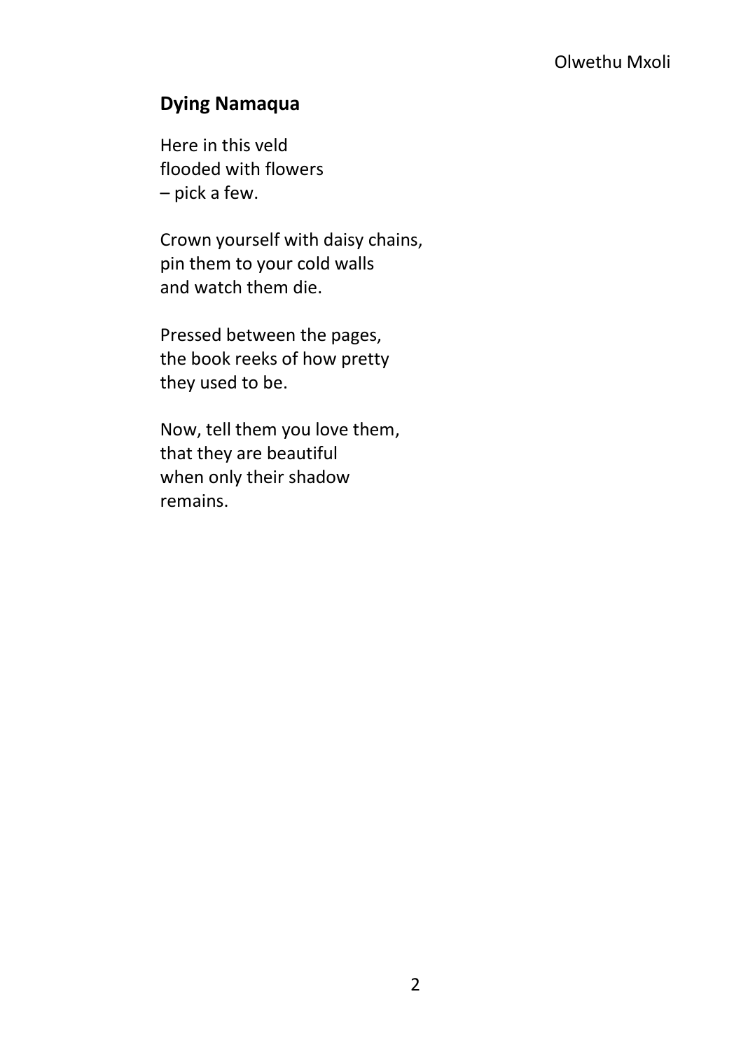Olwethu Mxoli

## Dying Namaqua

Here in this veld  
flooded with flowers  
– pick a few.

Crown yourself with daisy chains,  
pin them to your cold walls  
and watch them die.

Pressed between the pages,  
the book reeks of how pretty  
they used to be.

Now, tell them you love them,  
that they are beautiful  
when only their shadow  
remains.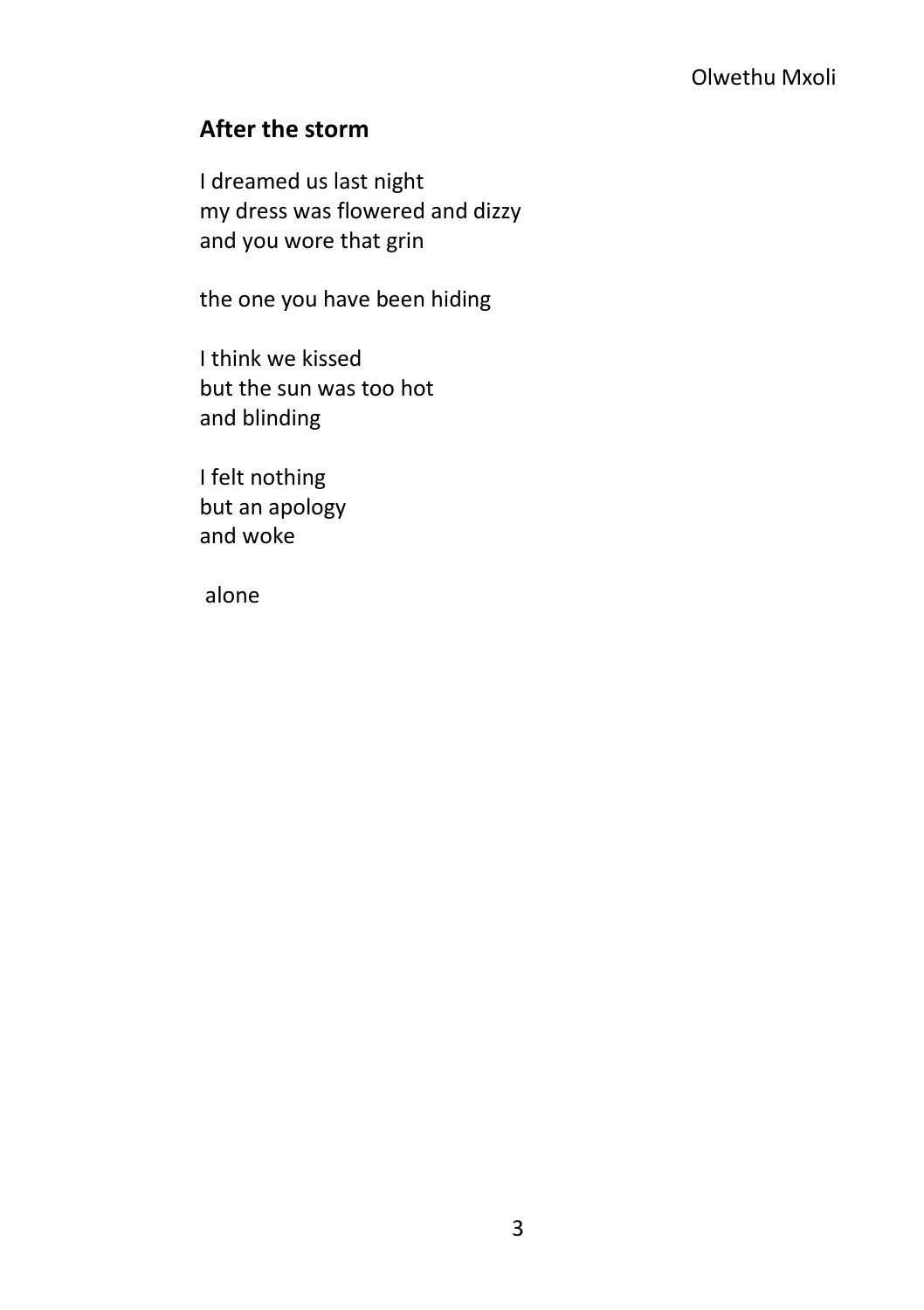Olwethu Mxoli

## After the storm

I dreamed us last night
my dress was flowered and dizzy
and you wore that grin

the one you have been hiding

I think we kissed
but the sun was too hot
and blinding

I felt nothing
but an apology
and woke

alone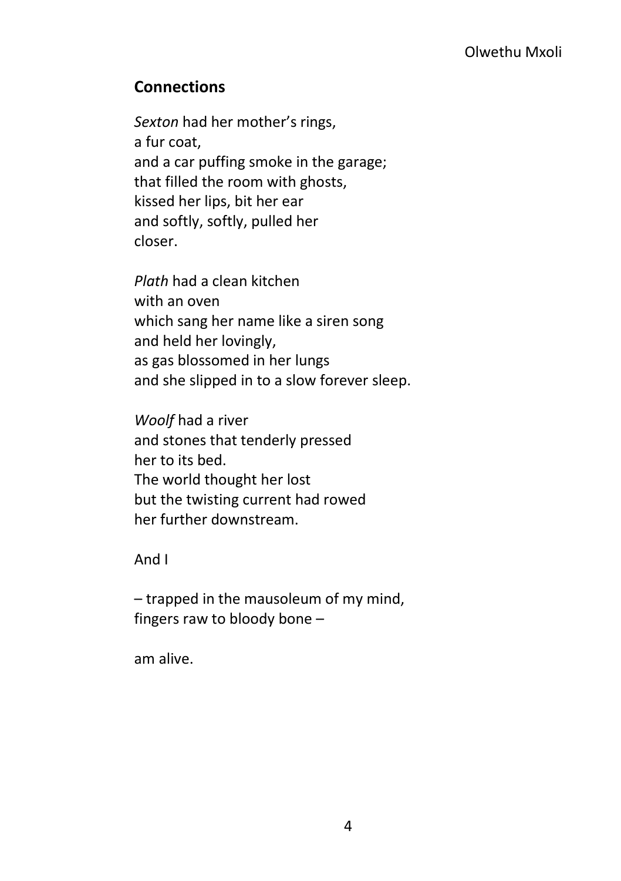Olwethu Mxoli

## Connections

*Sexton* had her mother's rings,  
a fur coat,  
and a car puffing smoke in the garage;  
that filled the room with ghosts,  
kissed her lips, bit her ear  
and softly, softly, pulled her  
closer.

*Plath* had a clean kitchen  
with an oven  
which sang her name like a siren song  
and held her lovingly,  
as gas blossomed in her lungs  
and she slipped in to a slow forever sleep.

*Woolf* had a river  
and stones that tenderly pressed  
her to its bed.  
The world thought her lost  
but the twisting current had rowed  
her further downstream.

And I

– trapped in the mausoleum of my mind,  
fingers raw to bloody bone –

am alive.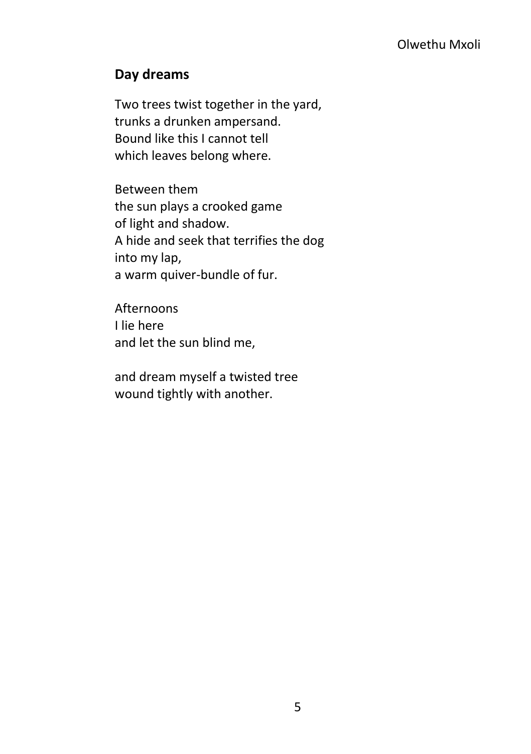Olwethu Mxoli

## Day dreams

Two trees twist together in the yard,
trunks a drunken ampersand.
Bound like this I cannot tell
which leaves belong where.

Between them
the sun plays a crooked game
of light and shadow.
A hide and seek that terrifies the dog
into my lap,
a warm quiver-bundle of fur.

Afternoons
I lie here
and let the sun blind me,

and dream myself a twisted tree
wound tightly with another.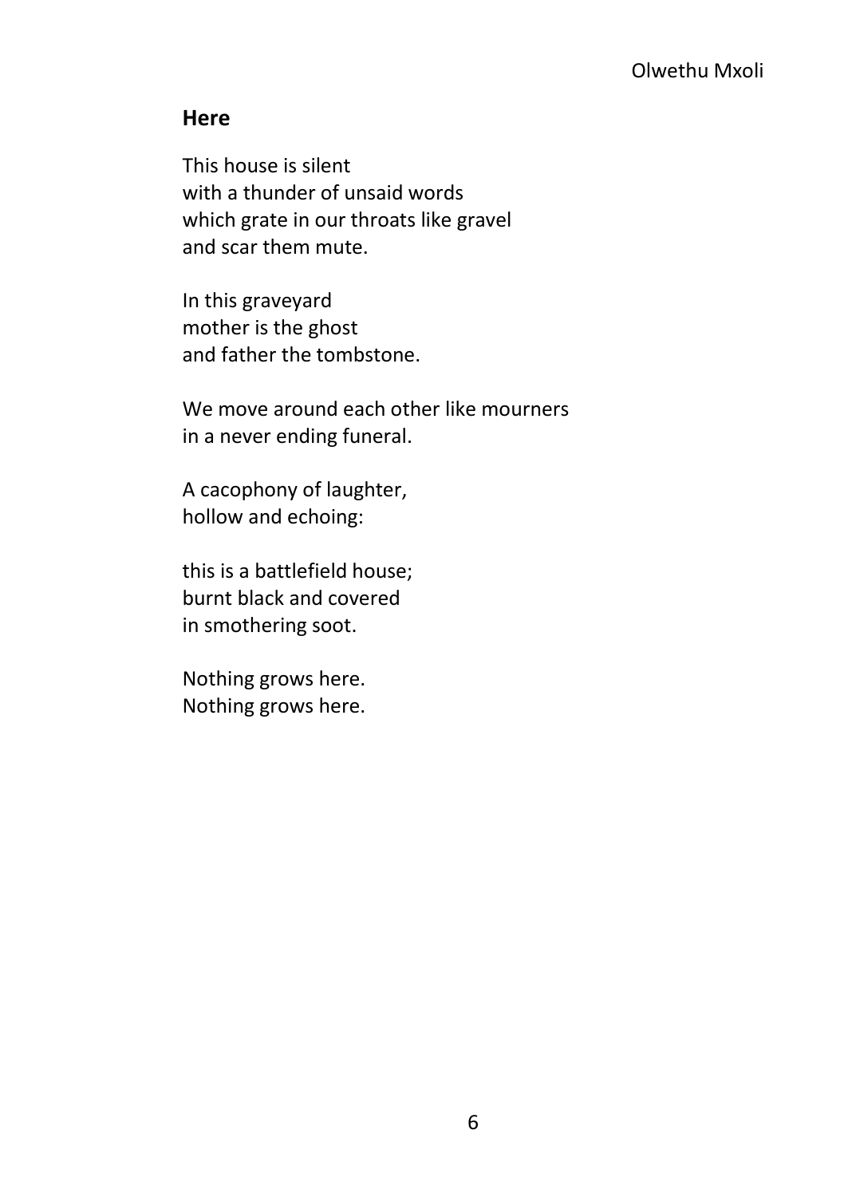Olwethu Mxoli

## Here

This house is silent  
with a thunder of unsaid words  
which grate in our throats like gravel  
and scar them mute.

In this graveyard  
mother is the ghost  
and father the tombstone.

We move around each other like mourners  
in a never ending funeral.

A cacophony of laughter,  
hollow and echoing:

this is a battlefield house;  
burnt black and covered  
in smothering soot.

Nothing grows here.  
Nothing grows here.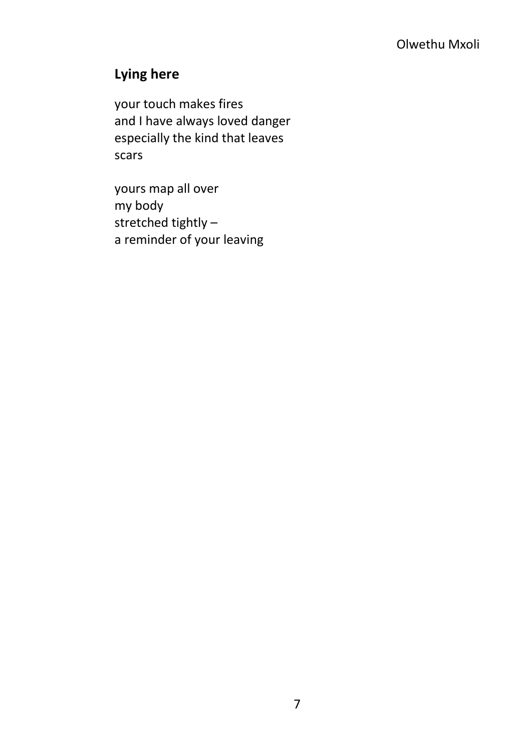Olwethu Mxoli

## Lying here

your touch makes fires  
and I have always loved danger  
especially the kind that leaves  
scars

yours map all over  
my body  
stretched tightly –  
a reminder of your leaving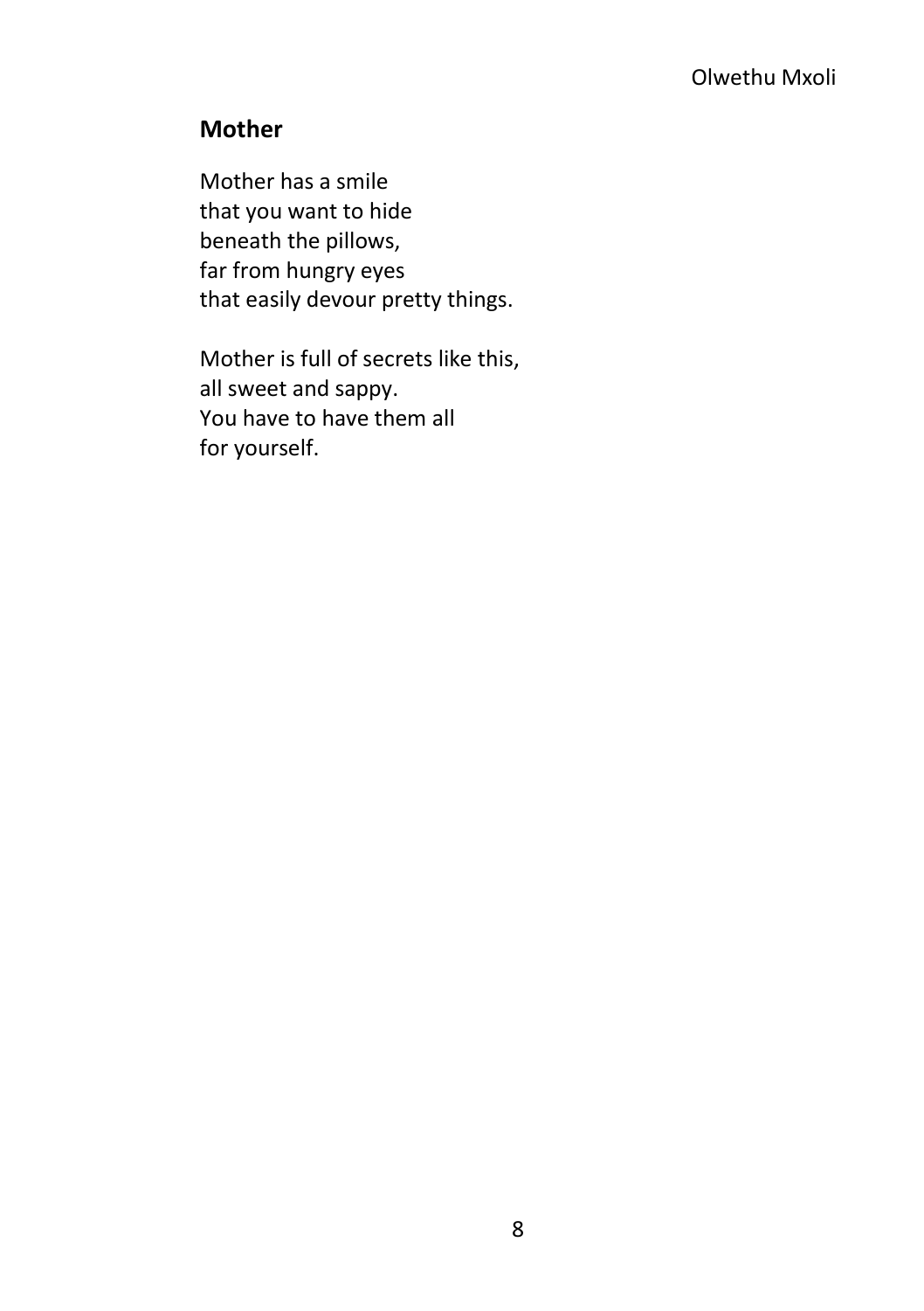Olwethu Mxoli

## Mother

Mother has a smile  
that you want to hide  
beneath the pillows,  
far from hungry eyes  
that easily devour pretty things.

Mother is full of secrets like this,  
all sweet and sappy.  
You have to have them all  
for yourself.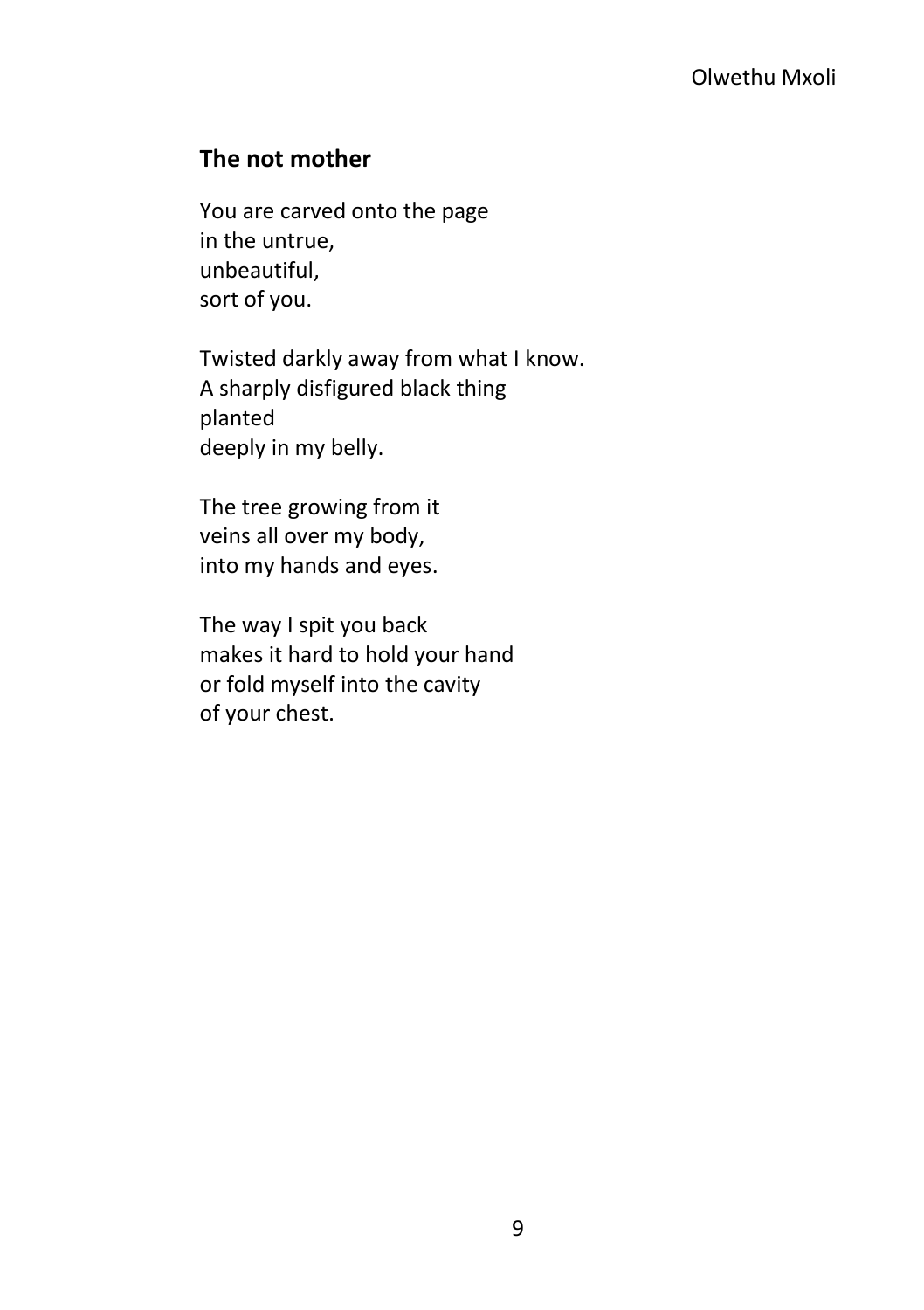Olwethu Mxoli

## The not mother

You are carved onto the page
in the untrue,
unbeautiful,
sort of you.

Twisted darkly away from what I know.
A sharply disfigured black thing
planted
deeply in my belly.

The tree growing from it
veins all over my body,
into my hands and eyes.

The way I spit you back
makes it hard to hold your hand
or fold myself into the cavity
of your chest.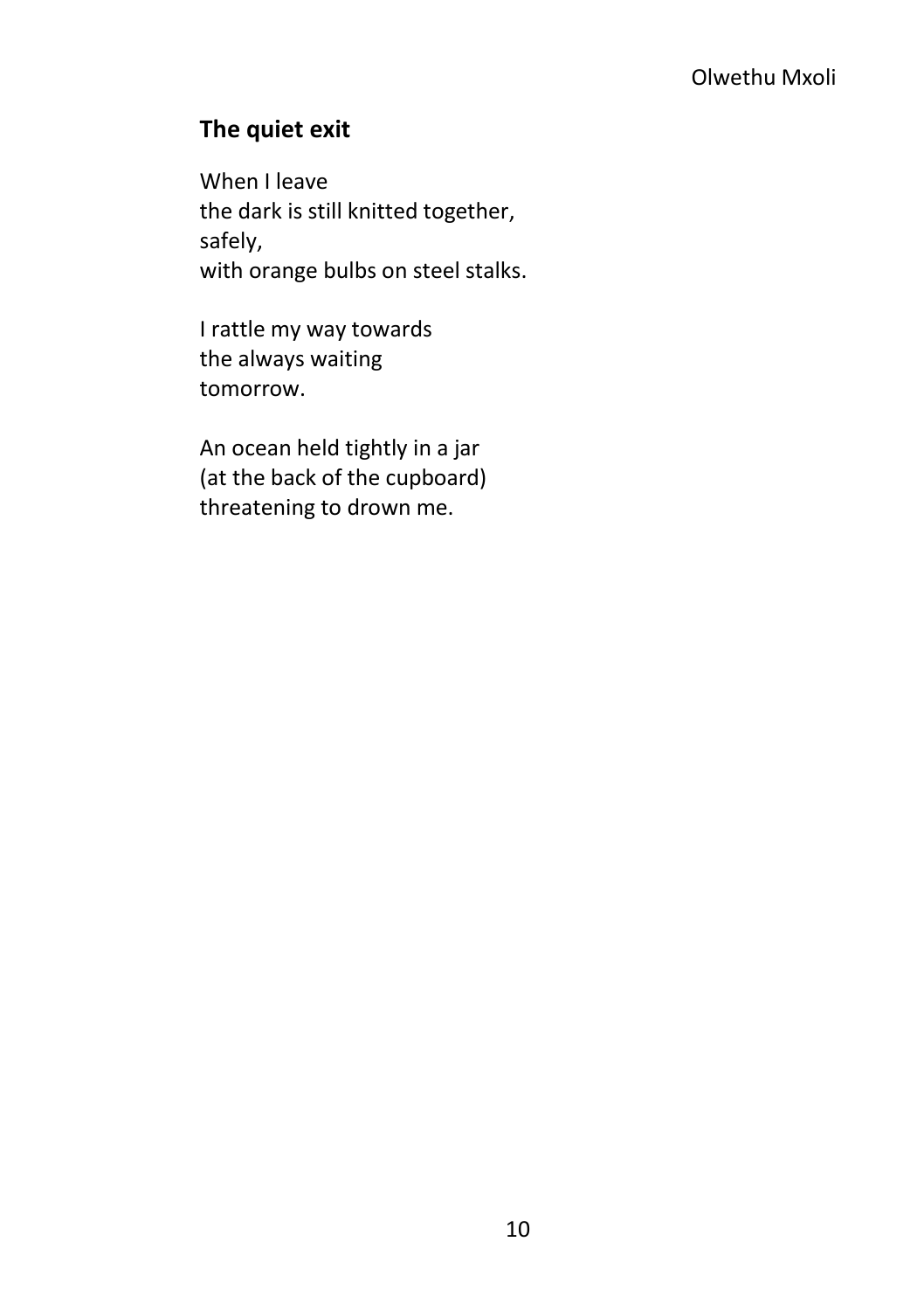Olwethu Mxoli

## The quiet exit

When I leave  
the dark is still knitted together,  
safely,  
with orange bulbs on steel stalks.

I rattle my way towards  
the always waiting  
tomorrow.

An ocean held tightly in a jar  
(at the back of the cupboard)  
threatening to drown me.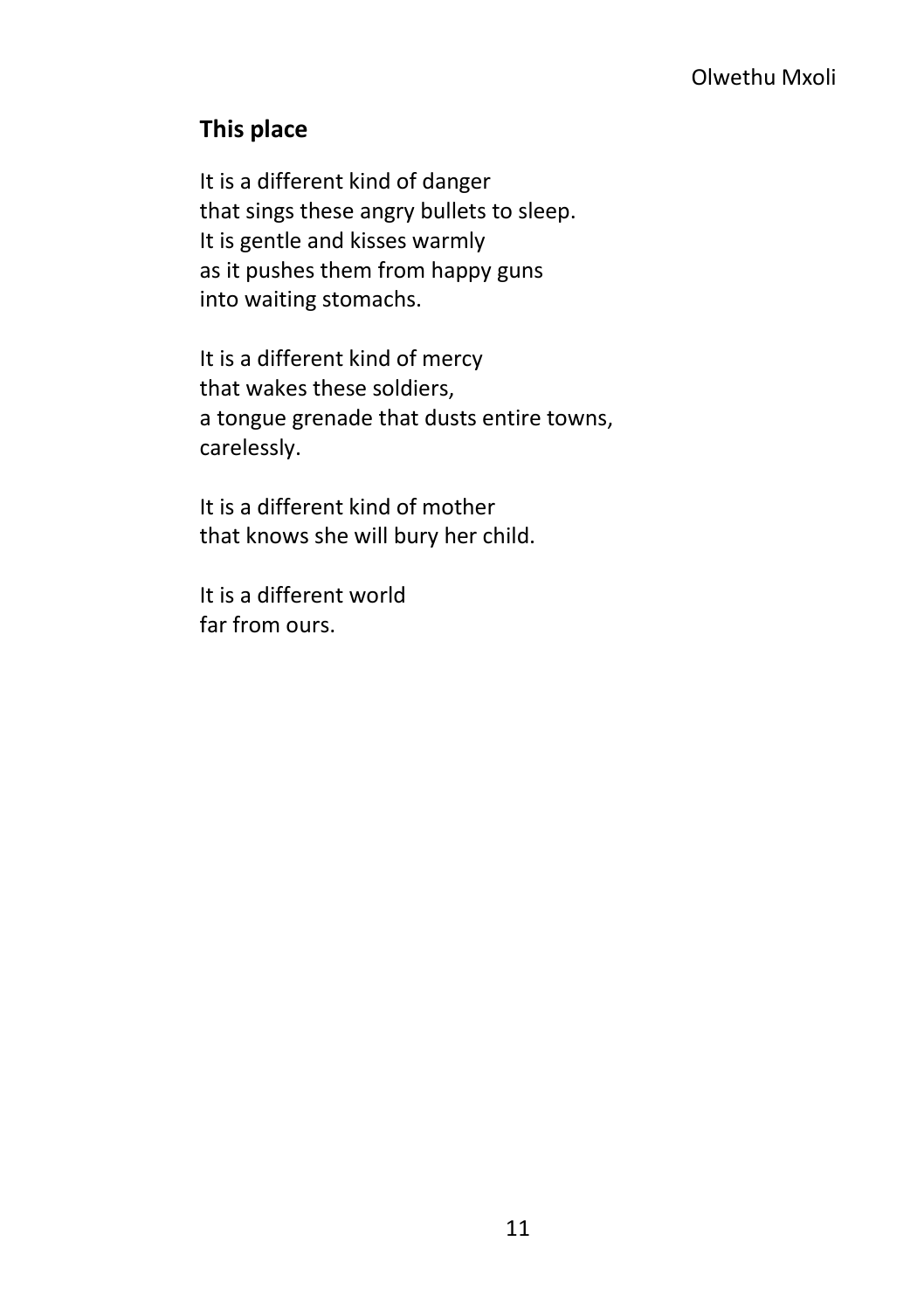Olwethu Mxoli

## This place

It is a different kind of danger  
that sings these angry bullets to sleep.  
It is gentle and kisses warmly  
as it pushes them from happy guns  
into waiting stomachs.

It is a different kind of mercy  
that wakes these soldiers,  
a tongue grenade that dusts entire towns,  
carelessly.

It is a different kind of mother  
that knows she will bury her child.

It is a different world  
far from ours.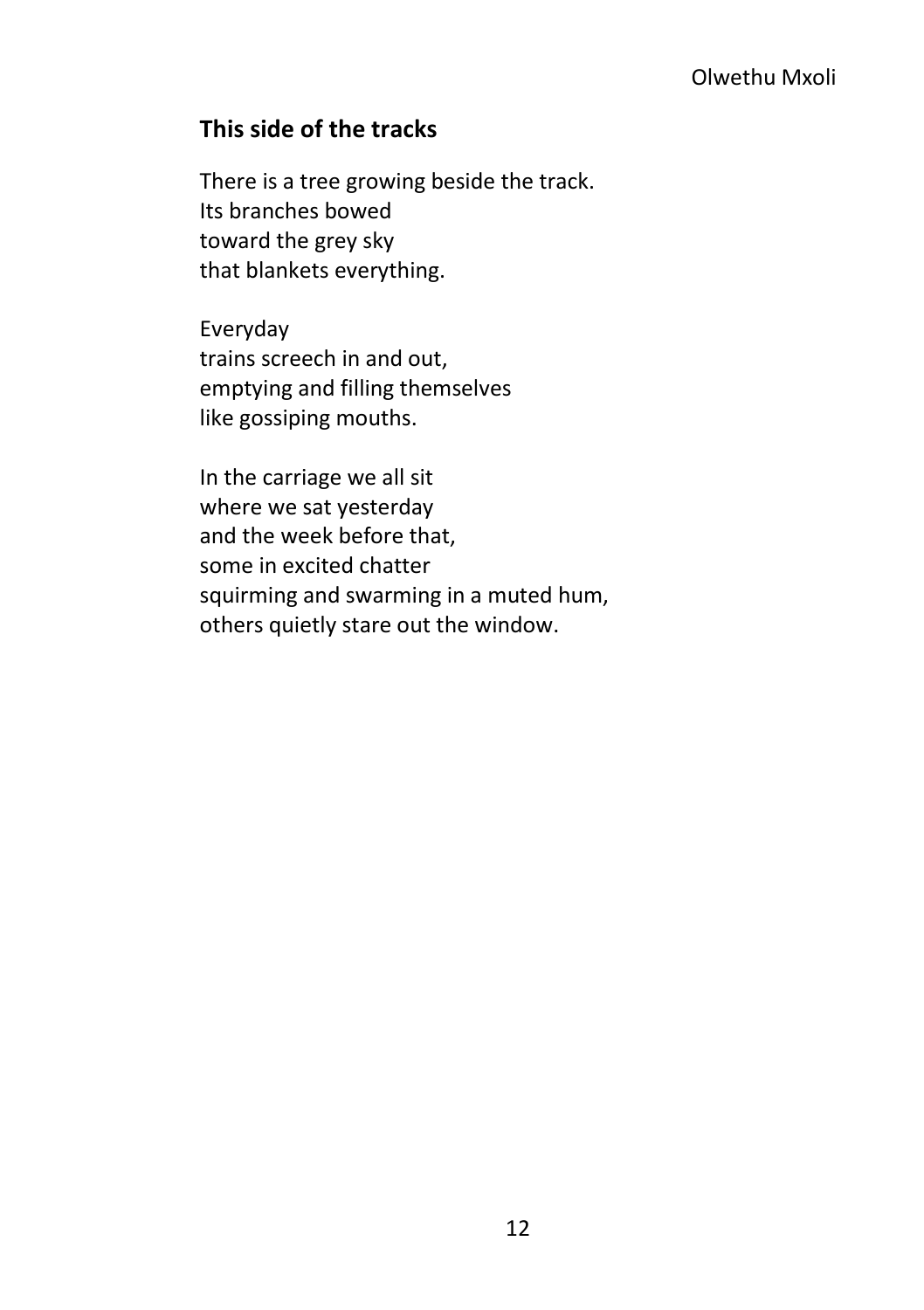Olwethu Mxoli

## This side of the tracks

There is a tree growing beside the track.
Its branches bowed
toward the grey sky
that blankets everything.

Everyday
trains screech in and out,
emptying and filling themselves
like gossiping mouths.

In the carriage we all sit
where we sat yesterday
and the week before that,
some in excited chatter
squirming and swarming in a muted hum,
others quietly stare out the window.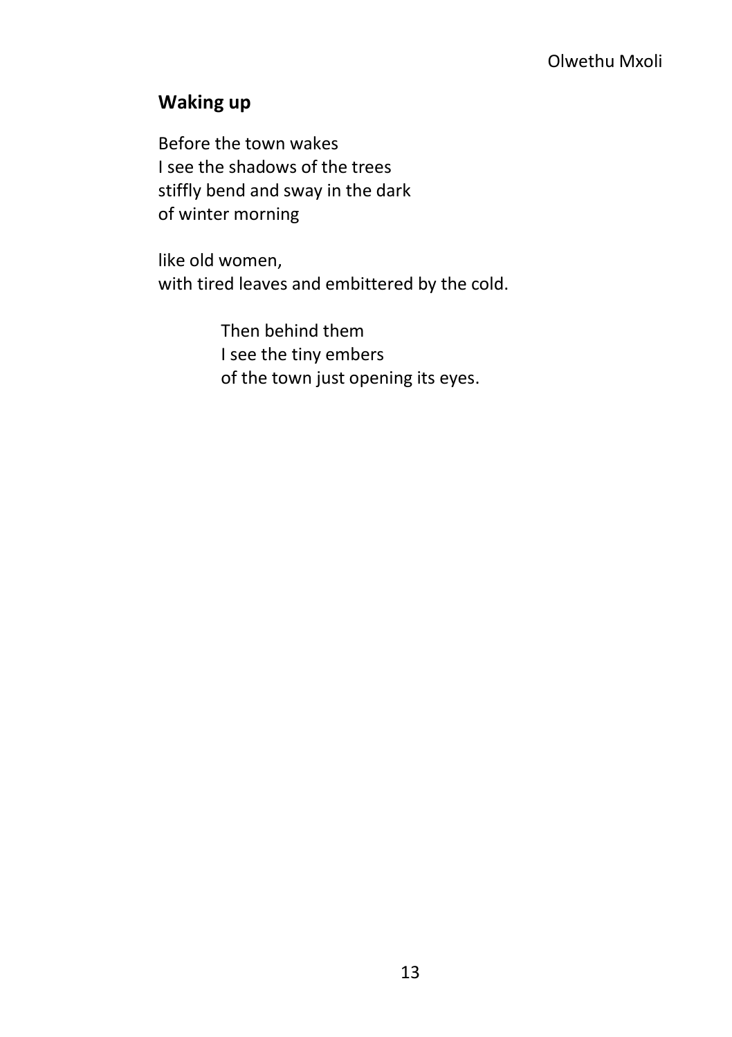Olwethu Mxoli

## Waking up

Before the town wakes  
I see the shadows of the trees  
stiffly bend and sway in the dark  
of winter morning

like old women,  
with tired leaves and embittered by the cold.

> Then behind them  
> I see the tiny embers  
> of the town just opening its eyes.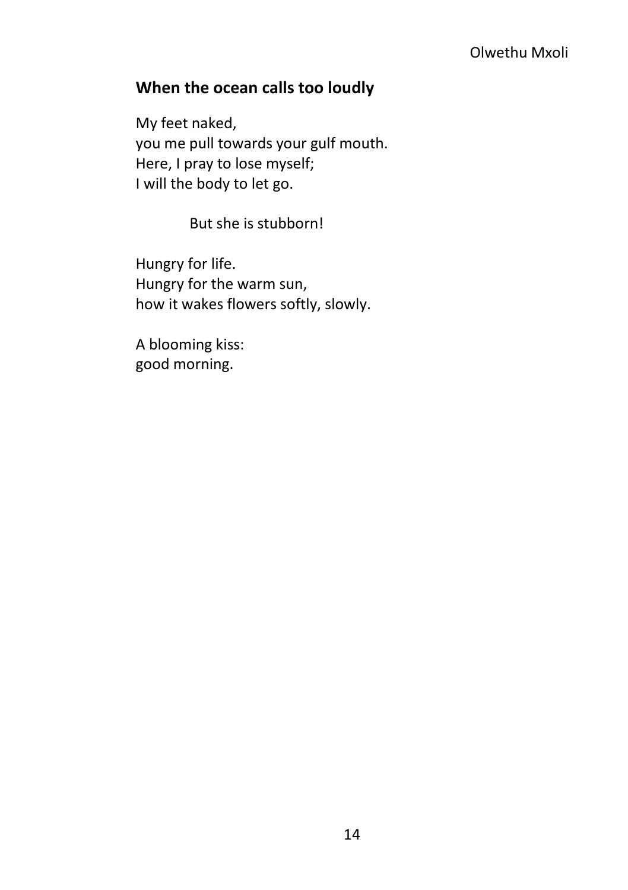Olwethu Mxoli

## When the ocean calls too loudly

My feet naked,
you me pull towards your gulf mouth.
Here, I pray to lose myself;
I will the body to let go.

But she is stubborn!

Hungry for life.
Hungry for the warm sun,
how it wakes flowers softly, slowly.

A blooming kiss:
good morning.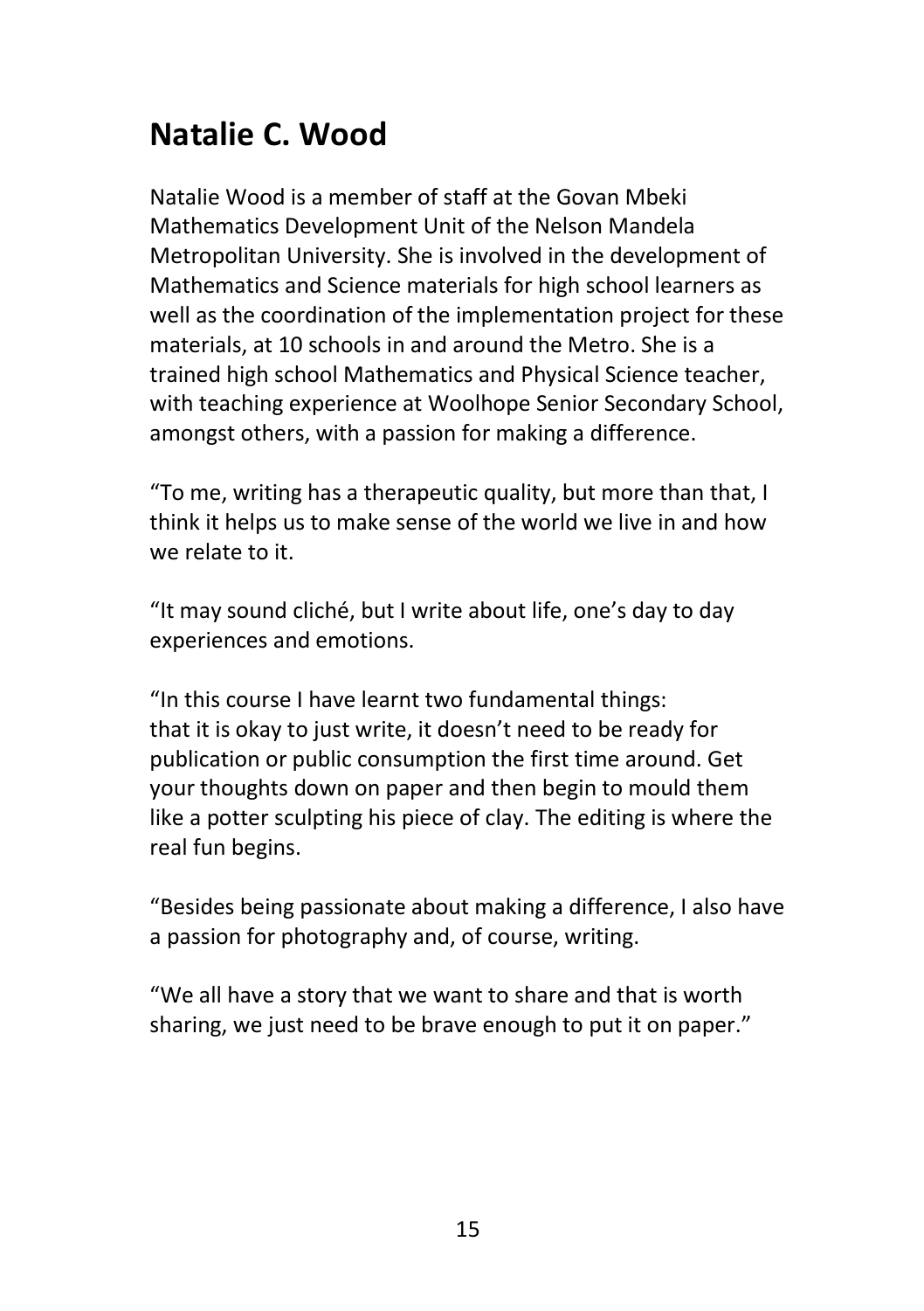## Natalie C. Wood

Natalie Wood is a member of staff at the Govan Mbeki Mathematics Development Unit of the Nelson Mandela Metropolitan University. She is involved in the development of Mathematics and Science materials for high school learners as well as the coordination of the implementation project for these materials, at 10 schools in and around the Metro. She is a trained high school Mathematics and Physical Science teacher, with teaching experience at Woolhope Senior Secondary School, amongst others, with a passion for making a difference.

"To me, writing has a therapeutic quality, but more than that, I think it helps us to make sense of the world we live in and how we relate to it.

"It may sound cliché, but I write about life, one's day to day experiences and emotions.

"In this course I have learnt two fundamental things: that it is okay to just write, it doesn't need to be ready for publication or public consumption the first time around. Get your thoughts down on paper and then begin to mould them like a potter sculpting his piece of clay. The editing is where the real fun begins.

"Besides being passionate about making a difference, I also have a passion for photography and, of course, writing.

"We all have a story that we want to share and that is worth sharing, we just need to be brave enough to put it on paper."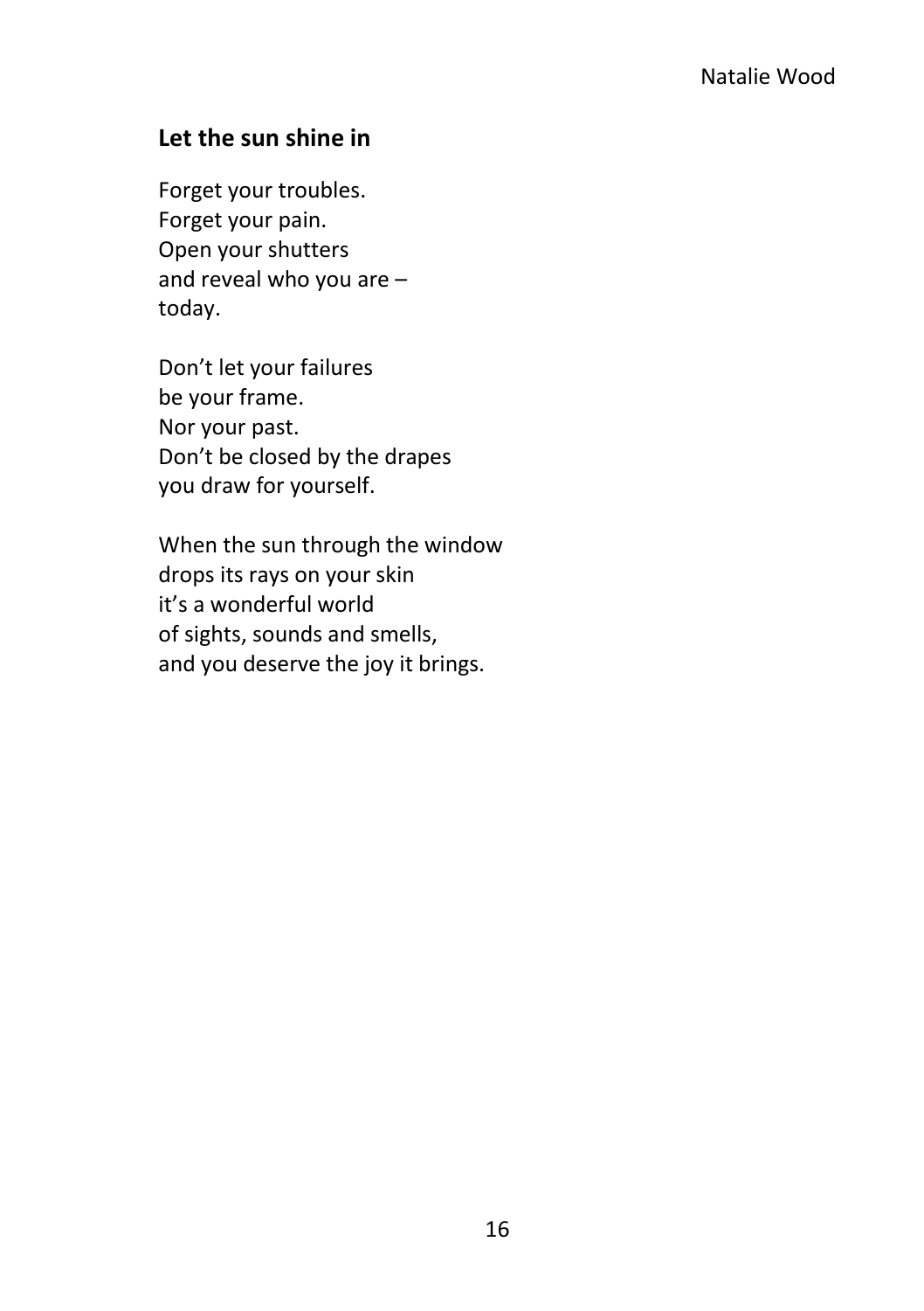Natalie Wood

## Let the sun shine in

Forget your troubles.  
Forget your pain.  
Open your shutters  
and reveal who you are –  
today.

Don't let your failures  
be your frame.  
Nor your past.  
Don't be closed by the drapes  
you draw for yourself.

When the sun through the window  
drops its rays on your skin  
it's a wonderful world  
of sights, sounds and smells,  
and you deserve the joy it brings.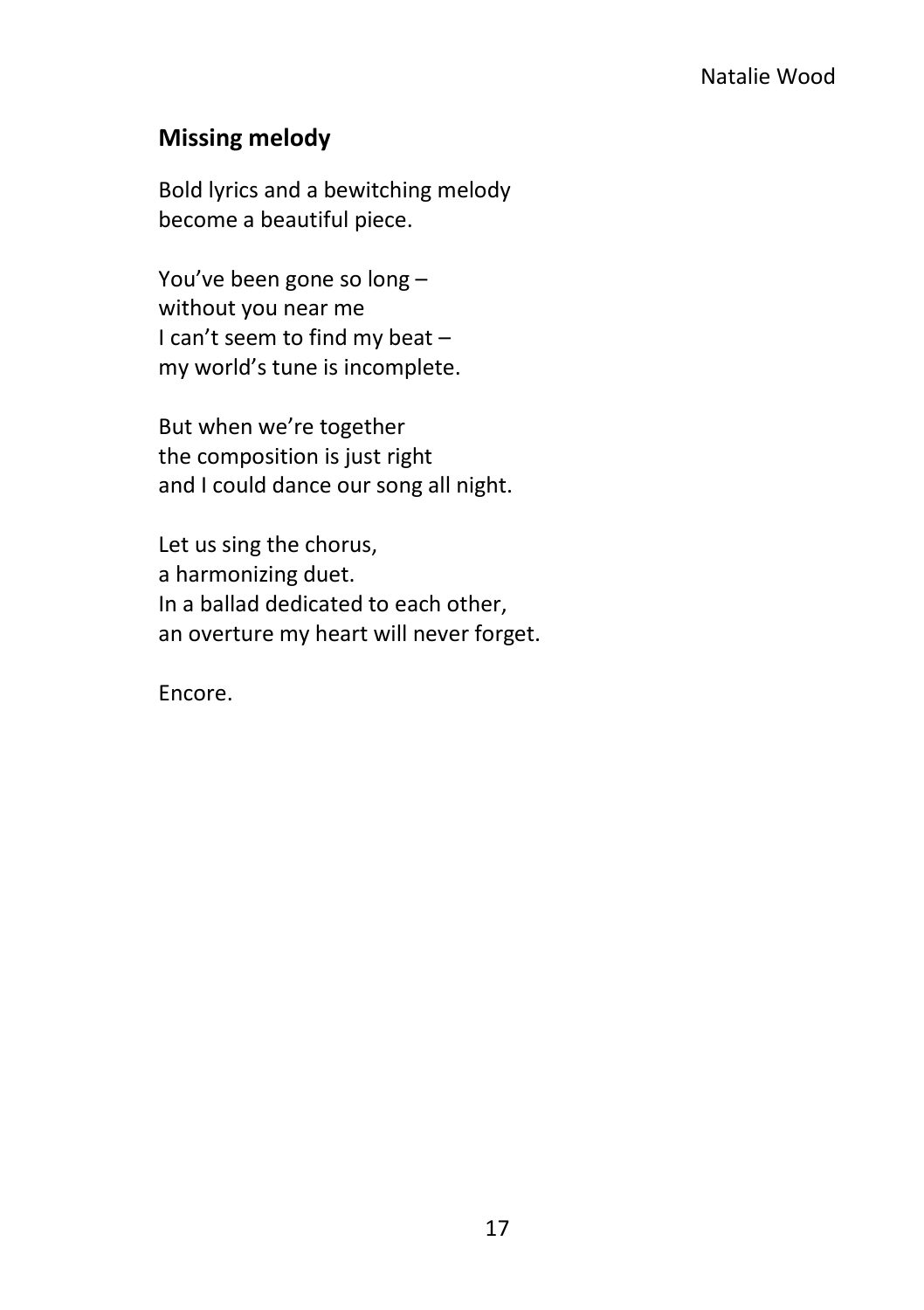Natalie Wood

## Missing melody

Bold lyrics and a bewitching melody
become a beautiful piece.

You've been gone so long –
without you near me
I can't seem to find my beat –
my world's tune is incomplete.

But when we're together
the composition is just right
and I could dance our song all night.

Let us sing the chorus,
a harmonizing duet.
In a ballad dedicated to each other,
an overture my heart will never forget.

Encore.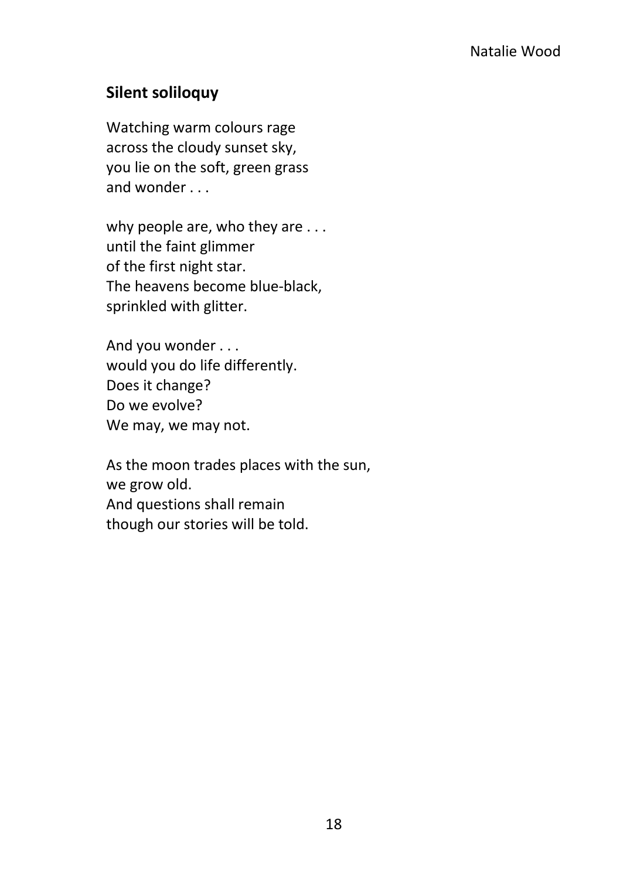Natalie Wood

## Silent soliloquy

Watching warm colours rage
across the cloudy sunset sky,
you lie on the soft, green grass
and wonder . . .

why people are, who they are . . .
until the faint glimmer
of the first night star.
The heavens become blue-black,
sprinkled with glitter.

And you wonder . . .
would you do life differently.
Does it change?
Do we evolve?
We may, we may not.

As the moon trades places with the sun,
we grow old.
And questions shall remain
though our stories will be told.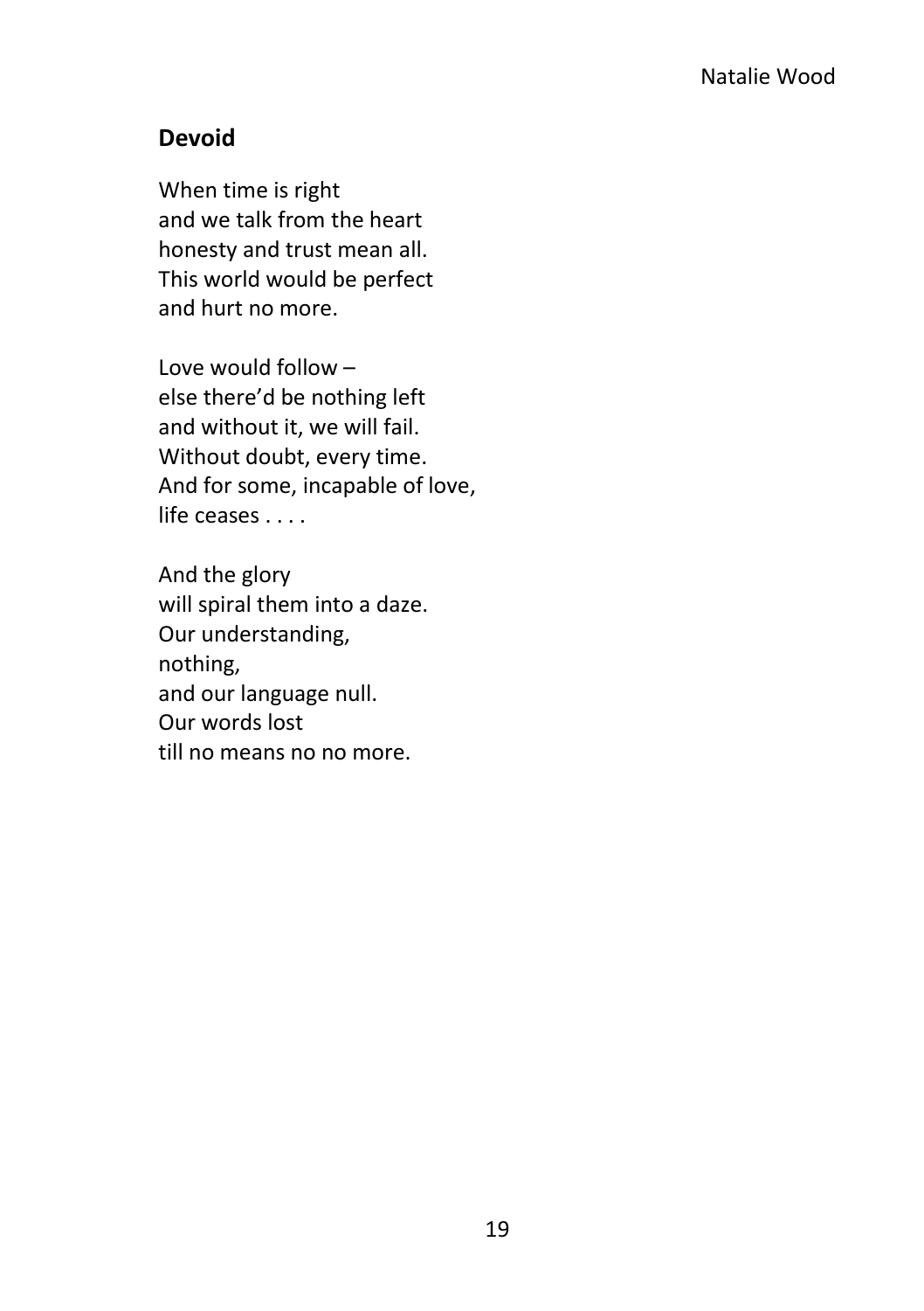Natalie Wood

## Devoid

When time is right
and we talk from the heart
honesty and trust mean all.
This world would be perfect
and hurt no more.

Love would follow –
else there'd be nothing left
and without it, we will fail.
Without doubt, every time.
And for some, incapable of love,
life ceases . . . .

And the glory
will spiral them into a daze.
Our understanding,
nothing,
and our language null.
Our words lost
till no means no no more.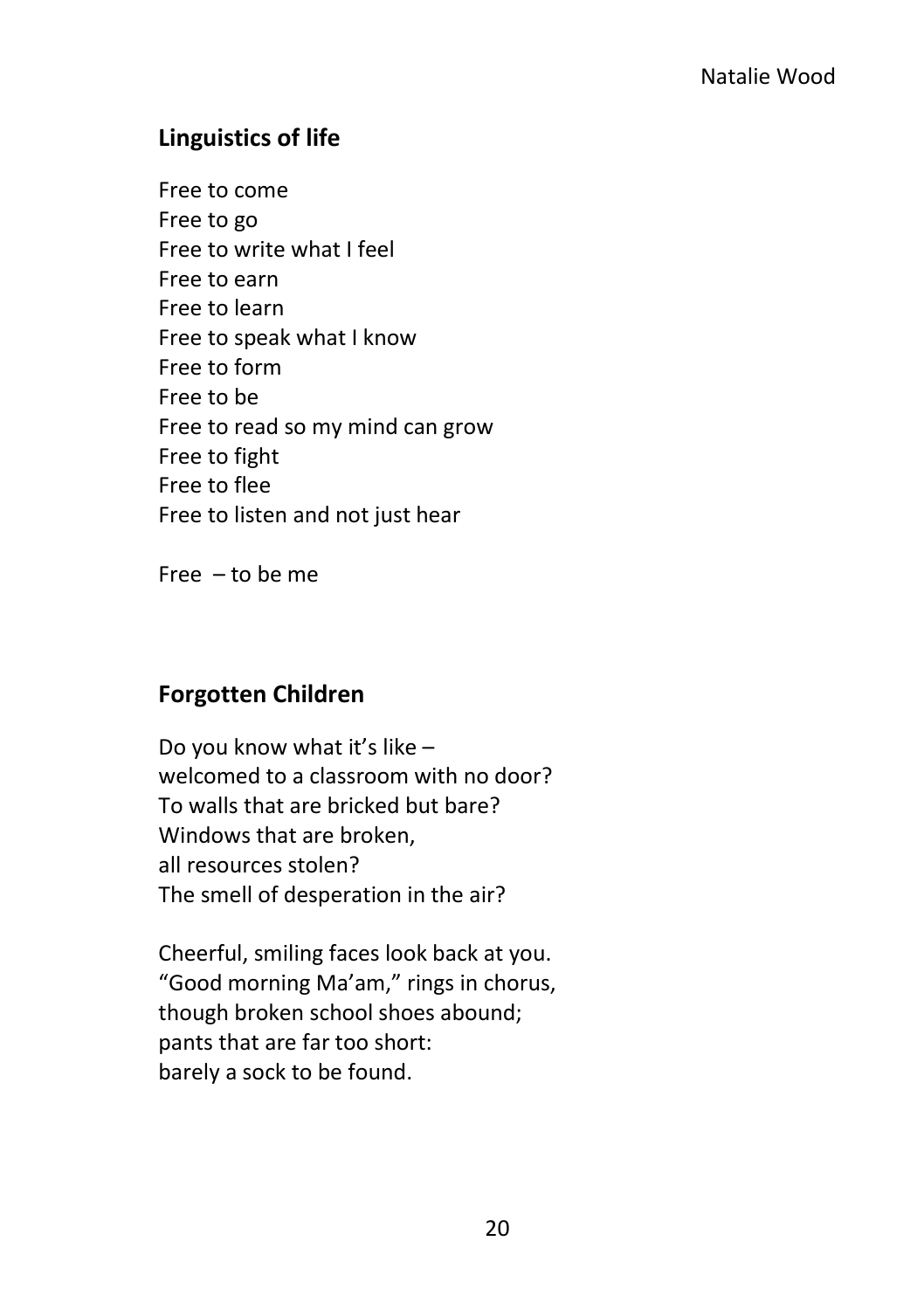Natalie Wood

## Linguistics of life

Free to come  
Free to go  
Free to write what I feel  
Free to earn  
Free to learn  
Free to speak what I know  
Free to form  
Free to be  
Free to read so my mind can grow  
Free to fight  
Free to flee  
Free to listen and not just hear

Free – to be me

## Forgotten Children

Do you know what it's like –  
welcomed to a classroom with no door?  
To walls that are bricked but bare?  
Windows that are broken,  
all resources stolen?  
The smell of desperation in the air?

Cheerful, smiling faces look back at you.  
"Good morning Ma'am," rings in chorus,  
though broken school shoes abound;  
pants that are far too short:  
barely a sock to be found.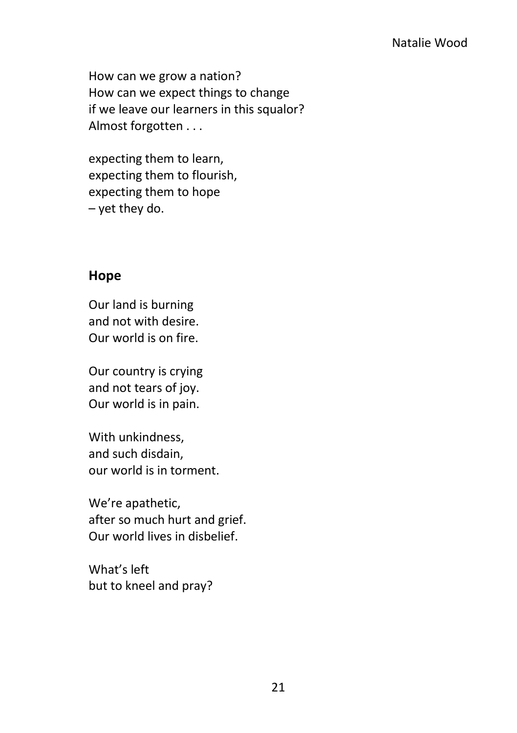How can we grow a nation?  
How can we expect things to change  
if we leave our learners in this squalor?  
Almost forgotten . . .

expecting them to learn,  
expecting them to flourish,  
expecting them to hope  
– yet they do.

## Hope

Our land is burning  
and not with desire.  
Our world is on fire.

Our country is crying  
and not tears of joy.  
Our world is in pain.

With unkindness,  
and such disdain,  
our world is in torment.

We're apathetic,  
after so much hurt and grief.  
Our world lives in disbelief.

What's left  
but to kneel and pray?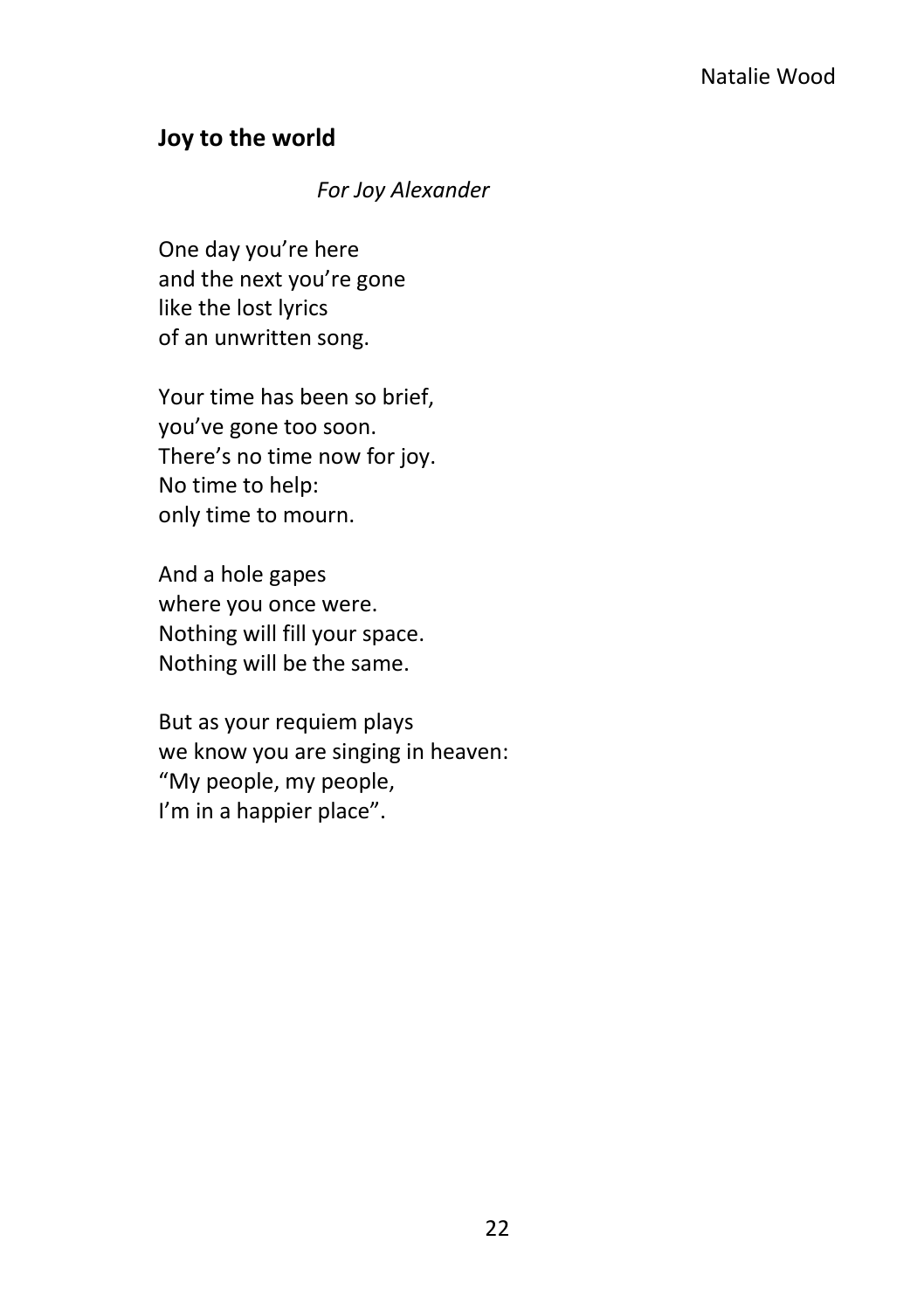Natalie Wood

## Joy to the world

*For Joy Alexander*

One day you're here  
and the next you're gone  
like the lost lyrics  
of an unwritten song.

Your time has been so brief,  
you've gone too soon.  
There's no time now for joy.  
No time to help:  
only time to mourn.

And a hole gapes  
where you once were.  
Nothing will fill your space.  
Nothing will be the same.

But as your requiem plays  
we know you are singing in heaven:  
"My people, my people,  
I'm in a happier place".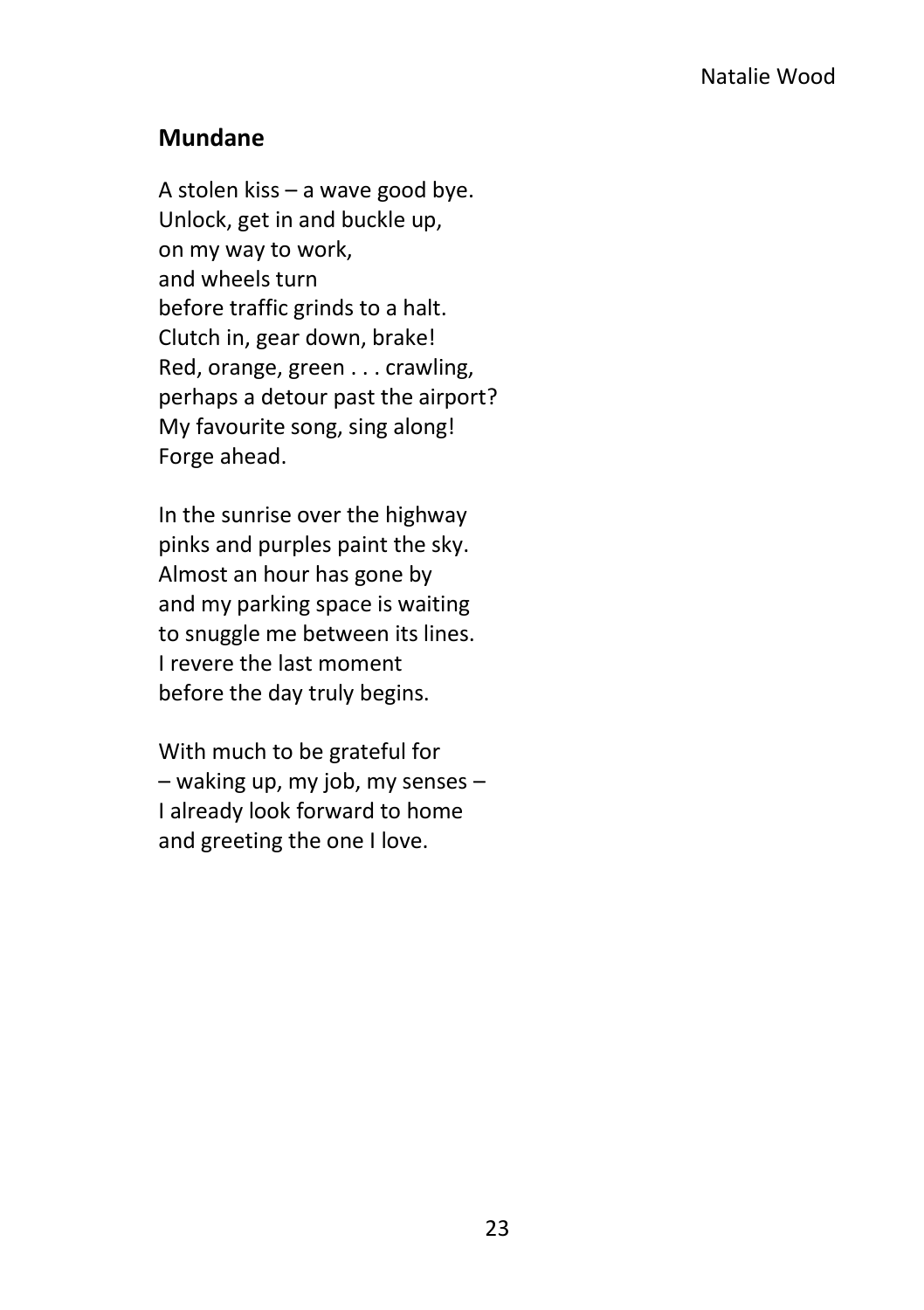Natalie Wood

## Mundane

A stolen kiss – a wave good bye.  
Unlock, get in and buckle up,  
on my way to work,  
and wheels turn  
before traffic grinds to a halt.  
Clutch in, gear down, brake!  
Red, orange, green . . . crawling,  
perhaps a detour past the airport?  
My favourite song, sing along!  
Forge ahead.

In the sunrise over the highway  
pinks and purples paint the sky.  
Almost an hour has gone by  
and my parking space is waiting  
to snuggle me between its lines.  
I revere the last moment  
before the day truly begins.

With much to be grateful for  
– waking up, my job, my senses –  
I already look forward to home  
and greeting the one I love.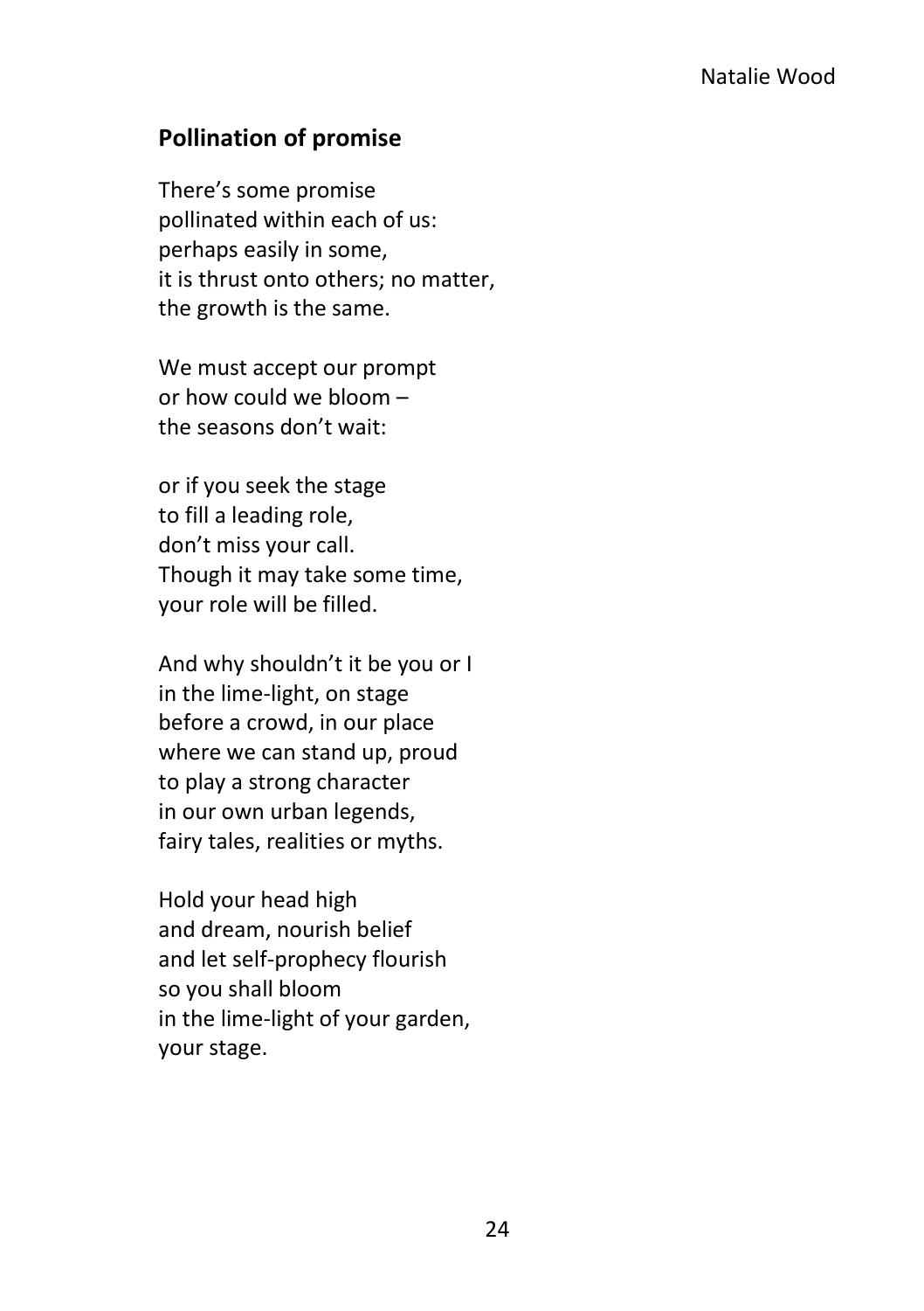Natalie Wood

## Pollination of promise

There’s some promise
pollinated within each of us:
perhaps easily in some,
it is thrust onto others; no matter,
the growth is the same.

We must accept our prompt
or how could we bloom –
the seasons don’t wait:

or if you seek the stage
to fill a leading role,
don’t miss your call.
Though it may take some time,
your role will be filled.

And why shouldn’t it be you or I
in the lime-light, on stage
before a crowd, in our place
where we can stand up, proud
to play a strong character
in our own urban legends,
fairy tales, realities or myths.

Hold your head high
and dream, nourish belief
and let self-prophecy flourish
so you shall bloom
in the lime-light of your garden,
your stage.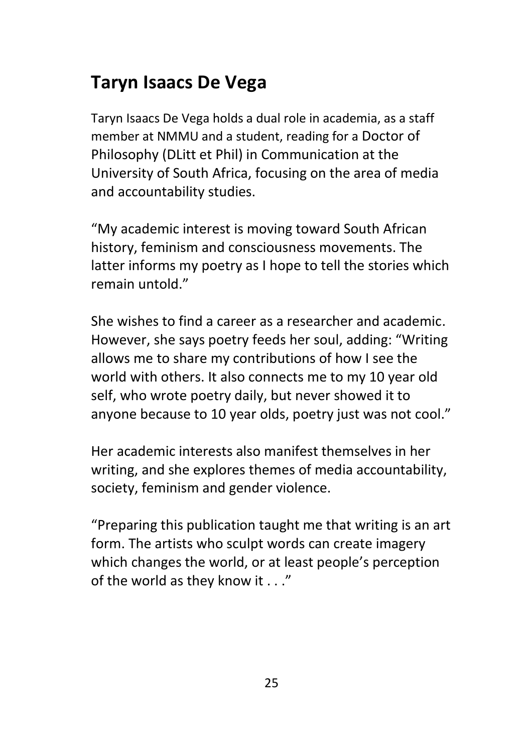## Taryn Isaacs De Vega

Taryn Isaacs De Vega holds a dual role in academia, as a staff member at NMMU and a student, reading for a Doctor of Philosophy (DLitt et Phil) in Communication at the University of South Africa, focusing on the area of media and accountability studies.

"My academic interest is moving toward South African history, feminism and consciousness movements. The latter informs my poetry as I hope to tell the stories which remain untold."

She wishes to find a career as a researcher and academic. However, she says poetry feeds her soul, adding: "Writing allows me to share my contributions of how I see the world with others. It also connects me to my 10 year old self, who wrote poetry daily, but never showed it to anyone because to 10 year olds, poetry just was not cool."

Her academic interests also manifest themselves in her writing, and she explores themes of media accountability, society, feminism and gender violence.

"Preparing this publication taught me that writing is an art form. The artists who sculpt words can create imagery which changes the world, or at least people's perception of the world as they know it . . ."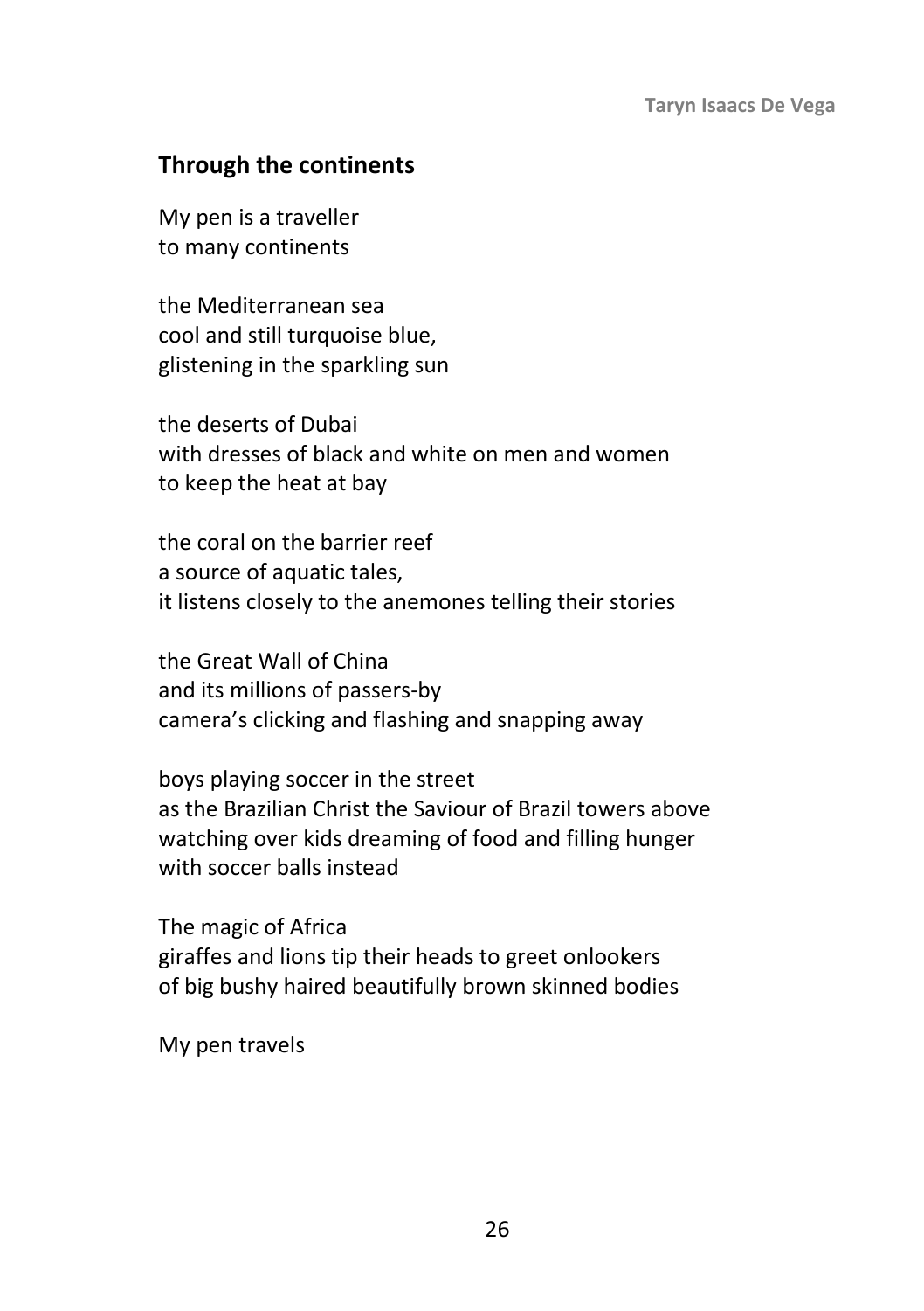## Through the continents

My pen is a traveller  
to many continents

the Mediterranean sea  
cool and still turquoise blue,  
glistening in the sparkling sun

the deserts of Dubai  
with dresses of black and white on men and women  
to keep the heat at bay

the coral on the barrier reef  
a source of aquatic tales,  
it listens closely to the anemones telling their stories

the Great Wall of China  
and its millions of passers-by  
camera's clicking and flashing and snapping away

boys playing soccer in the street  
as the Brazilian Christ the Saviour of Brazil towers above  
watching over kids dreaming of food and filling hunger  
with soccer balls instead

The magic of Africa  
giraffes and lions tip their heads to greet onlookers  
of big bushy haired beautifully brown skinned bodies

My pen travels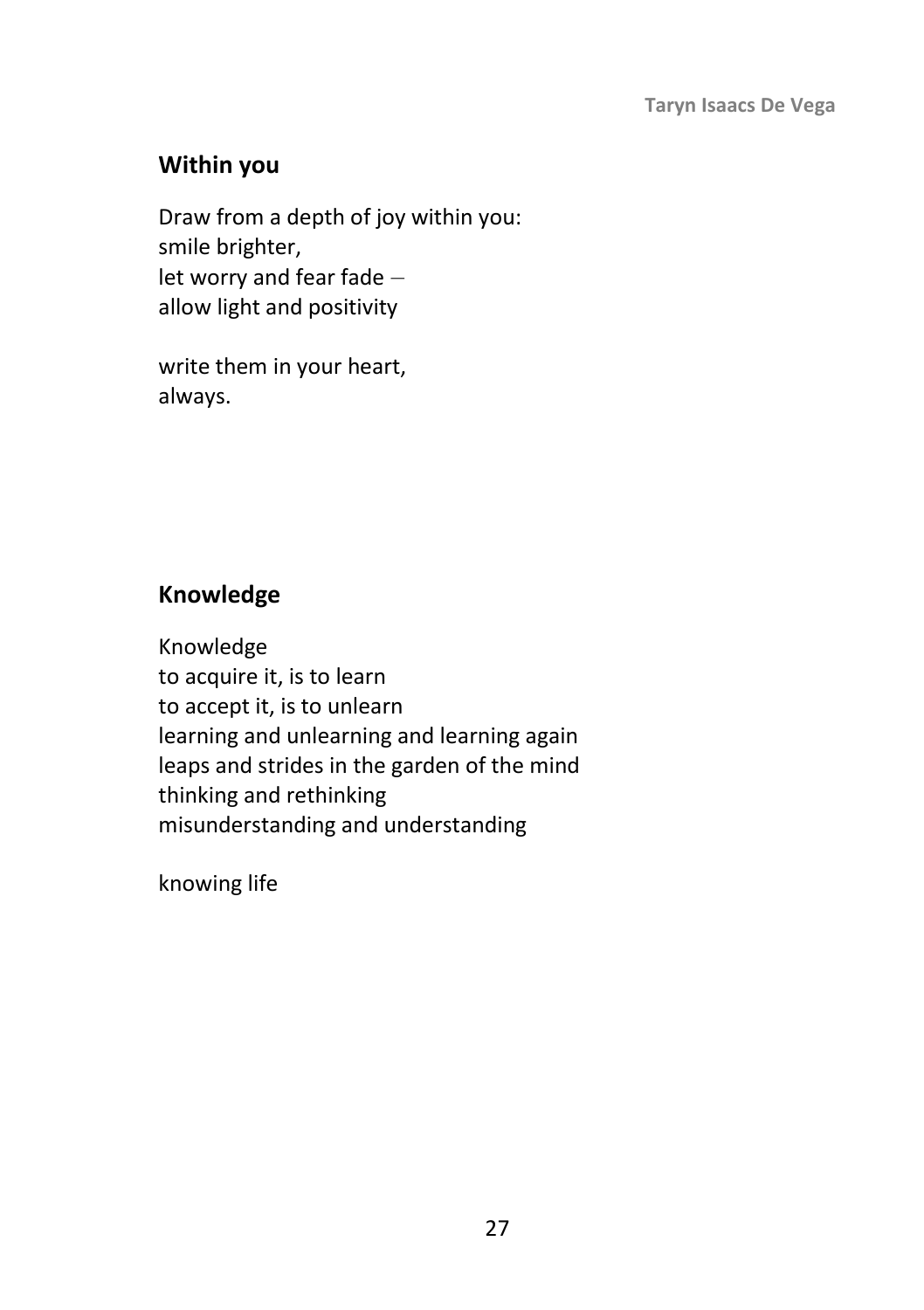## Within you

Draw from a depth of joy within you:
smile brighter,
let worry and fear fade –
allow light and positivity

write them in your heart,
always.

## Knowledge

Knowledge
to acquire it, is to learn
to accept it, is to unlearn
learning and unlearning and learning again
leaps and strides in the garden of the mind
thinking and rethinking
misunderstanding and understanding

knowing life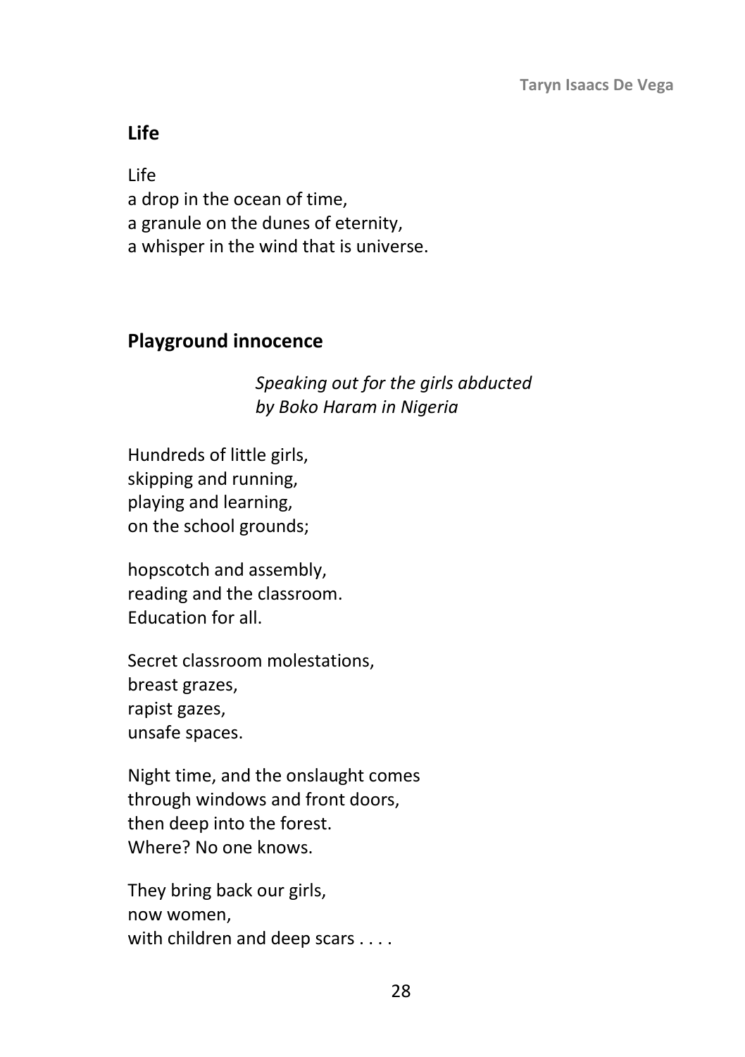## Life

Life  
a drop in the ocean of time,  
a granule on the dunes of eternity,  
a whisper in the wind that is universe.

## Playground innocence

*Speaking out for the girls abducted by Boko Haram in Nigeria*

Hundreds of little girls,  
skipping and running,  
playing and learning,  
on the school grounds;

hopscotch and assembly,  
reading and the classroom.  
Education for all.

Secret classroom molestations,  
breast grazes,  
rapist gazes,  
unsafe spaces.

Night time, and the onslaught comes  
through windows and front doors,  
then deep into the forest.  
Where? No one knows.

They bring back our girls,  
now women,  
with children and deep scars . . . .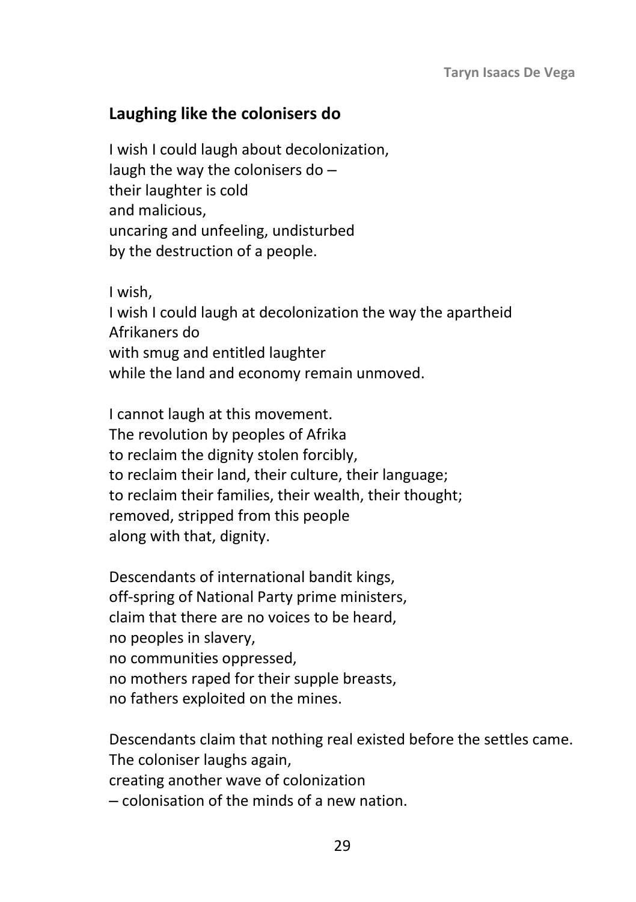## Laughing like the colonisers do

I wish I could laugh about decolonization,  
laugh the way the colonisers do –  
their laughter is cold  
and malicious,  
uncaring and unfeeling, undisturbed  
by the destruction of a people.

I wish,  
I wish I could laugh at decolonization the way the apartheid Afrikaners do  
with smug and entitled laughter  
while the land and economy remain unmoved.

I cannot laugh at this movement.  
The revolution by peoples of Afrika  
to reclaim the dignity stolen forcibly,  
to reclaim their land, their culture, their language;  
to reclaim their families, their wealth, their thought;  
removed, stripped from this people  
along with that, dignity.

Descendants of international bandit kings,  
off-spring of National Party prime ministers,  
claim that there are no voices to be heard,  
no peoples in slavery,  
no communities oppressed,  
no mothers raped for their supple breasts,  
no fathers exploited on the mines.

Descendants claim that nothing real existed before the settles came.  
The coloniser laughs again,  
creating another wave of colonization  
– colonisation of the minds of a new nation.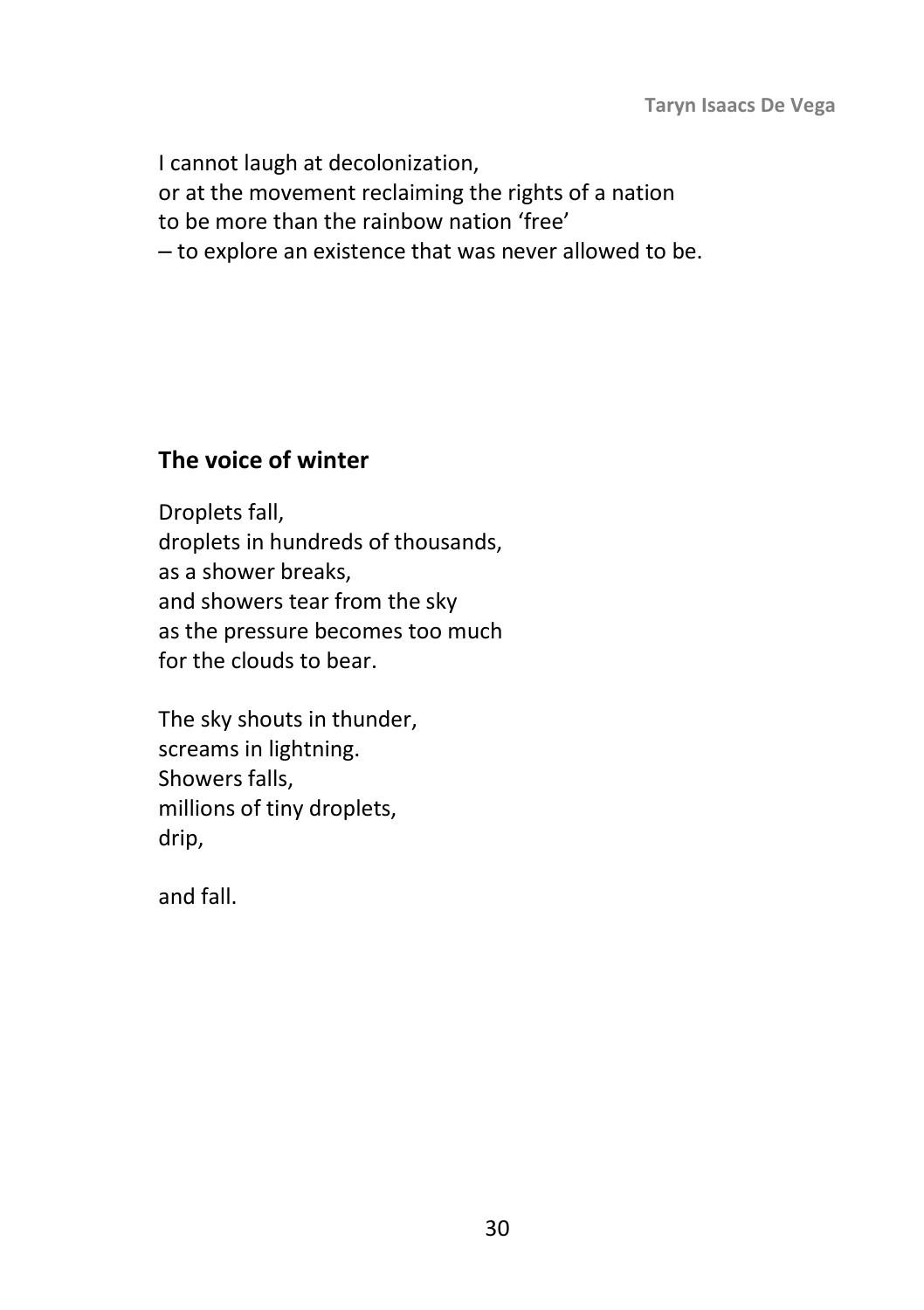I cannot laugh at decolonization,
or at the movement reclaiming the rights of a nation
to be more than the rainbow nation 'free'
– to explore an existence that was never allowed to be.

## The voice of winter

Droplets fall,
droplets in hundreds of thousands,
as a shower breaks,
and showers tear from the sky
as the pressure becomes too much
for the clouds to bear.

The sky shouts in thunder,
screams in lightning.
Showers falls,
millions of tiny droplets,
drip,

and fall.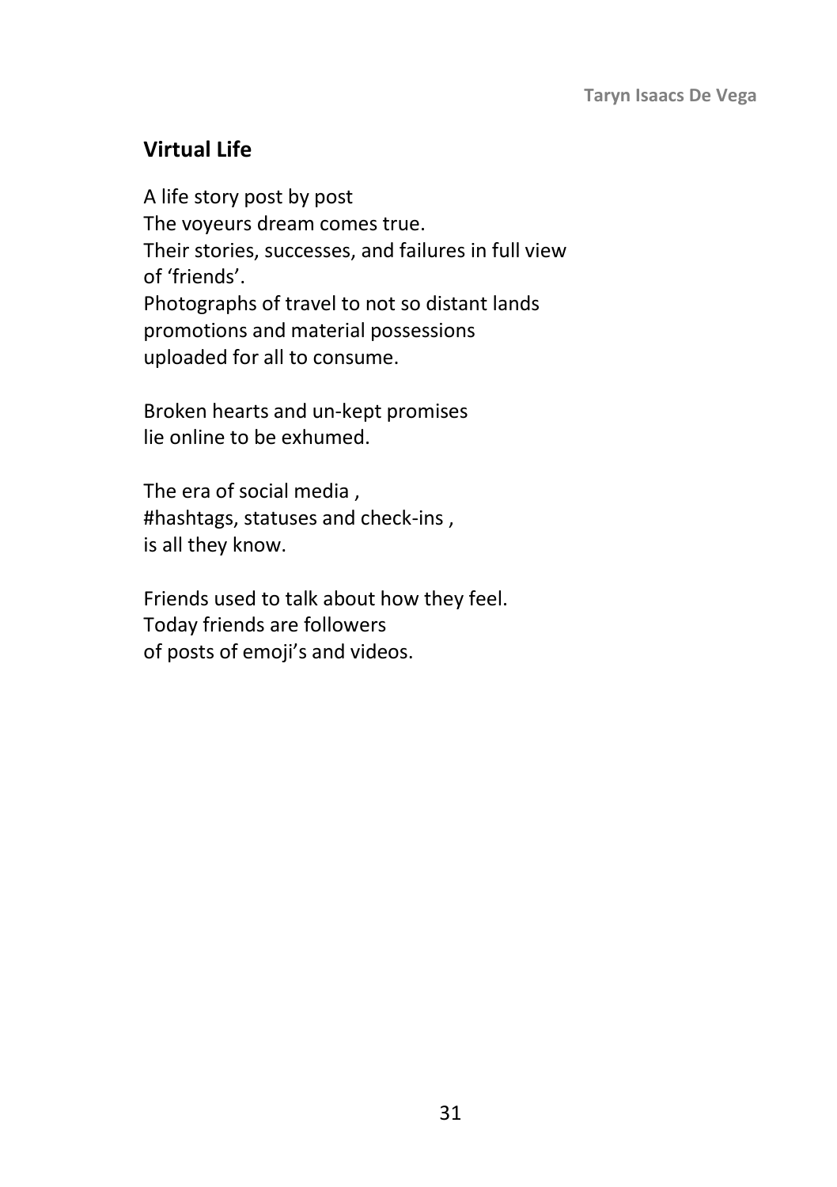## Virtual Life

A life story post by post  
The voyeurs dream comes true.  
Their stories, successes, and failures in full view  
of 'friends'.  
Photographs of travel to not so distant lands  
promotions and material possessions  
uploaded for all to consume.

Broken hearts and un-kept promises  
lie online to be exhumed.

The era of social media ,  
#hashtags, statuses and check-ins ,  
is all they know.

Friends used to talk about how they feel.  
Today friends are followers  
of posts of emoji's and videos.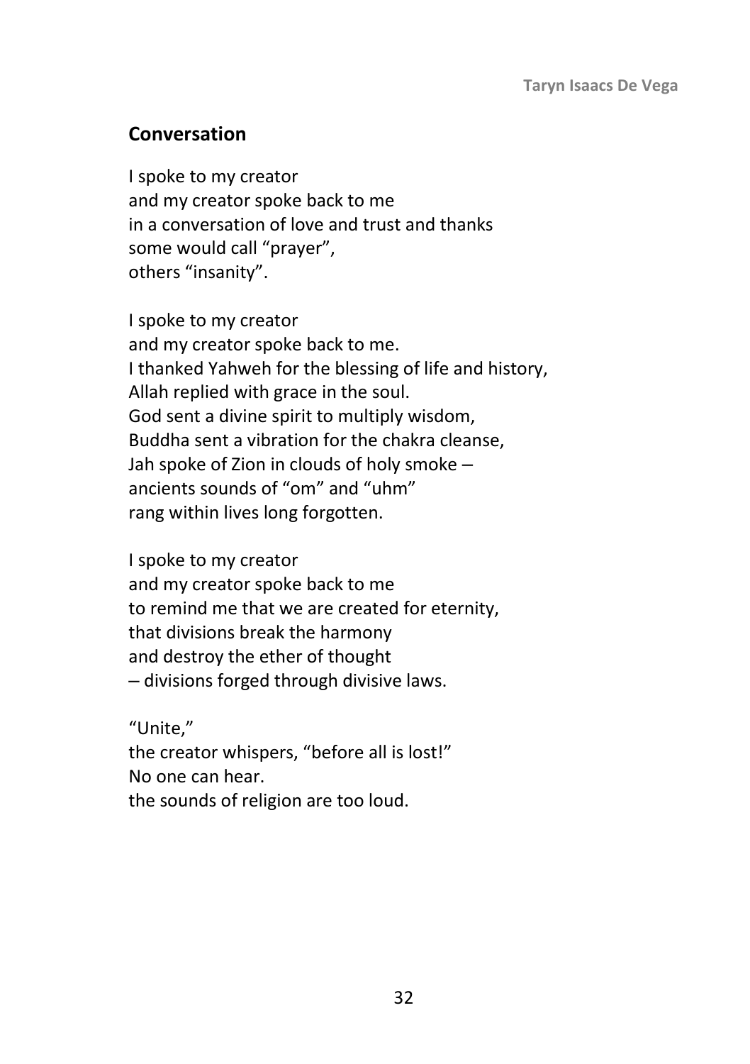## Conversation

I spoke to my creator  
and my creator spoke back to me  
in a conversation of love and trust and thanks  
some would call “prayer”,  
others “insanity”.

I spoke to my creator  
and my creator spoke back to me.  
I thanked Yahweh for the blessing of life and history,  
Allah replied with grace in the soul.  
God sent a divine spirit to multiply wisdom,  
Buddha sent a vibration for the chakra cleanse,  
Jah spoke of Zion in clouds of holy smoke –  
ancients sounds of “om” and “uhm”  
rang within lives long forgotten.

I spoke to my creator  
and my creator spoke back to me  
to remind me that we are created for eternity,  
that divisions break the harmony  
and destroy the ether of thought  
– divisions forged through divisive laws.

“Unite,”  
the creator whispers, “before all is lost!”  
No one can hear.  
the sounds of religion are too loud.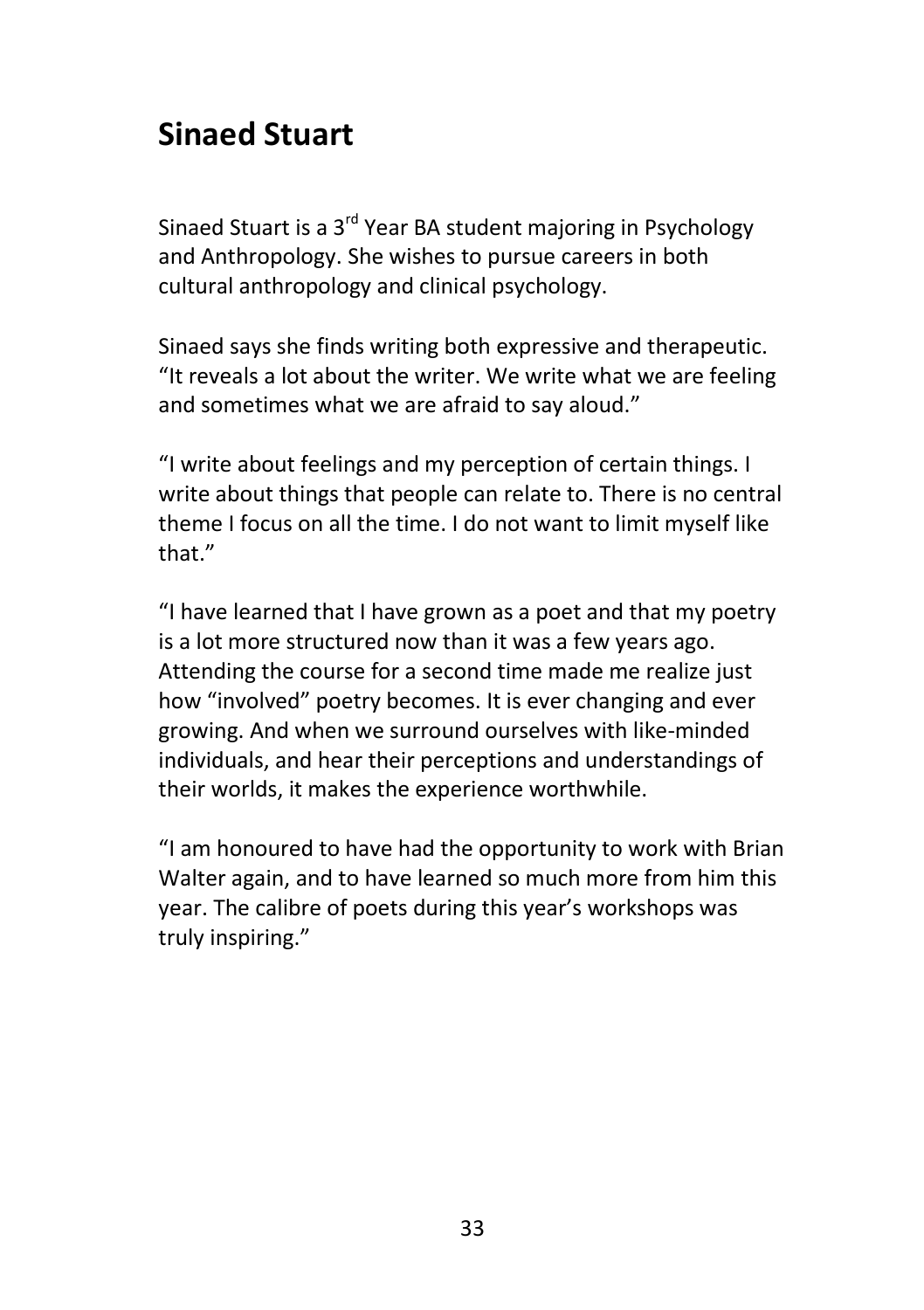# Sinaed Stuart

Sinaed Stuart is a 3rd Year BA student majoring in Psychology and Anthropology. She wishes to pursue careers in both cultural anthropology and clinical psychology.

Sinaed says she finds writing both expressive and therapeutic. "It reveals a lot about the writer. We write what we are feeling and sometimes what we are afraid to say aloud."

"I write about feelings and my perception of certain things. I write about things that people can relate to. There is no central theme I focus on all the time. I do not want to limit myself like that."

"I have learned that I have grown as a poet and that my poetry is a lot more structured now than it was a few years ago. Attending the course for a second time made me realize just how "involved" poetry becomes. It is ever changing and ever growing. And when we surround ourselves with like-minded individuals, and hear their perceptions and understandings of their worlds, it makes the experience worthwhile.

"I am honoured to have had the opportunity to work with Brian Walter again, and to have learned so much more from him this year. The calibre of poets during this year's workshops was truly inspiring."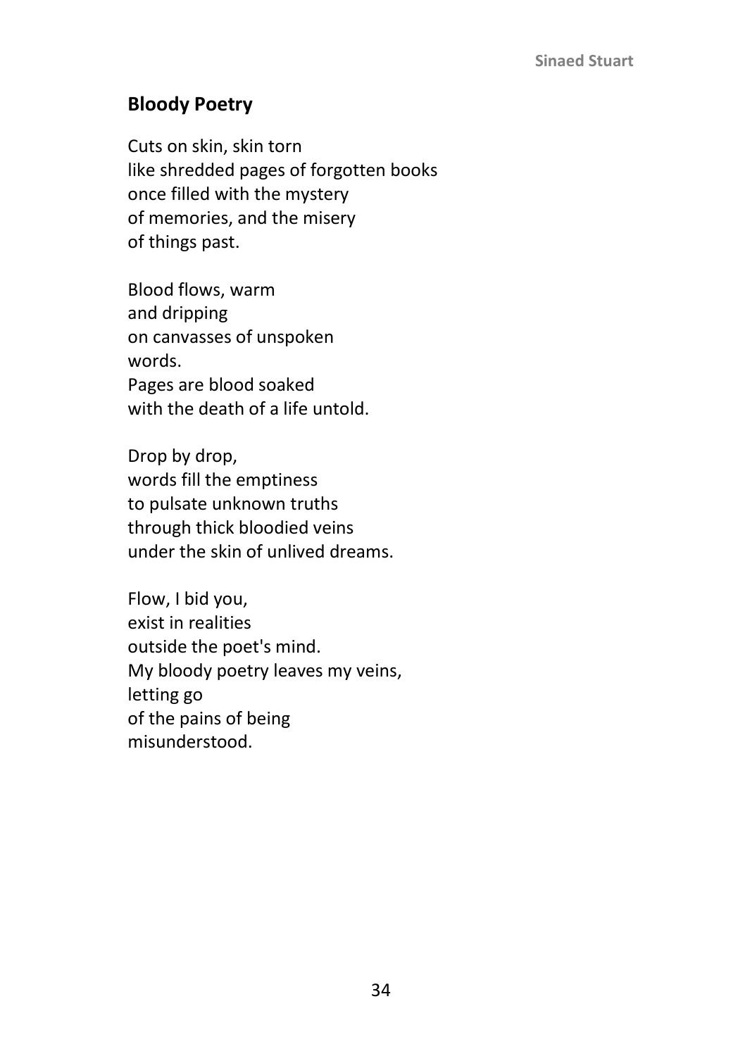## Bloody Poetry

Cuts on skin, skin torn  
like shredded pages of forgotten books  
once filled with the mystery  
of memories, and the misery  
of things past.

Blood flows, warm  
and dripping  
on canvasses of unspoken  
words.  
Pages are blood soaked  
with the death of a life untold.

Drop by drop,  
words fill the emptiness  
to pulsate unknown truths  
through thick bloodied veins  
under the skin of unlived dreams.

Flow, I bid you,  
exist in realities  
outside the poet's mind.  
My bloody poetry leaves my veins,  
letting go  
of the pains of being  
misunderstood.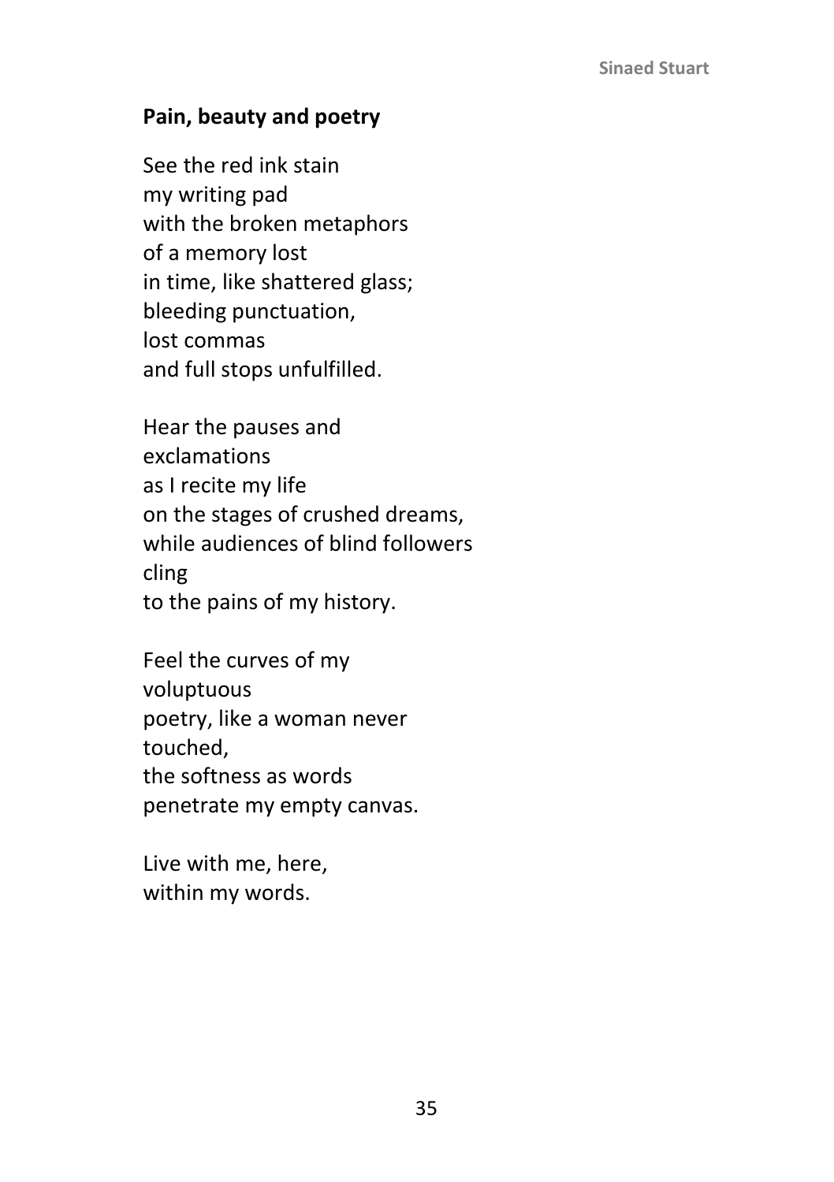## Pain, beauty and poetry

See the red ink stain  
my writing pad  
with the broken metaphors  
of a memory lost  
in time, like shattered glass;  
bleeding punctuation,  
lost commas  
and full stops unfulfilled.

Hear the pauses and  
exclamations  
as I recite my life  
on the stages of crushed dreams,  
while audiences of blind followers  
cling  
to the pains of my history.

Feel the curves of my  
voluptuous  
poetry, like a woman never  
touched,  
the softness as words  
penetrate my empty canvas.

Live with me, here,  
within my words.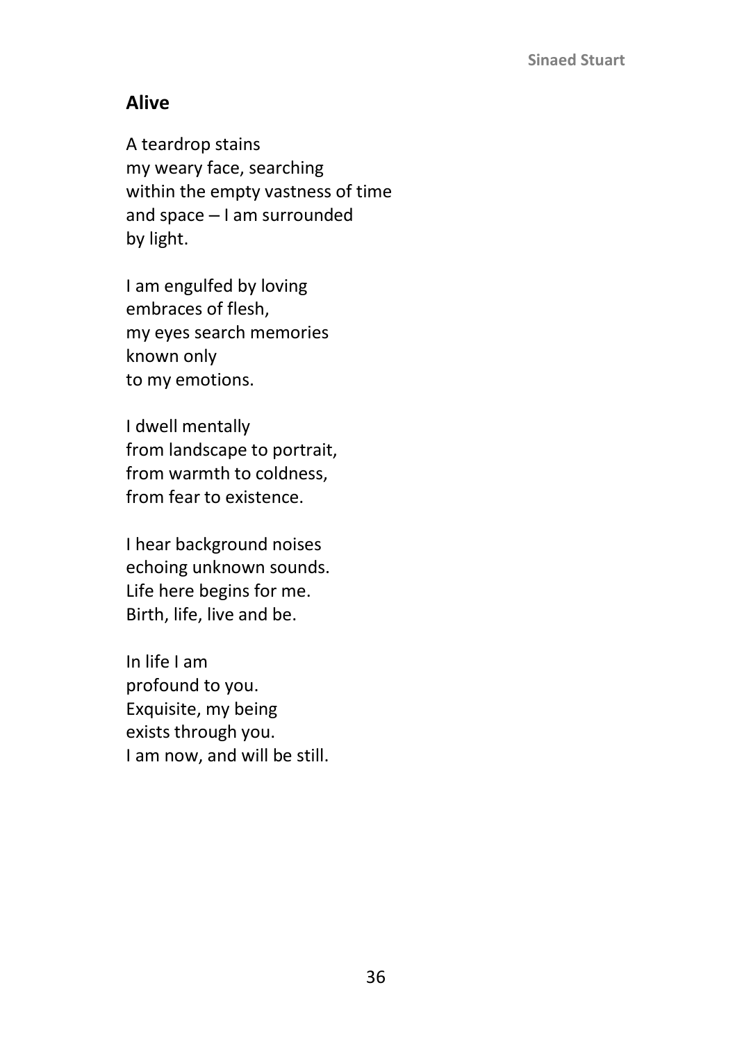## Alive

A teardrop stains  
my weary face, searching  
within the empty vastness of time  
and space – I am surrounded  
by light.

I am engulfed by loving  
embraces of flesh,  
my eyes search memories  
known only  
to my emotions.

I dwell mentally  
from landscape to portrait,  
from warmth to coldness,  
from fear to existence.

I hear background noises  
echoing unknown sounds.  
Life here begins for me.  
Birth, life, live and be.

In life I am  
profound to you.  
Exquisite, my being  
exists through you.  
I am now, and will be still.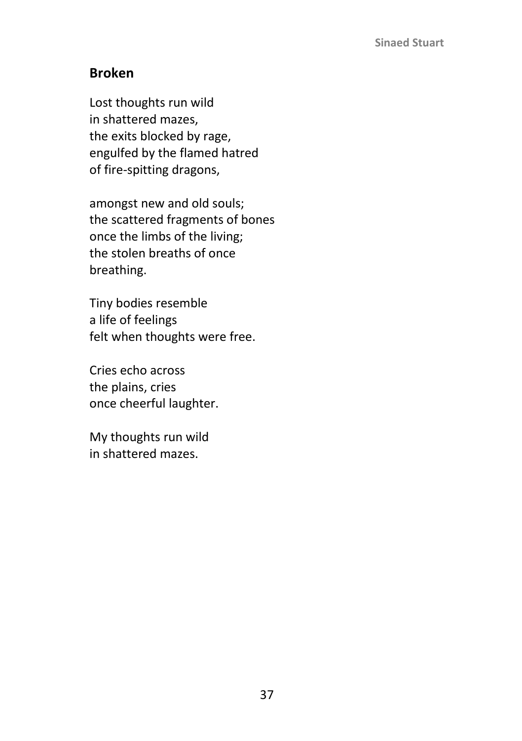**Sinaed Stuart**

## Broken

Lost thoughts run wild  
in shattered mazes,  
the exits blocked by rage,  
engulfed by the flamed hatred  
of fire-spitting dragons,

amongst new and old souls;  
the scattered fragments of bones  
once the limbs of the living;  
the stolen breaths of once  
breathing.

Tiny bodies resemble  
a life of feelings  
felt when thoughts were free.

Cries echo across  
the plains, cries  
once cheerful laughter.

My thoughts run wild  
in shattered mazes.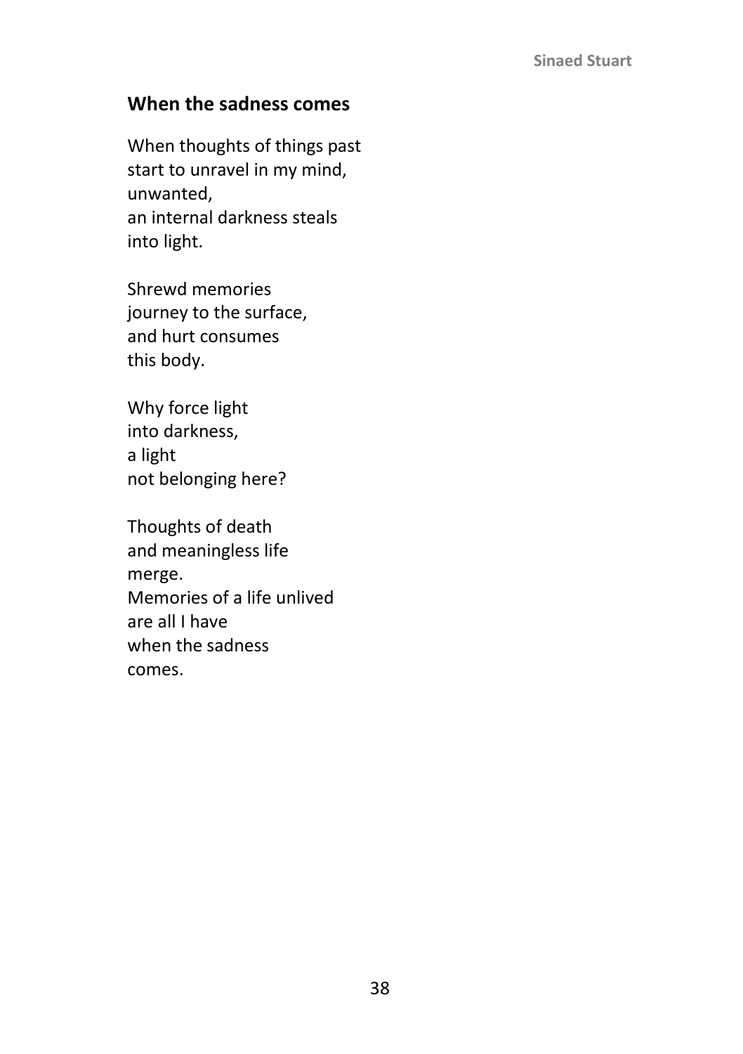## When the sadness comes

When thoughts of things past
start to unravel in my mind,
unwanted,
an internal darkness steals
into light.

Shrewd memories
journey to the surface,
and hurt consumes
this body.

Why force light
into darkness,
a light
not belonging here?

Thoughts of death
and meaningless life
merge.
Memories of a life unlived
are all I have
when the sadness
comes.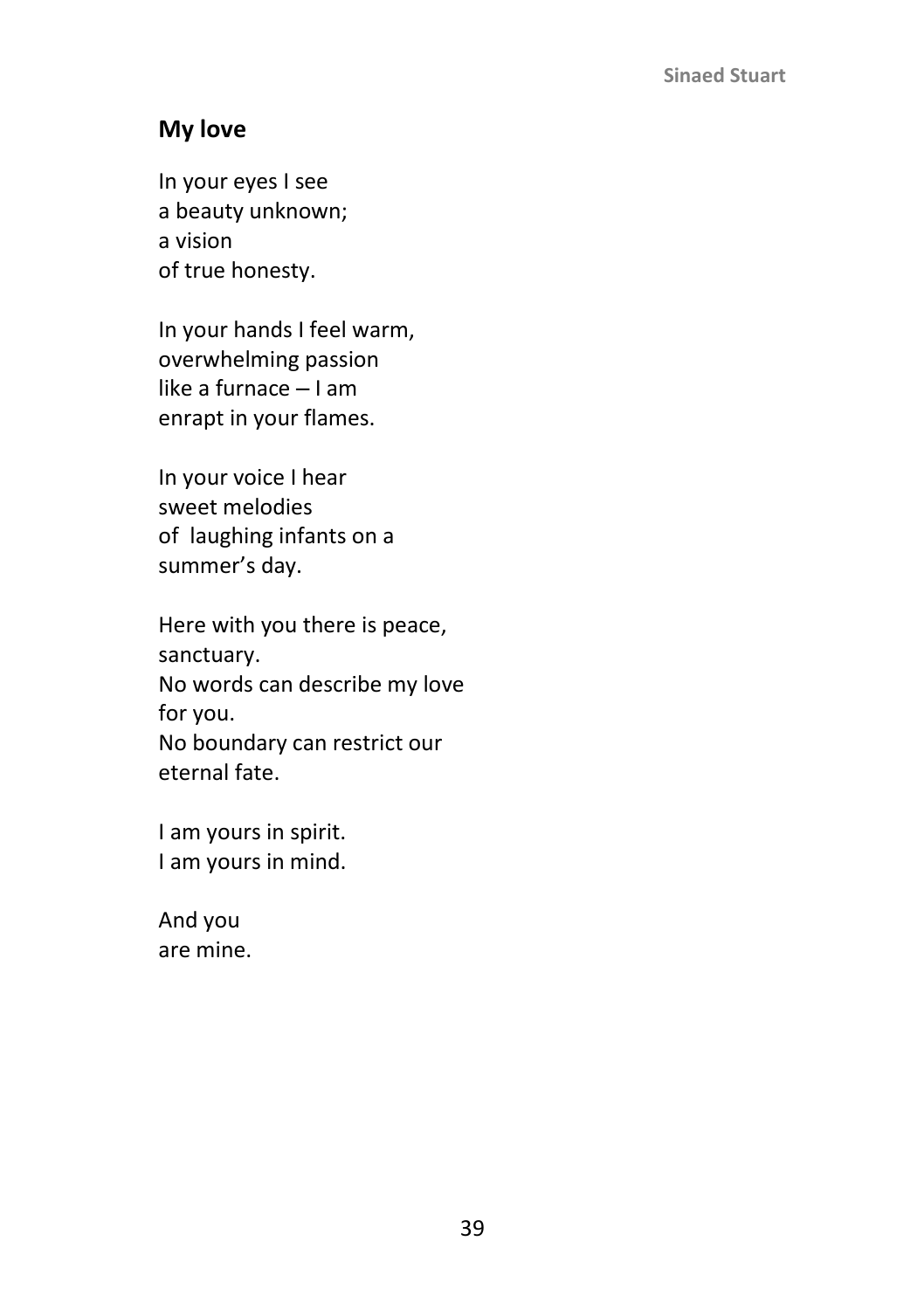**Sinaed Stuart**

## My love

In your eyes I see
a beauty unknown;
a vision
of true honesty.

In your hands I feel warm,
overwhelming passion
like a furnace – I am
enrapt in your flames.

In your voice I hear
sweet melodies
of laughing infants on a
summer's day.

Here with you there is peace,
sanctuary.
No words can describe my love
for you.
No boundary can restrict our
eternal fate.

I am yours in spirit.
I am yours in mind.

And you
are mine.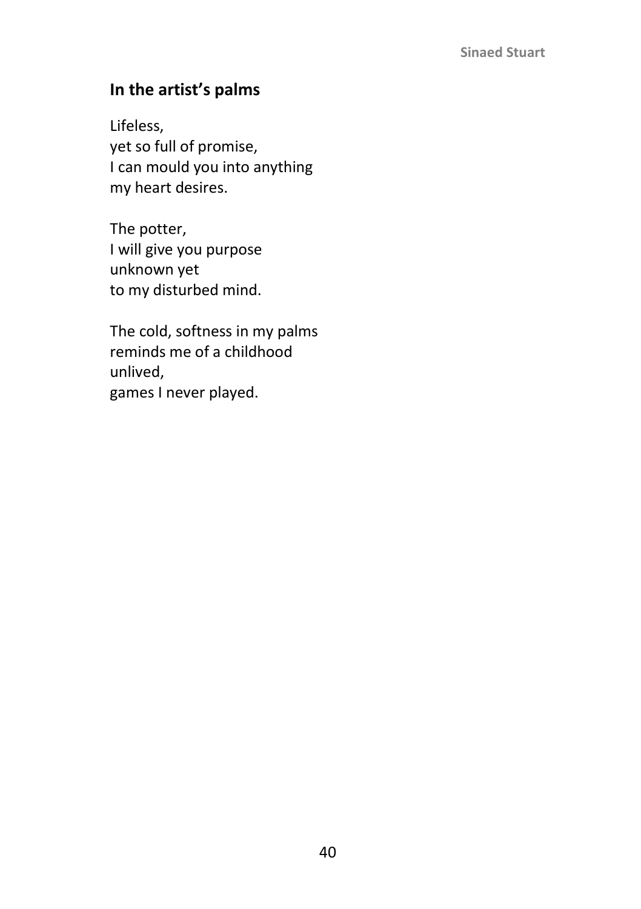**Sinaed Stuart**

## In the artist's palms

Lifeless,
yet so full of promise,
I can mould you into anything
my heart desires.

The potter,
I will give you purpose
unknown yet
to my disturbed mind.

The cold, softness in my palms
reminds me of a childhood
unlived,
games I never played.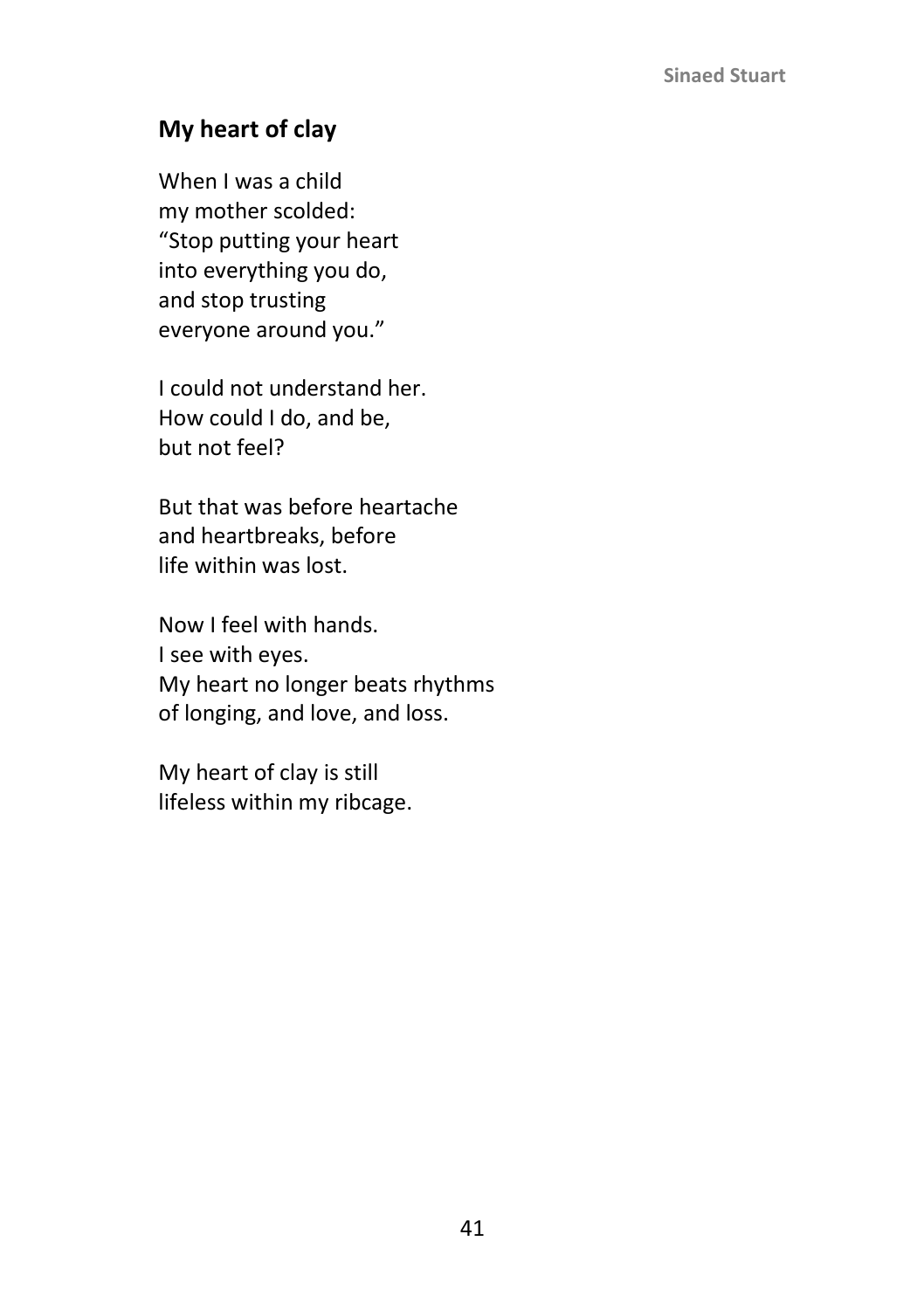## My heart of clay

When I was a child  
my mother scolded:  
"Stop putting your heart  
into everything you do,  
and stop trusting  
everyone around you."

I could not understand her.  
How could I do, and be,  
but not feel?

But that was before heartache  
and heartbreaks, before  
life within was lost.

Now I feel with hands.  
I see with eyes.  
My heart no longer beats rhythms  
of longing, and love, and loss.

My heart of clay is still  
lifeless within my ribcage.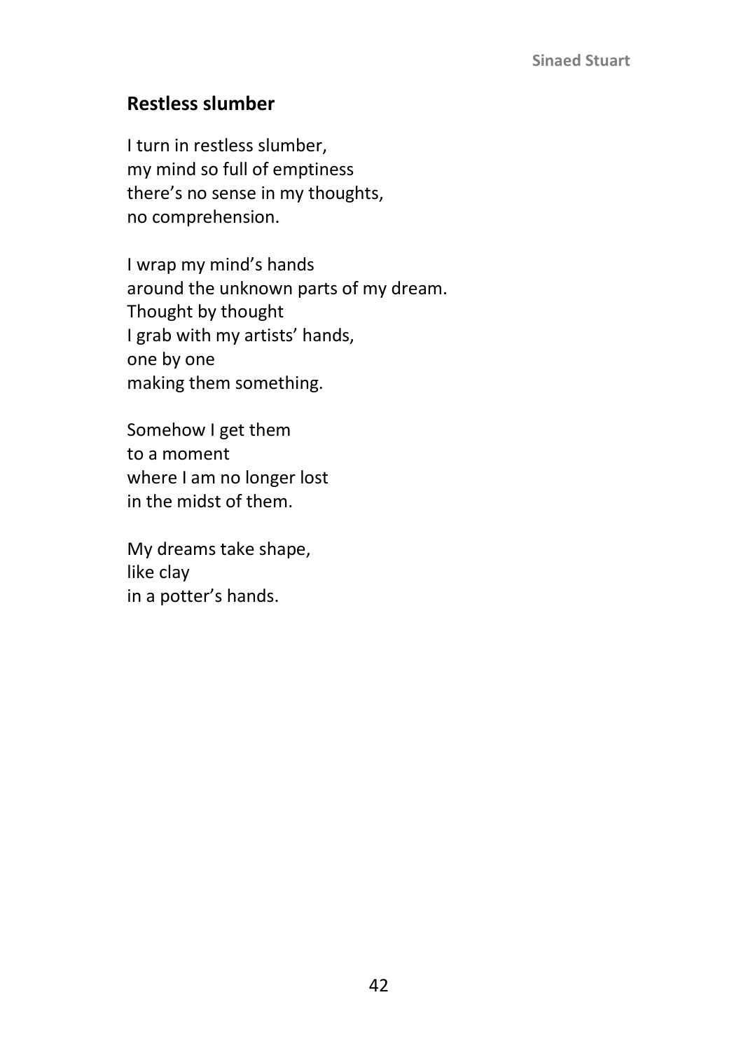## Restless slumber

I turn in restless slumber,  
my mind so full of emptiness  
there's no sense in my thoughts,  
no comprehension.

I wrap my mind's hands  
around the unknown parts of my dream.  
Thought by thought  
I grab with my artists' hands,  
one by one  
making them something.

Somehow I get them  
to a moment  
where I am no longer lost  
in the midst of them.

My dreams take shape,  
like clay  
in a potter's hands.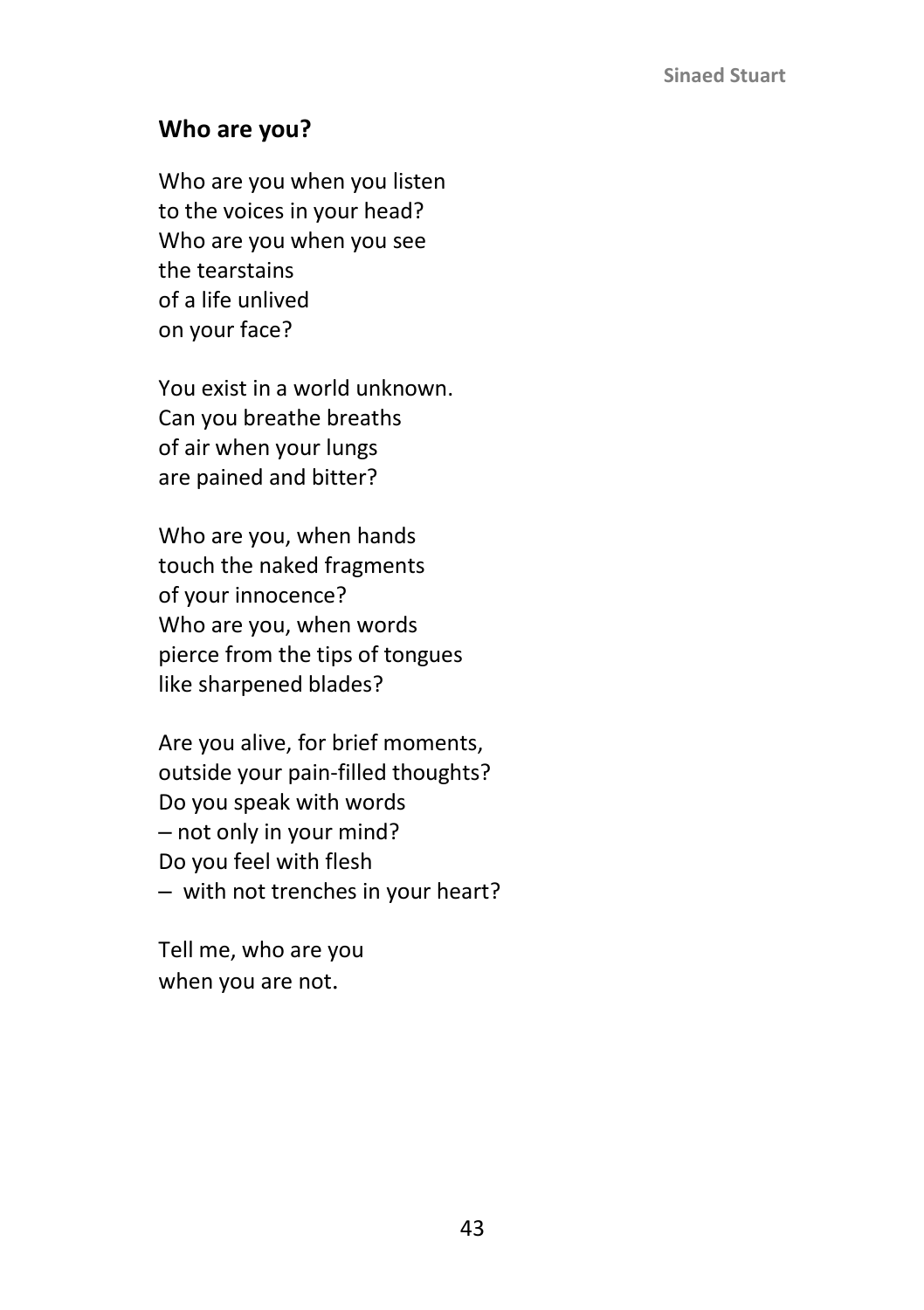Sinaed Stuart

## Who are you?

Who are you when you listen
to the voices in your head?
Who are you when you see
the tearstains
of a life unlived
on your face?

You exist in a world unknown.
Can you breathe breaths
of air when your lungs
are pained and bitter?

Who are you, when hands
touch the naked fragments
of your innocence?
Who are you, when words
pierce from the tips of tongues
like sharpened blades?

Are you alive, for brief moments,
outside your pain-filled thoughts?
Do you speak with words
– not only in your mind?
Do you feel with flesh
– with not trenches in your heart?

Tell me, who are you
when you are not.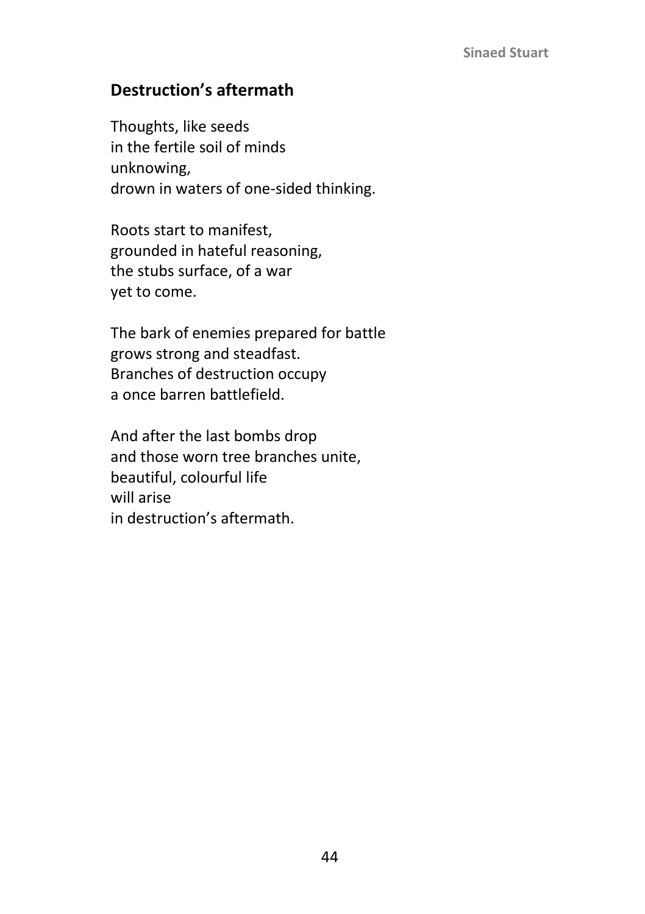**Sinaed Stuart**

## Destruction's aftermath

Thoughts, like seeds
in the fertile soil of minds
unknowing,
drown in waters of one-sided thinking.

Roots start to manifest,
grounded in hateful reasoning,
the stubs surface, of a war
yet to come.

The bark of enemies prepared for battle
grows strong and steadfast.
Branches of destruction occupy
a once barren battlefield.

And after the last bombs drop
and those worn tree branches unite,
beautiful, colourful life
will arise
in destruction's aftermath.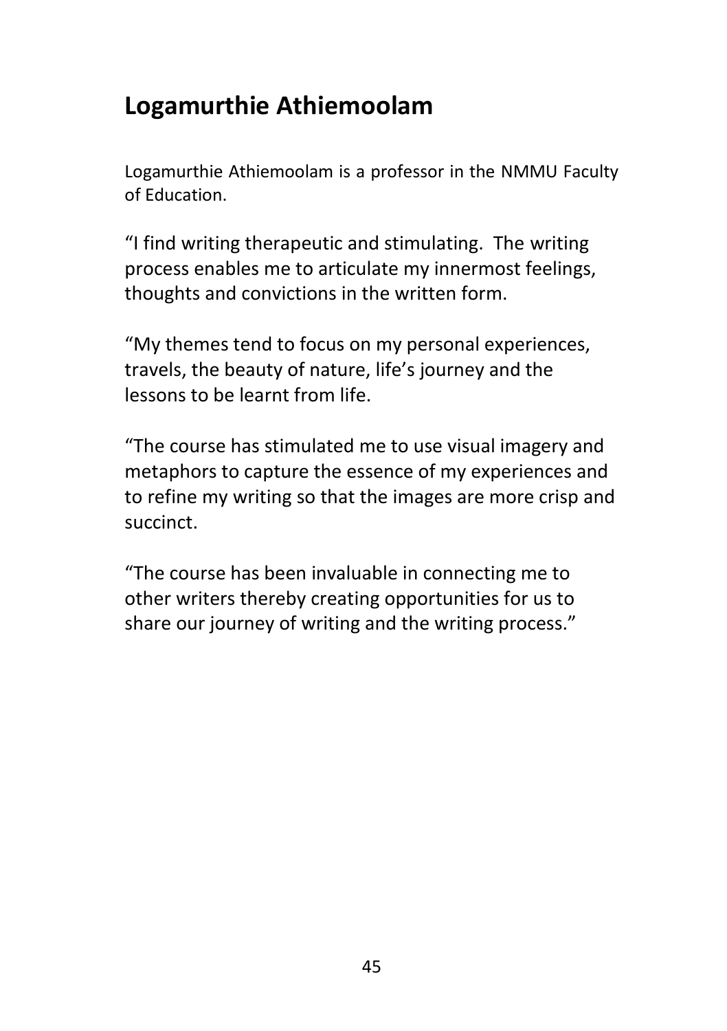## Logamurthie Athiemoolam

Logamurthie Athiemoolam is a professor in the NMMU Faculty of Education.

"I find writing therapeutic and stimulating.  The writing process enables me to articulate my innermost feelings, thoughts and convictions in the written form.

"My themes tend to focus on my personal experiences, travels, the beauty of nature, life's journey and the lessons to be learnt from life.

"The course has stimulated me to use visual imagery and metaphors to capture the essence of my experiences and to refine my writing so that the images are more crisp and succinct.

"The course has been invaluable in connecting me to other writers thereby creating opportunities for us to share our journey of writing and the writing process."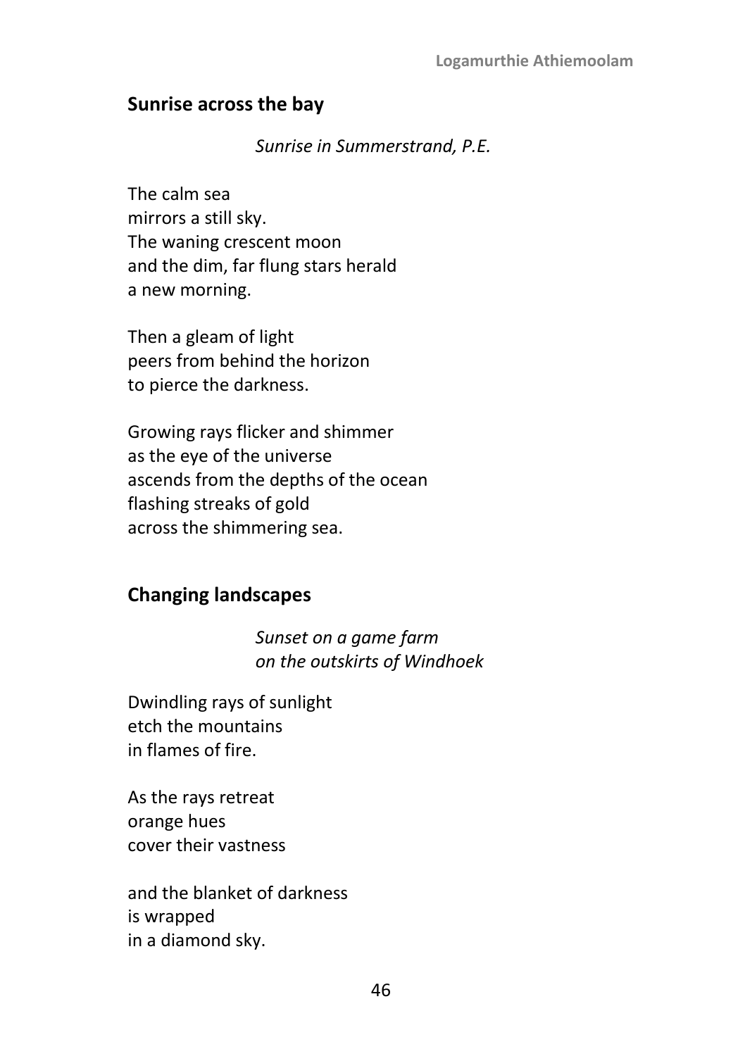## Sunrise across the bay

*Sunrise in Summerstrand, P.E.*

The calm sea  
mirrors a still sky.  
The waning crescent moon  
and the dim, far flung stars herald  
a new morning.

Then a gleam of light  
peers from behind the horizon  
to pierce the darkness.

Growing rays flicker and shimmer  
as the eye of the universe  
ascends from the depths of the ocean  
flashing streaks of gold  
across the shimmering sea.

## Changing landscapes

*Sunset on a game farm*  
*on the outskirts of Windhoek*

Dwindling rays of sunlight  
etch the mountains  
in flames of fire.

As the rays retreat  
orange hues  
cover their vastness

and the blanket of darkness  
is wrapped  
in a diamond sky.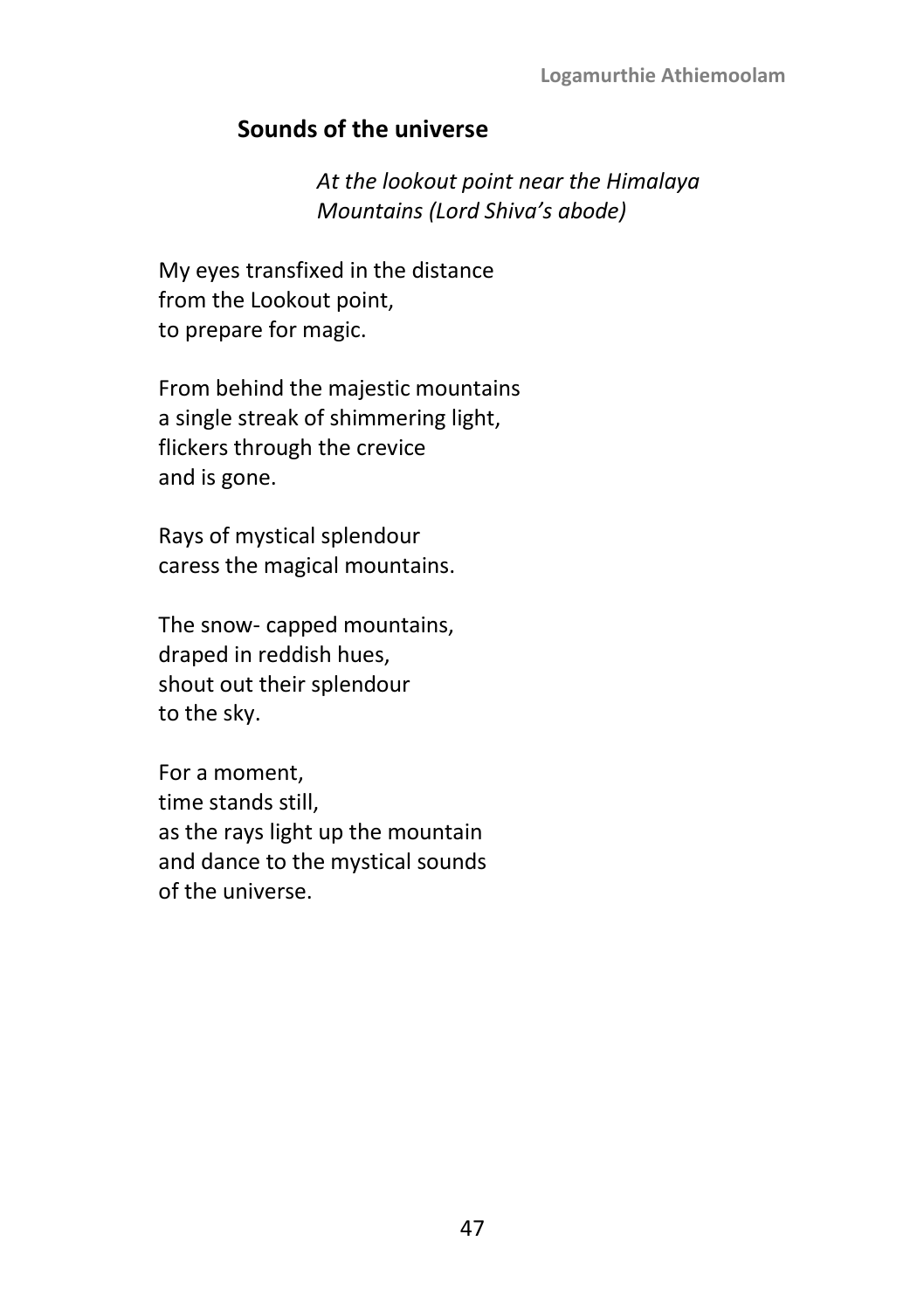## Sounds of the universe

*At the lookout point near the Himalaya Mountains (Lord Shiva's abode)*

My eyes transfixed in the distance  
from the Lookout point,  
to prepare for magic.

From behind the majestic mountains  
a single streak of shimmering light,  
flickers through the crevice  
and is gone.

Rays of mystical splendour  
caress the magical mountains.

The snow- capped mountains,  
draped in reddish hues,  
shout out their splendour  
to the sky.

For a moment,  
time stands still,  
as the rays light up the mountain  
and dance to the mystical sounds  
of the universe.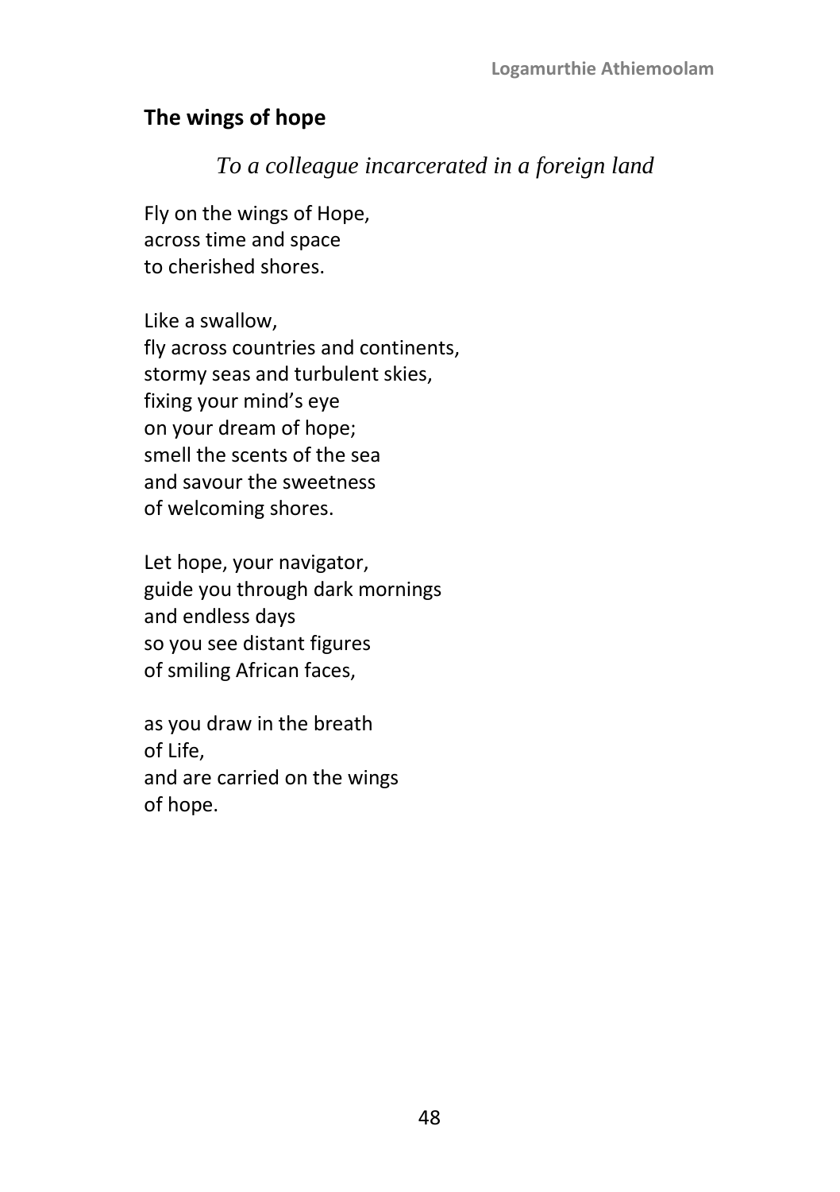## The wings of hope

*To a colleague incarcerated in a foreign land*

Fly on the wings of Hope,  
across time and space  
to cherished shores.

Like a swallow,  
fly across countries and continents,  
stormy seas and turbulent skies,  
fixing your mind's eye  
on your dream of hope;  
smell the scents of the sea  
and savour the sweetness  
of welcoming shores.

Let hope, your navigator,  
guide you through dark mornings  
and endless days  
so you see distant figures  
of smiling African faces,

as you draw in the breath  
of Life,  
and are carried on the wings  
of hope.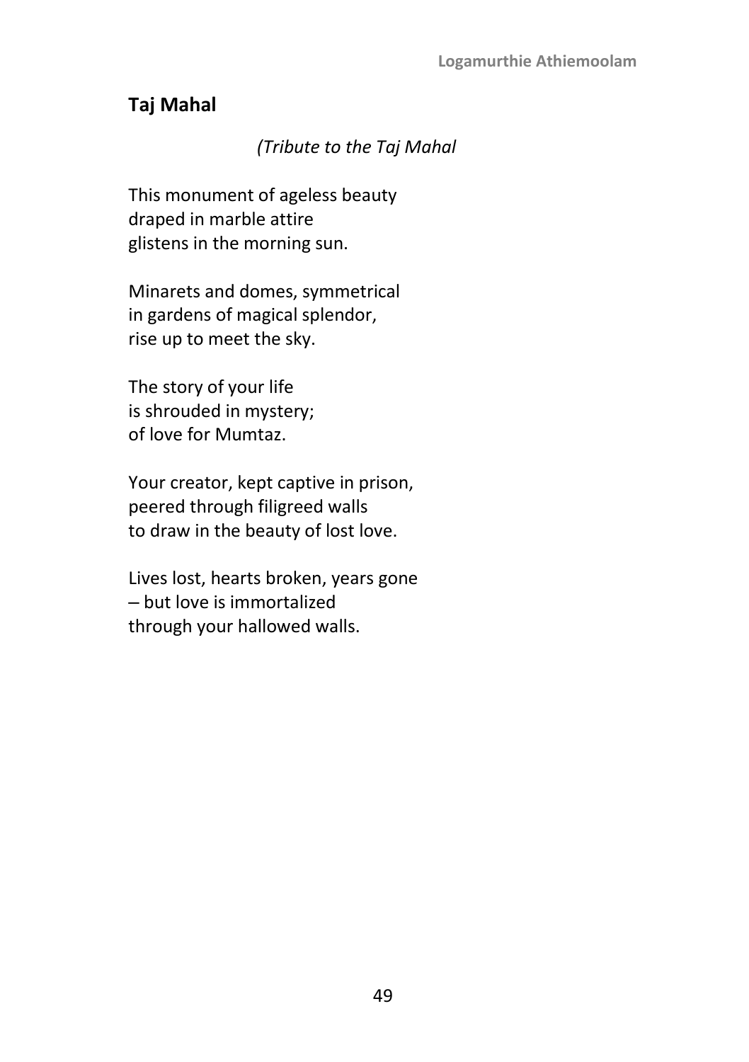## Taj Mahal

*(Tribute to the Taj Mahal*

This monument of ageless beauty
draped in marble attire
glistens in the morning sun.

Minarets and domes, symmetrical
in gardens of magical splendor,
rise up to meet the sky.

The story of your life
is shrouded in mystery;
of love for Mumtaz.

Your creator, kept captive in prison,
peered through filigreed walls
to draw in the beauty of lost love.

Lives lost, hearts broken, years gone
– but love is immortalized
through your hallowed walls.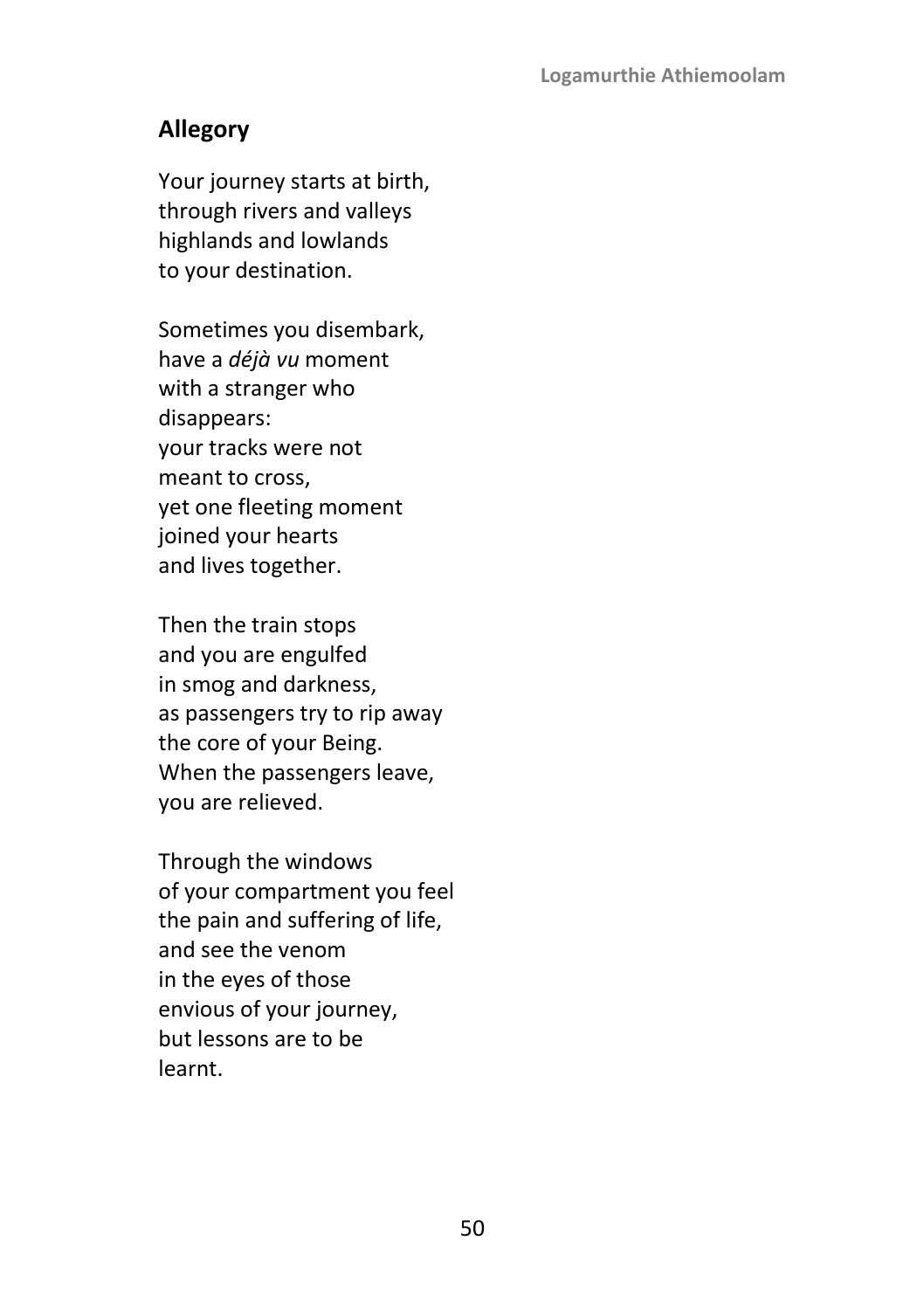## Allegory

Your journey starts at birth,  
through rivers and valleys  
highlands and lowlands  
to your destination.

Sometimes you disembark,  
have a *déjà vu* moment  
with a stranger who  
disappears:  
your tracks were not  
meant to cross,  
yet one fleeting moment  
joined your hearts  
and lives together.

Then the train stops  
and you are engulfed  
in smog and darkness,  
as passengers try to rip away  
the core of your Being.  
When the passengers leave,  
you are relieved.

Through the windows  
of your compartment you feel  
the pain and suffering of life,  
and see the venom  
in the eyes of those  
envious of your journey,  
but lessons are to be  
learnt.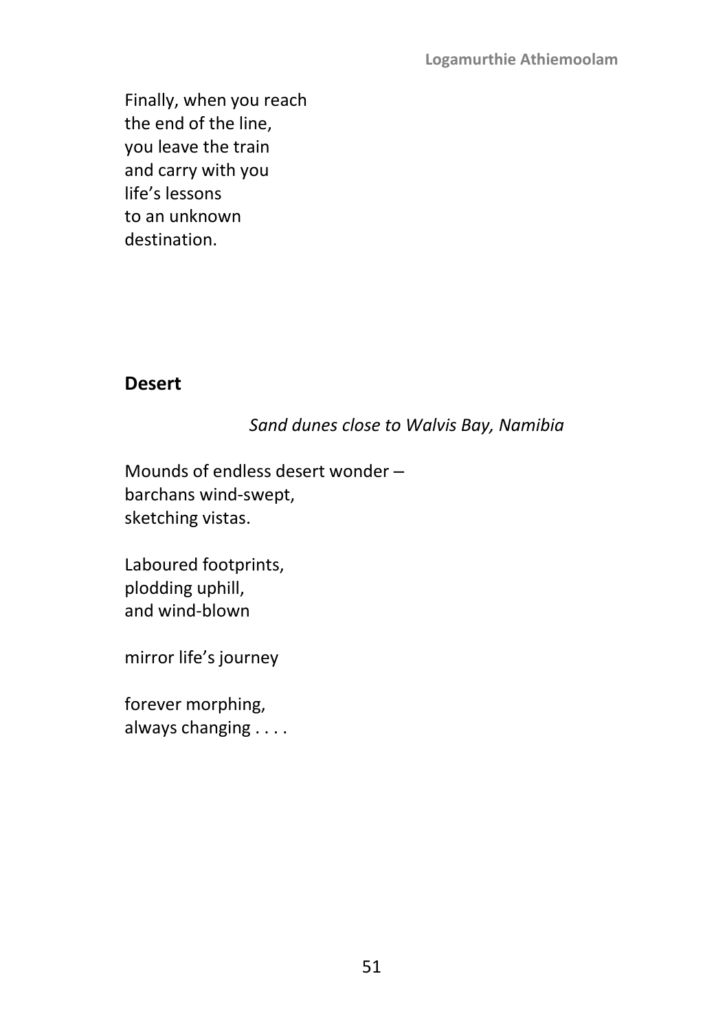Finally, when you reach  
the end of the line,  
you leave the train  
and carry with you  
life's lessons  
to an unknown  
destination.

## Desert

*Sand dunes close to Walvis Bay, Namibia*

Mounds of endless desert wonder –  
barchans wind-swept,  
sketching vistas.

Laboured footprints,  
plodding uphill,  
and wind-blown

mirror life's journey

forever morphing,  
always changing . . . .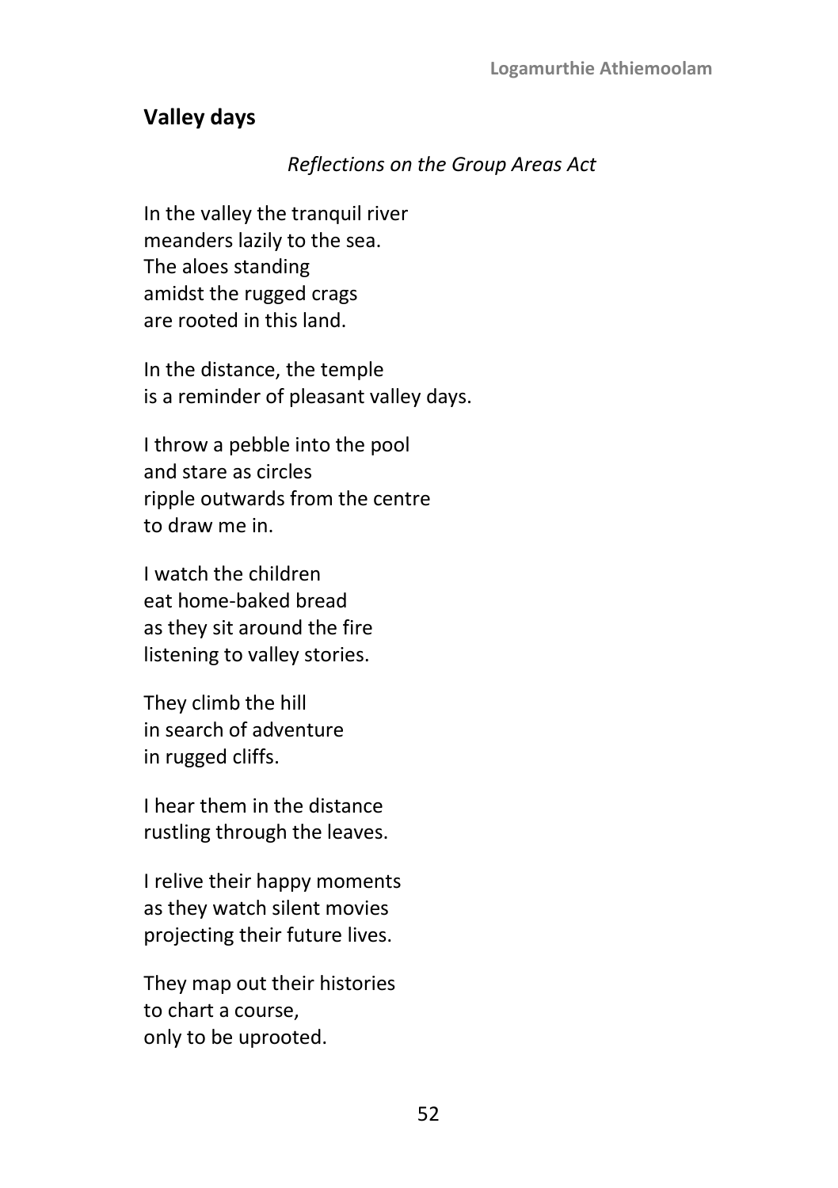## Valley days

*Reflections on the Group Areas Act*

In the valley the tranquil river  
meanders lazily to the sea.  
The aloes standing  
amidst the rugged crags  
are rooted in this land.

In the distance, the temple  
is a reminder of pleasant valley days.

I throw a pebble into the pool  
and stare as circles  
ripple outwards from the centre  
to draw me in.

I watch the children  
eat home-baked bread  
as they sit around the fire  
listening to valley stories.

They climb the hill  
in search of adventure  
in rugged cliffs.

I hear them in the distance  
rustling through the leaves.

I relive their happy moments  
as they watch silent movies  
projecting their future lives.

They map out their histories  
to chart a course,  
only to be uprooted.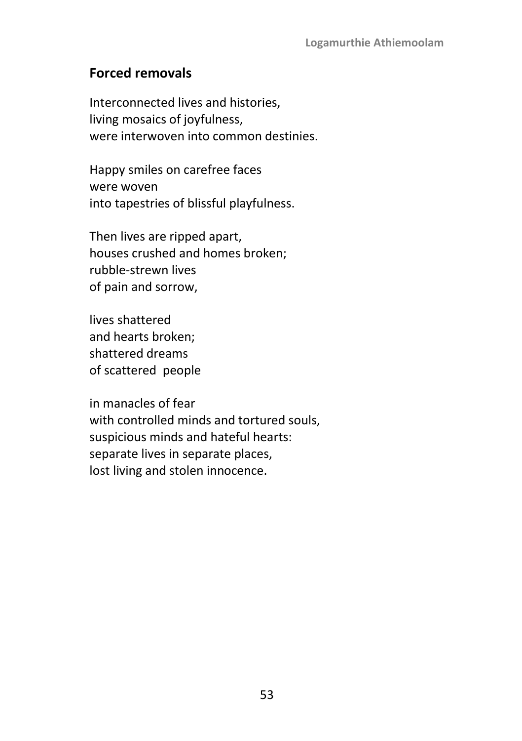## Forced removals

Interconnected lives and histories,
living mosaics of joyfulness,
were interwoven into common destinies.

Happy smiles on carefree faces
were woven
into tapestries of blissful playfulness.

Then lives are ripped apart,
houses crushed and homes broken;
rubble-strewn lives
of pain and sorrow,

lives shattered
and hearts broken;
shattered dreams
of scattered people

in manacles of fear
with controlled minds and tortured souls,
suspicious minds and hateful hearts:
separate lives in separate places,
lost living and stolen innocence.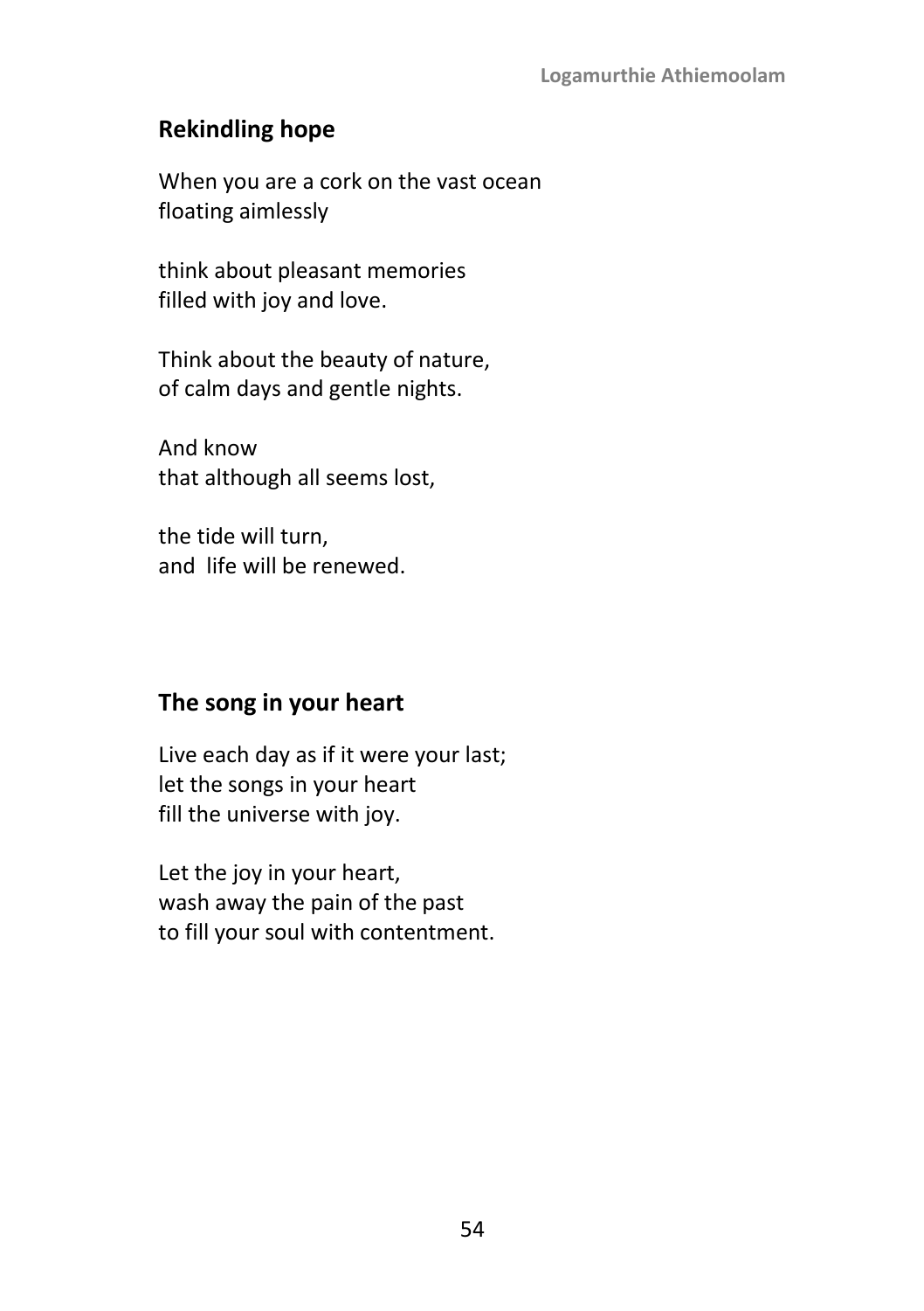## Rekindling hope

When you are a cork on the vast ocean
floating aimlessly

think about pleasant memories
filled with joy and love.

Think about the beauty of nature,
of calm days and gentle nights.

And know
that although all seems lost,

the tide will turn,
and  life will be renewed.

## The song in your heart

Live each day as if it were your last;
let the songs in your heart
fill the universe with joy.

Let the joy in your heart,
wash away the pain of the past
to fill your soul with contentment.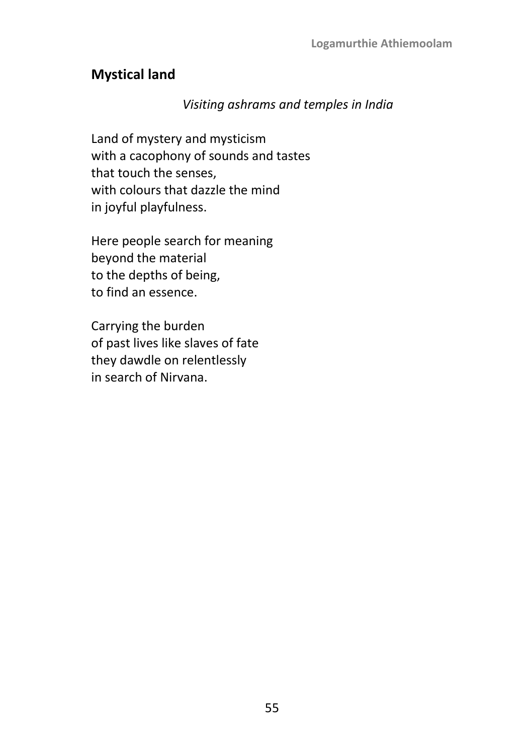## Mystical land

*Visiting ashrams and temples in India*

Land of mystery and mysticism  
with a cacophony of sounds and tastes  
that touch the senses,  
with colours that dazzle the mind  
in joyful playfulness.

Here people search for meaning  
beyond the material  
to the depths of being,  
to find an essence.

Carrying the burden  
of past lives like slaves of fate  
they dawdle on relentlessly  
in search of Nirvana.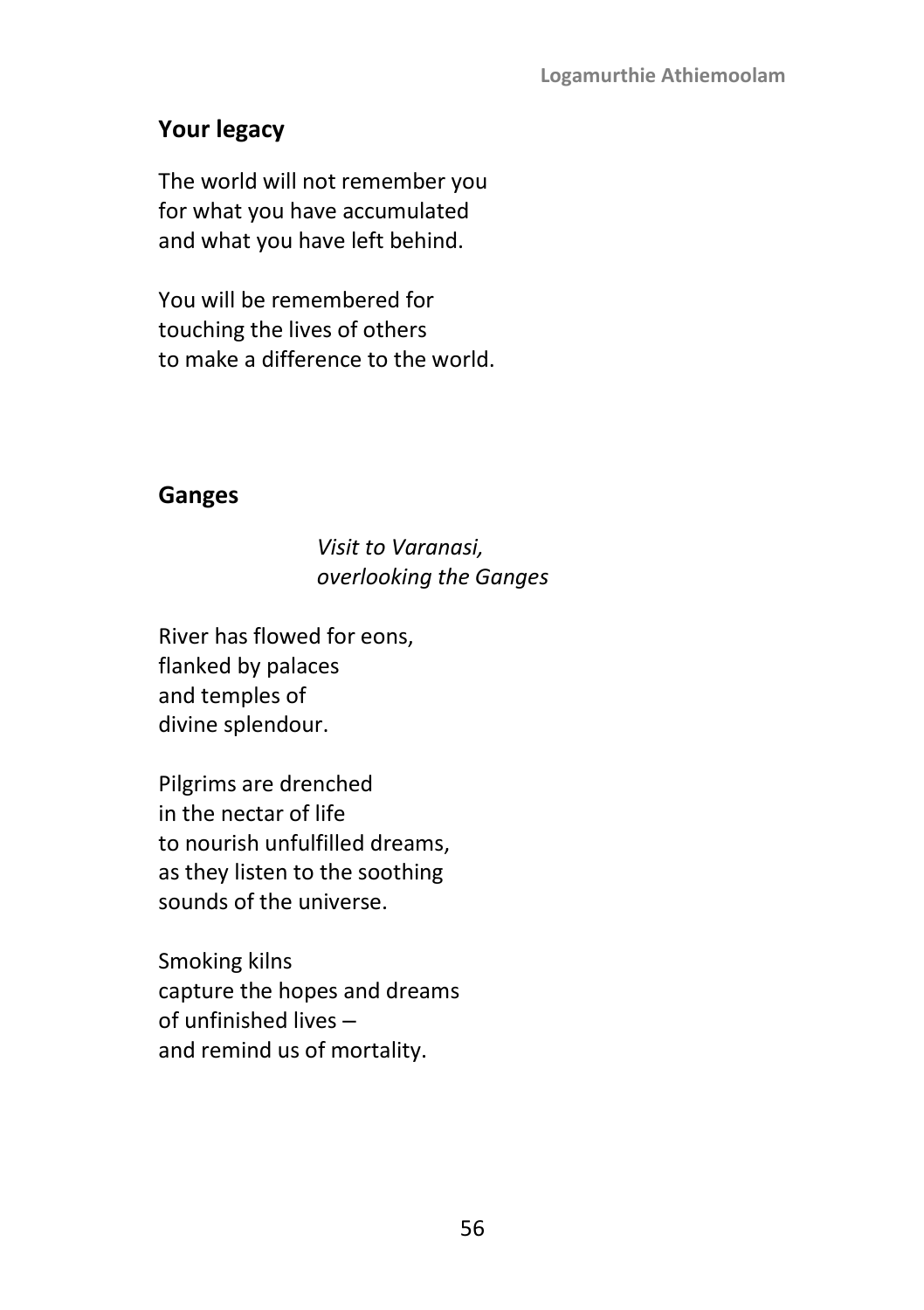## Your legacy

The world will not remember you
for what you have accumulated
and what you have left behind.

You will be remembered for
touching the lives of others
to make a difference to the world.

## Ganges

*Visit to Varanasi,*
*overlooking the Ganges*

River has flowed for eons,
flanked by palaces
and temples of
divine splendour.

Pilgrims are drenched
in the nectar of life
to nourish unfulfilled dreams,
as they listen to the soothing
sounds of the universe.

Smoking kilns
capture the hopes and dreams
of unfinished lives –
and remind us of mortality.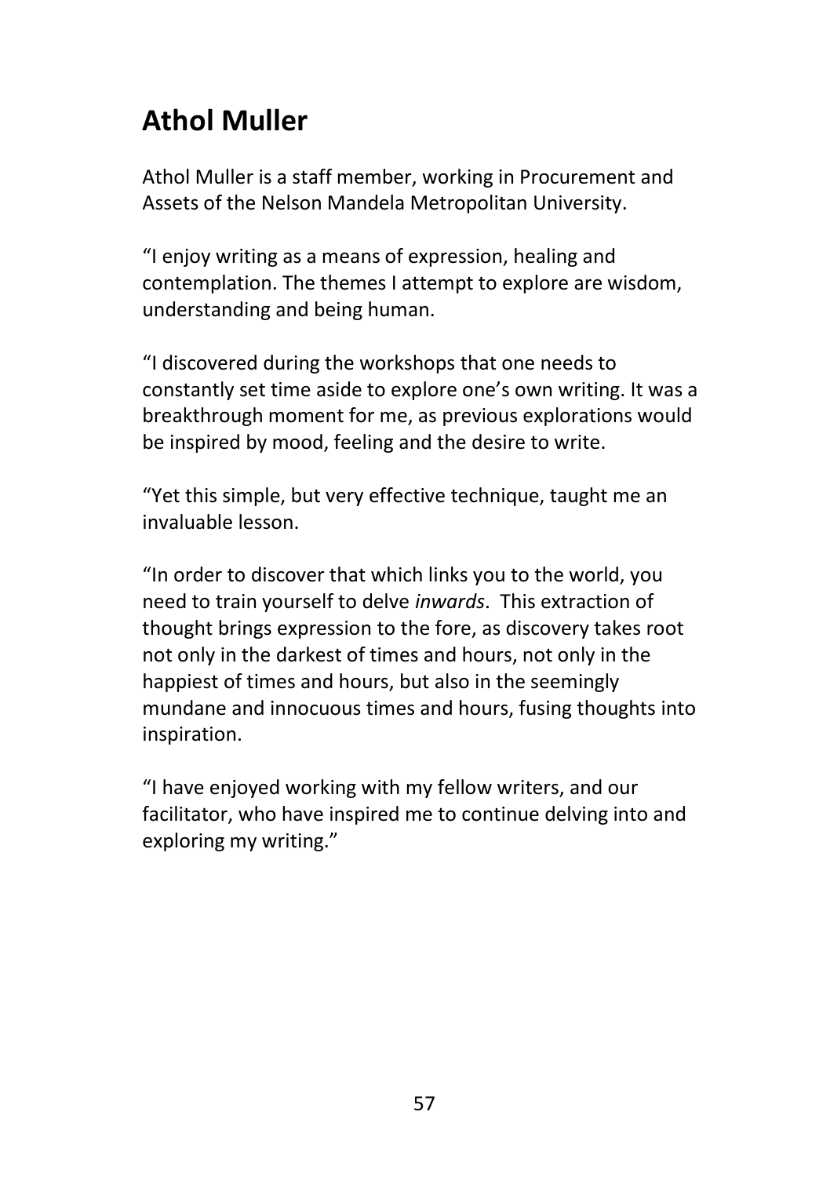## Athol Muller

Athol Muller is a staff member, working in Procurement and Assets of the Nelson Mandela Metropolitan University.

"I enjoy writing as a means of expression, healing and contemplation. The themes I attempt to explore are wisdom, understanding and being human.

"I discovered during the workshops that one needs to constantly set time aside to explore one's own writing. It was a breakthrough moment for me, as previous explorations would be inspired by mood, feeling and the desire to write.

"Yet this simple, but very effective technique, taught me an invaluable lesson.

"In order to discover that which links you to the world, you need to train yourself to delve *inwards*. This extraction of thought brings expression to the fore, as discovery takes root not only in the darkest of times and hours, not only in the happiest of times and hours, but also in the seemingly mundane and innocuous times and hours, fusing thoughts into inspiration.

"I have enjoyed working with my fellow writers, and our facilitator, who have inspired me to continue delving into and exploring my writing."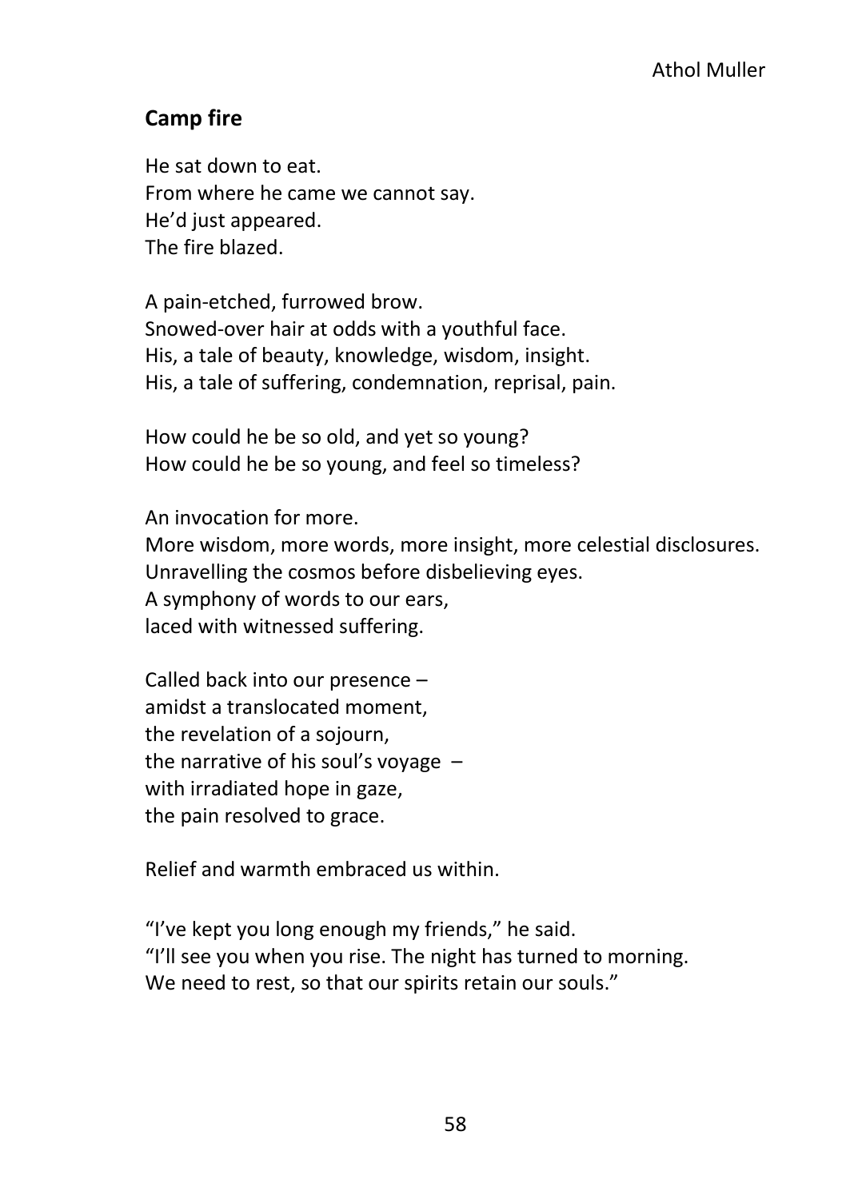## Camp fire

He sat down to eat.
From where he came we cannot say.
He'd just appeared.
The fire blazed.

A pain-etched, furrowed brow.
Snowed-over hair at odds with a youthful face.
His, a tale of beauty, knowledge, wisdom, insight.
His, a tale of suffering, condemnation, reprisal, pain.

How could he be so old, and yet so young?
How could he be so young, and feel so timeless?

An invocation for more.
More wisdom, more words, more insight, more celestial disclosures.
Unravelling the cosmos before disbelieving eyes.
A symphony of words to our ears,
laced with witnessed suffering.

Called back into our presence –
amidst a translocated moment,
the revelation of a sojourn,
the narrative of his soul's voyage –
with irradiated hope in gaze,
the pain resolved to grace.

Relief and warmth embraced us within.

"I've kept you long enough my friends," he said.
"I'll see you when you rise. The night has turned to morning.
We need to rest, so that our spirits retain our souls."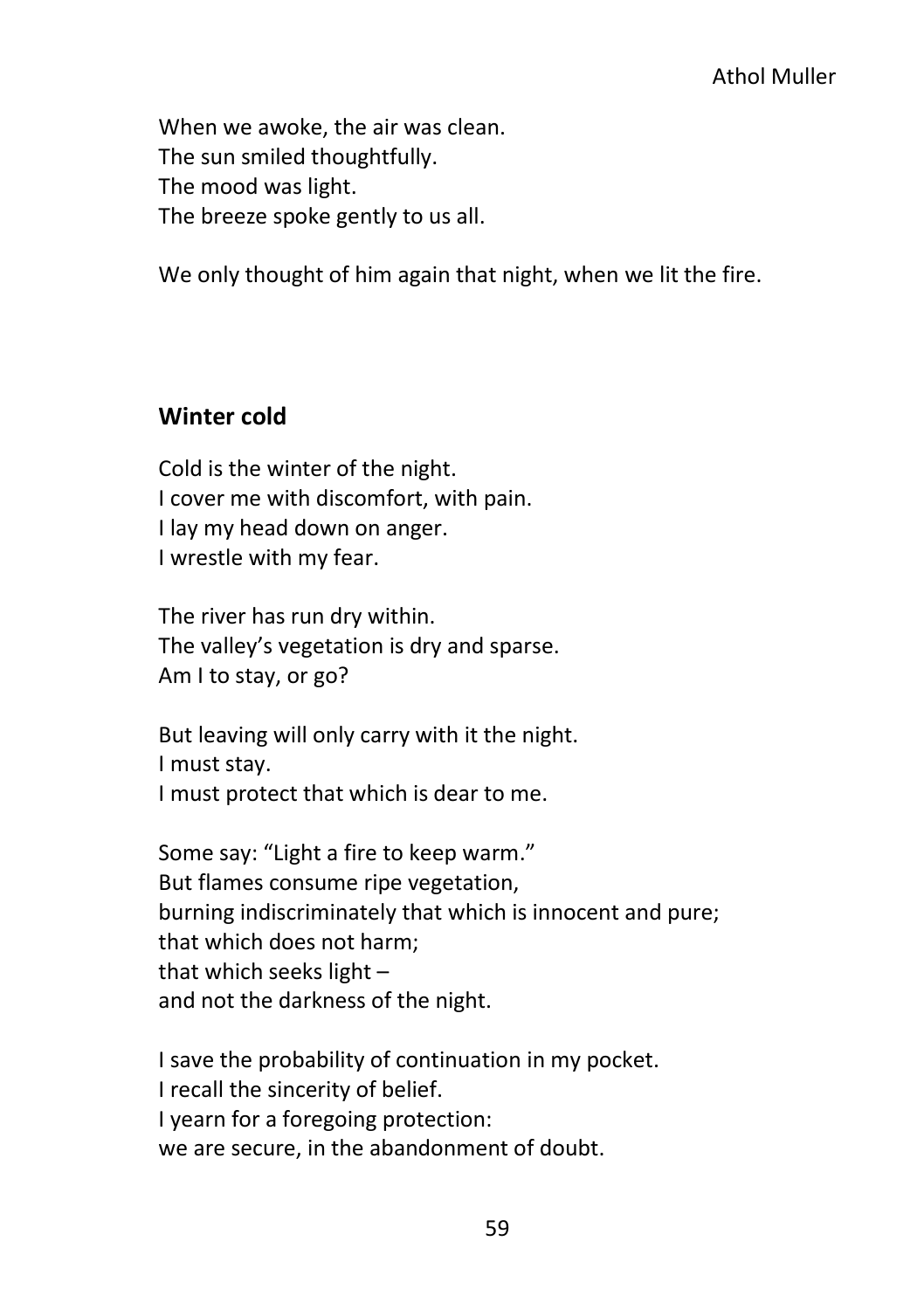When we awoke, the air was clean.  
The sun smiled thoughtfully.  
The mood was light.  
The breeze spoke gently to us all.

We only thought of him again that night, when we lit the fire.

## Winter cold

Cold is the winter of the night.  
I cover me with discomfort, with pain.  
I lay my head down on anger.  
I wrestle with my fear.

The river has run dry within.  
The valley's vegetation is dry and sparse.  
Am I to stay, or go?

But leaving will only carry with it the night.  
I must stay.  
I must protect that which is dear to me.

Some say: "Light a fire to keep warm."  
But flames consume ripe vegetation,  
burning indiscriminately that which is innocent and pure;  
that which does not harm;  
that which seeks light –  
and not the darkness of the night.

I save the probability of continuation in my pocket.  
I recall the sincerity of belief.  
I yearn for a foregoing protection:  
we are secure, in the abandonment of doubt.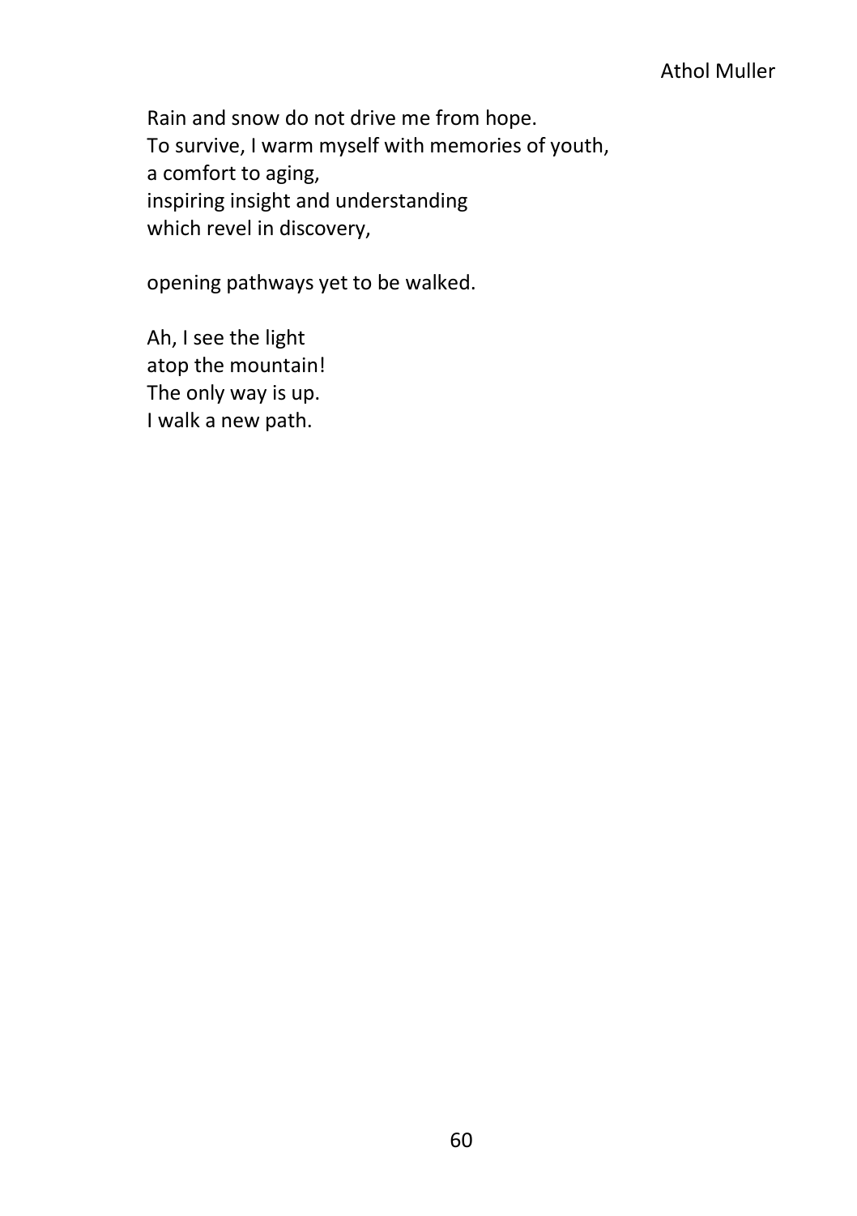Rain and snow do not drive me from hope.  
To survive, I warm myself with memories of youth,  
a comfort to aging,  
inspiring insight and understanding  
which revel in discovery,

opening pathways yet to be walked.

Ah, I see the light  
atop the mountain!  
The only way is up.  
I walk a new path.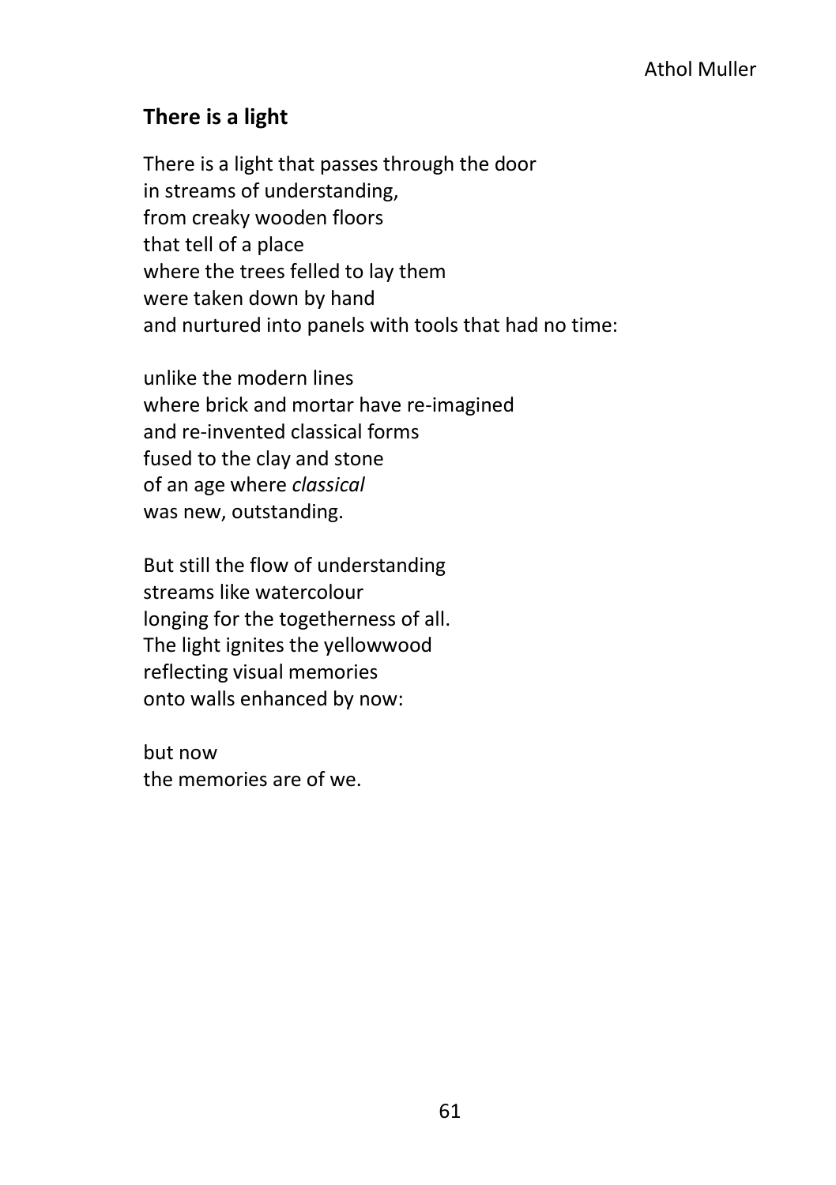Athol Muller

## There is a light

There is a light that passes through the door  
in streams of understanding,  
from creaky wooden floors  
that tell of a place  
where the trees felled to lay them  
were taken down by hand  
and nurtured into panels with tools that had no time:

unlike the modern lines  
where brick and mortar have re-imagined  
and re-invented classical forms  
fused to the clay and stone  
of an age where *classical*  
was new, outstanding.

But still the flow of understanding  
streams like watercolour  
longing for the togetherness of all.  
The light ignites the yellowwood  
reflecting visual memories  
onto walls enhanced by now:

but now  
the memories are of we.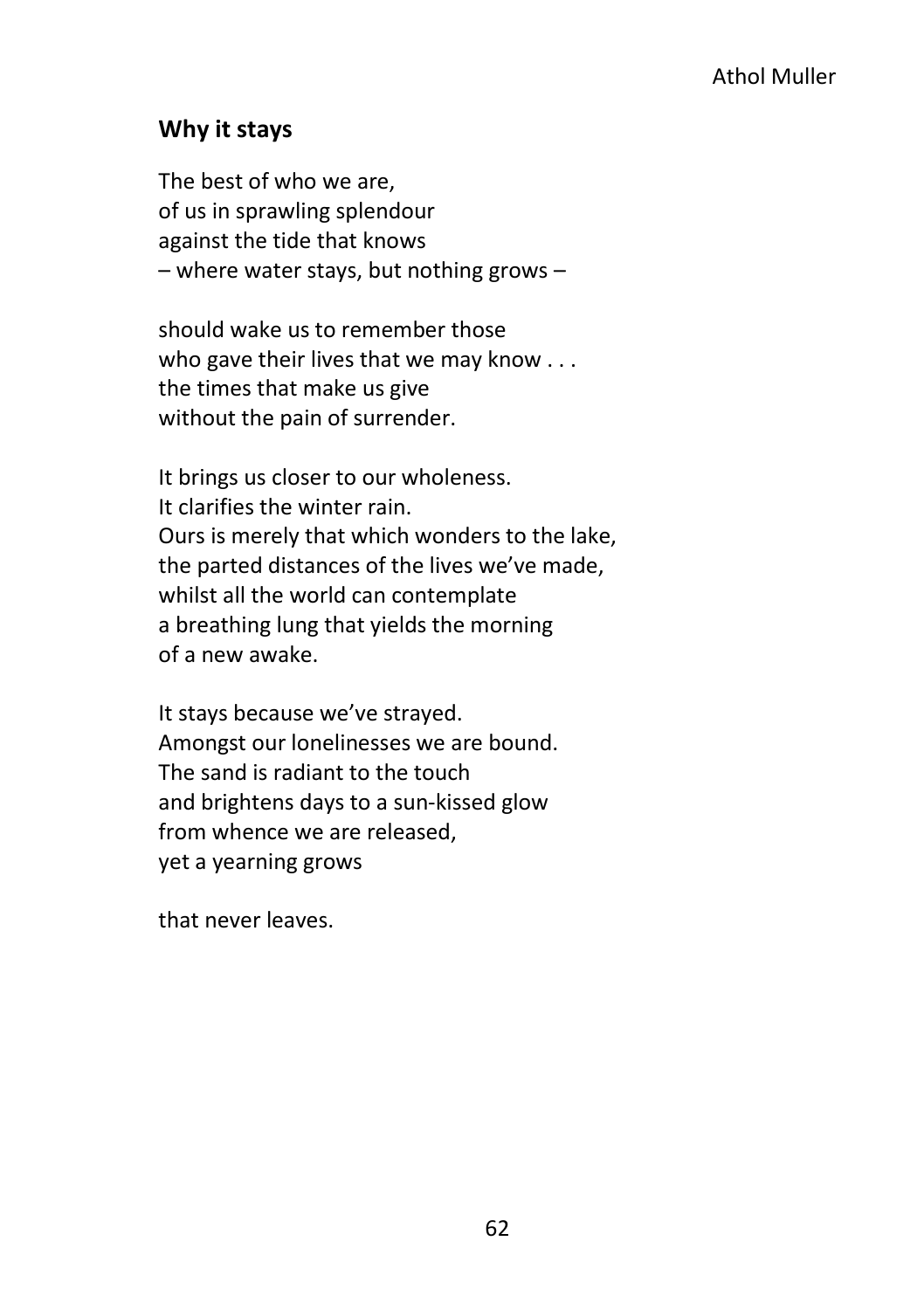Athol Muller

## **Why it stays**

The best of who we are,  
of us in sprawling splendour  
against the tide that knows  
– where water stays, but nothing grows –

should wake us to remember those  
who gave their lives that we may know . . .  
the times that make us give  
without the pain of surrender.

It brings us closer to our wholeness.  
It clarifies the winter rain.  
Ours is merely that which wonders to the lake,  
the parted distances of the lives we've made,  
whilst all the world can contemplate  
a breathing lung that yields the morning  
of a new awake.

It stays because we've strayed.  
Amongst our lonelinesses we are bound.  
The sand is radiant to the touch  
and brightens days to a sun-kissed glow  
from whence we are released,  
yet a yearning grows

that never leaves.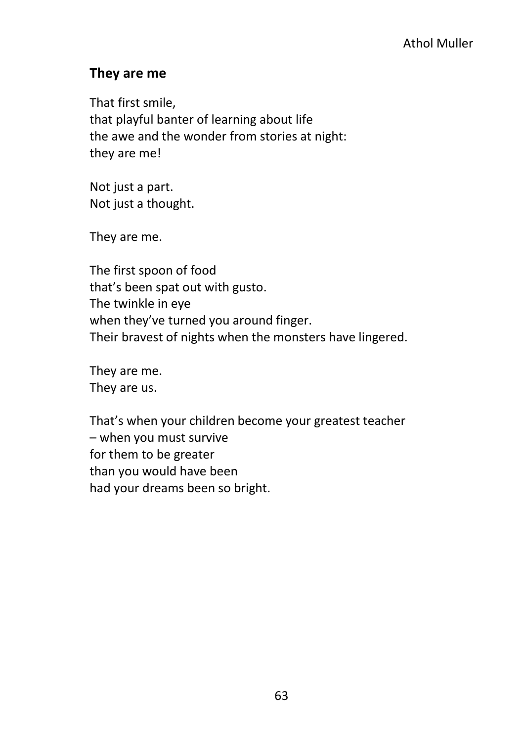## They are me

That first smile,
that playful banter of learning about life
the awe and the wonder from stories at night:
they are me!

Not just a part.
Not just a thought.

They are me.

The first spoon of food
that's been spat out with gusto.
The twinkle in eye
when they've turned you around finger.
Their bravest of nights when the monsters have lingered.

They are me.
They are us.

That's when your children become your greatest teacher
– when you must survive
for them to be greater
than you would have been
had your dreams been so bright.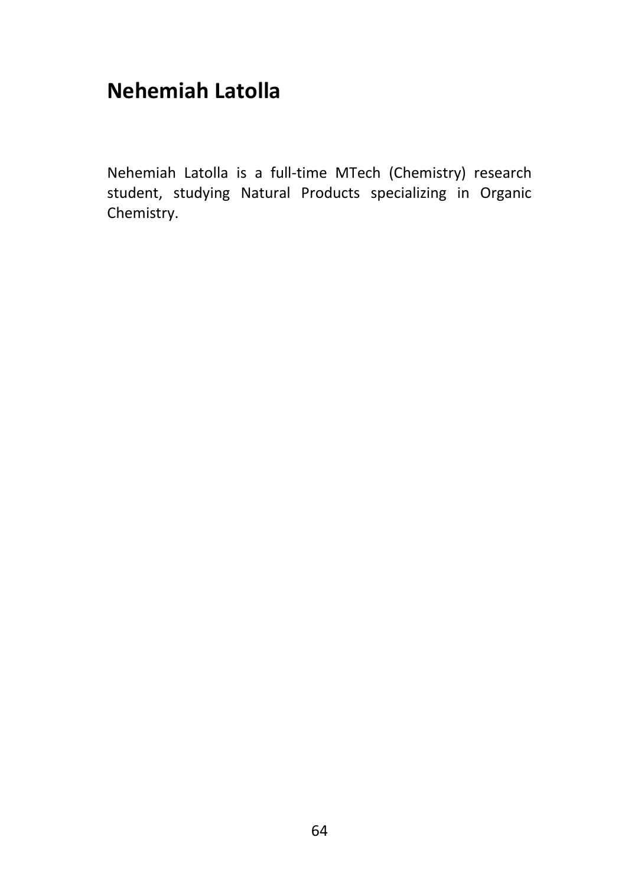## Nehemiah Latolla

Nehemiah Latolla is a full-time MTech (Chemistry) research student, studying Natural Products specializing in Organic Chemistry.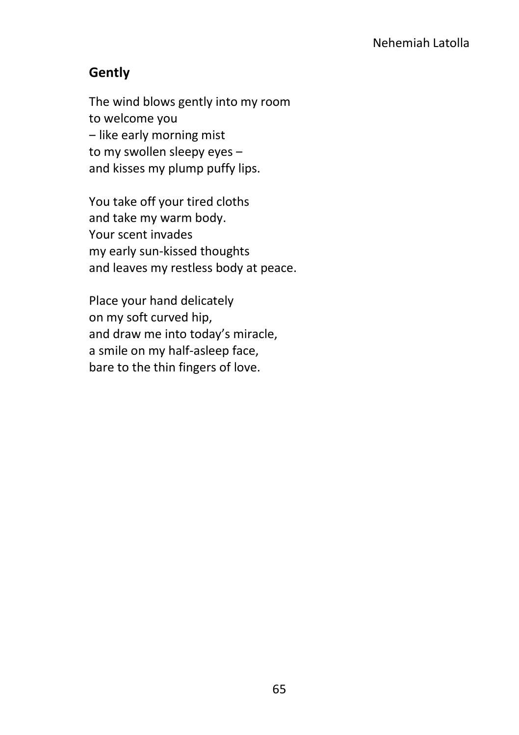Nehemiah Latolla

## Gently

The wind blows gently into my room
to welcome you
– like early morning mist
to my swollen sleepy eyes –
and kisses my plump puffy lips.

You take off your tired cloths
and take my warm body.
Your scent invades
my early sun-kissed thoughts
and leaves my restless body at peace.

Place your hand delicately
on my soft curved hip,
and draw me into today's miracle,
a smile on my half-asleep face,
bare to the thin fingers of love.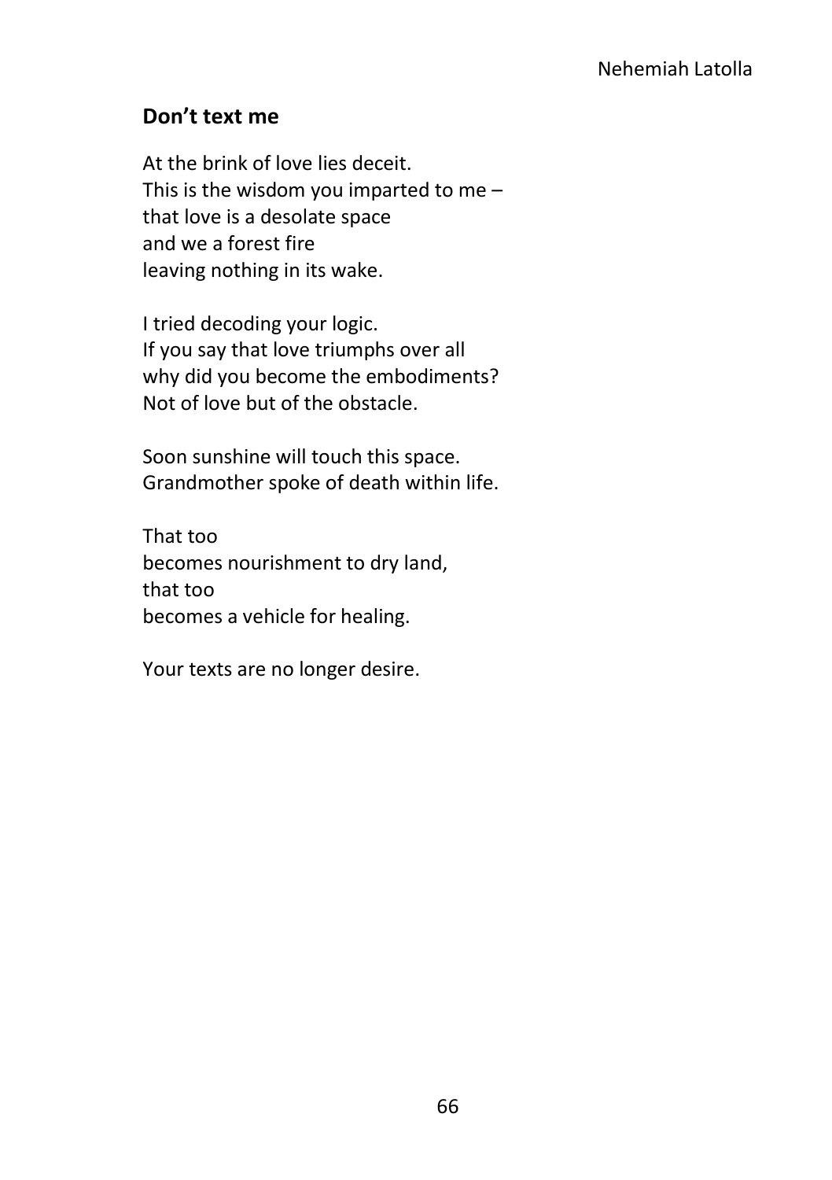Nehemiah Latolla

## Don't text me

At the brink of love lies deceit.  
This is the wisdom you imparted to me –  
that love is a desolate space  
and we a forest fire  
leaving nothing in its wake.

I tried decoding your logic.  
If you say that love triumphs over all  
why did you become the embodiments?  
Not of love but of the obstacle.

Soon sunshine will touch this space.  
Grandmother spoke of death within life.

That too  
becomes nourishment to dry land,  
that too  
becomes a vehicle for healing.

Your texts are no longer desire.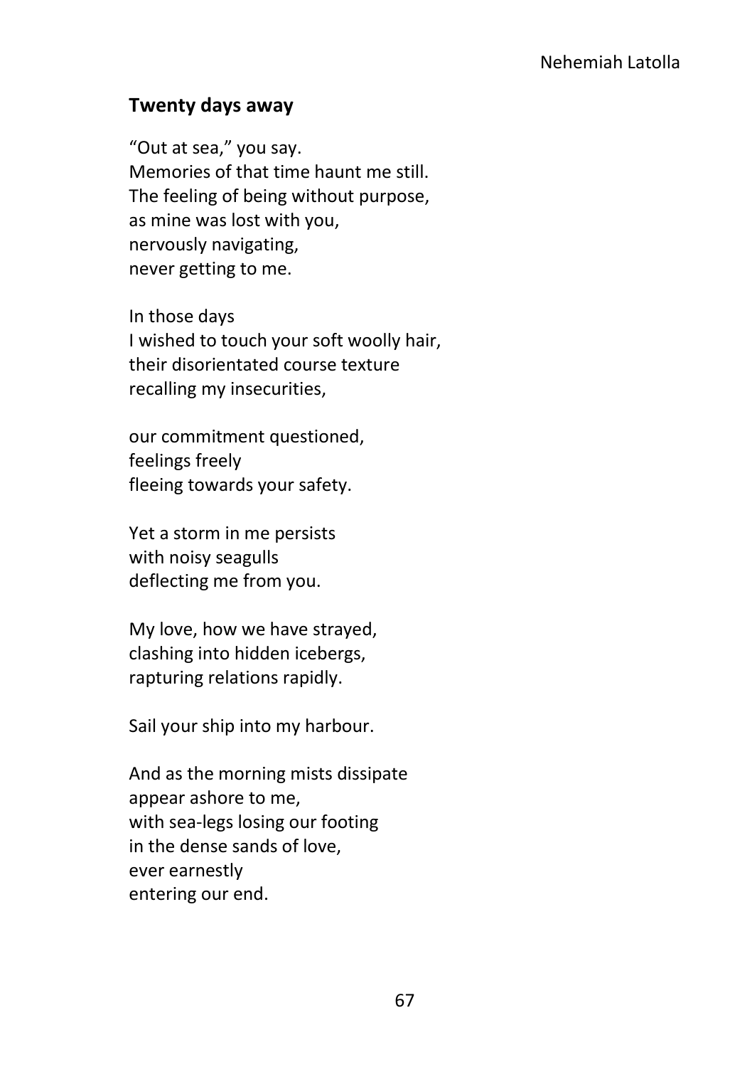Nehemiah Latolla

**Twenty days away**

"Out at sea," you say.
Memories of that time haunt me still.
The feeling of being without purpose,
as mine was lost with you,
nervously navigating,
never getting to me.

In those days
I wished to touch your soft woolly hair,
their disorientated course texture
recalling my insecurities,

our commitment questioned,
feelings freely
fleeing towards your safety.

Yet a storm in me persists
with noisy seagulls
deflecting me from you.

My love, how we have strayed,
clashing into hidden icebergs,
rapturing relations rapidly.

Sail your ship into my harbour.

And as the morning mists dissipate
appear ashore to me,
with sea-legs losing our footing
in the dense sands of love,
ever earnestly
entering our end.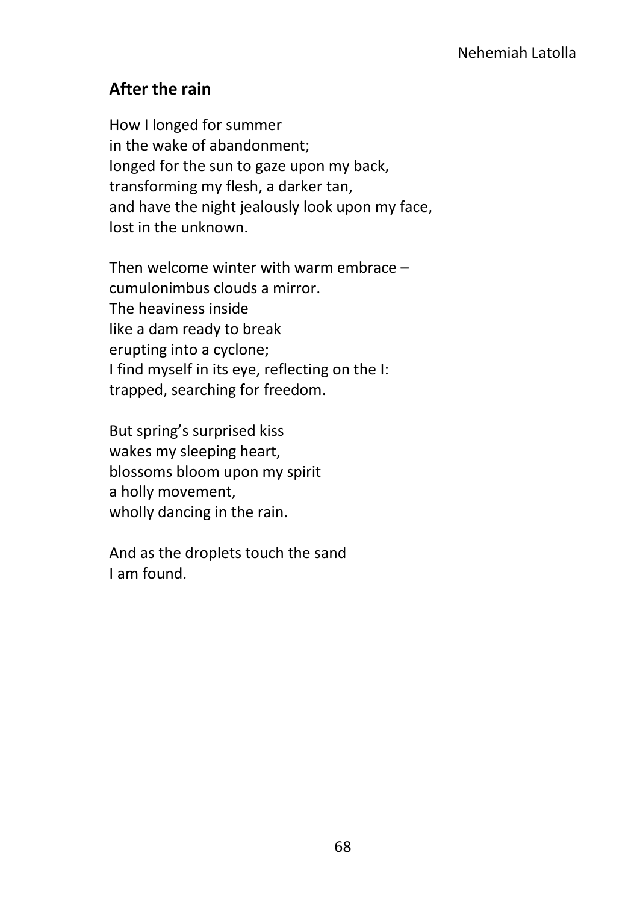Nehemiah Latolla

## After the rain

How I longed for summer  
in the wake of abandonment;  
longed for the sun to gaze upon my back,  
transforming my flesh, a darker tan,  
and have the night jealously look upon my face,  
lost in the unknown.

Then welcome winter with warm embrace –  
cumulonimbus clouds a mirror.  
The heaviness inside  
like a dam ready to break  
erupting into a cyclone;  
I find myself in its eye, reflecting on the I:  
trapped, searching for freedom.

But spring's surprised kiss  
wakes my sleeping heart,  
blossoms bloom upon my spirit  
a holly movement,  
wholly dancing in the rain.

And as the droplets touch the sand  
I am found.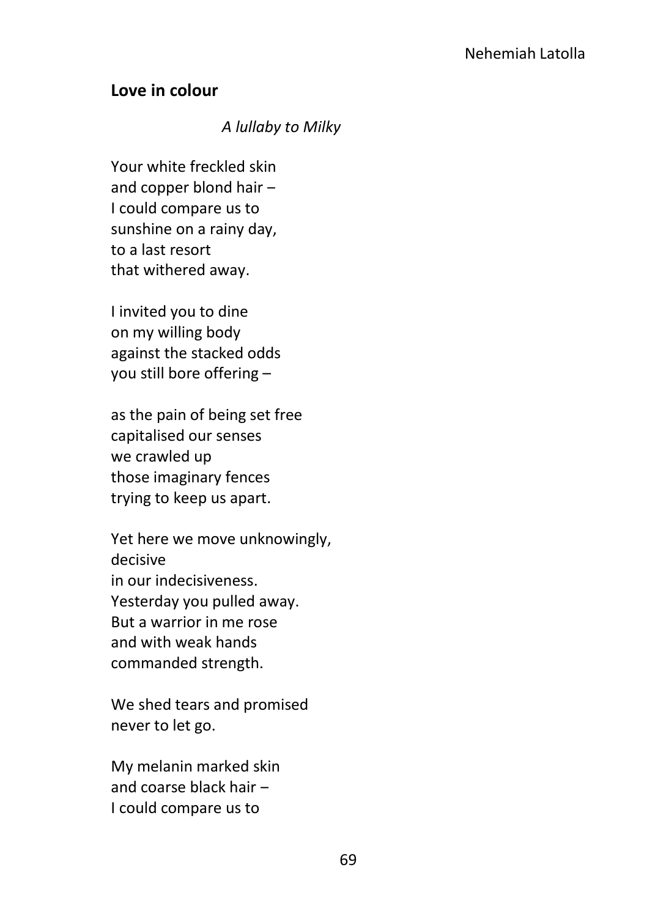**Love in colour**

*A lullaby to Milky*

Your white freckled skin  
and copper blond hair –  
I could compare us to  
sunshine on a rainy day,  
to a last resort  
that withered away.

I invited you to dine  
on my willing body  
against the stacked odds  
you still bore offering –

as the pain of being set free  
capitalised our senses  
we crawled up  
those imaginary fences  
trying to keep us apart.

Yet here we move unknowingly,  
decisive  
in our indecisiveness.  
Yesterday you pulled away.  
But a warrior in me rose  
and with weak hands  
commanded strength.

We shed tears and promised  
never to let go.

My melanin marked skin  
and coarse black hair –  
I could compare us to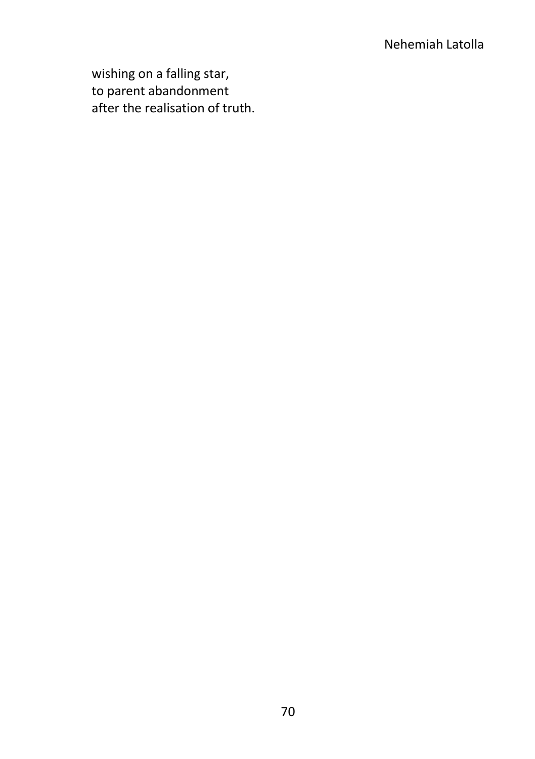wishing on a falling star,  
to parent abandonment  
after the realisation of truth.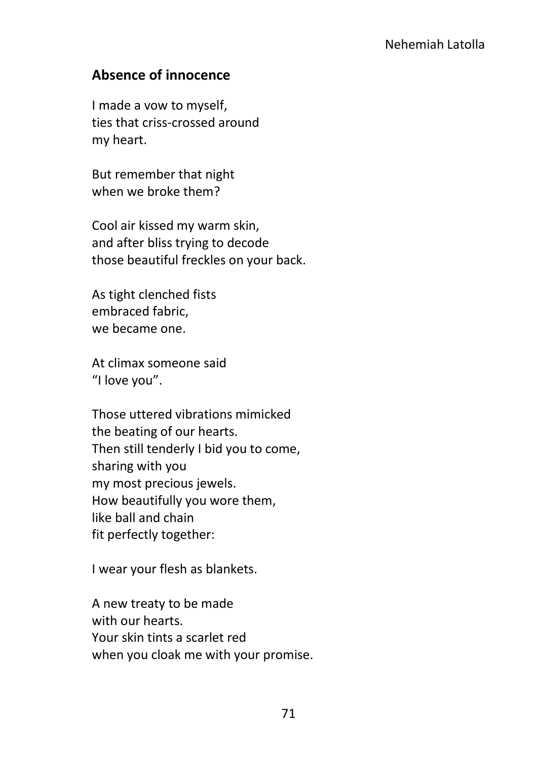Nehemiah Latolla

## Absence of innocence

I made a vow to myself,
ties that criss-crossed around
my heart.

But remember that night
when we broke them?

Cool air kissed my warm skin,
and after bliss trying to decode
those beautiful freckles on your back.

As tight clenched fists
embraced fabric,
we became one.

At climax someone said
“I love you”.

Those uttered vibrations mimicked
the beating of our hearts.
Then still tenderly I bid you to come,
sharing with you
my most precious jewels.
How beautifully you wore them,
like ball and chain
fit perfectly together:

I wear your flesh as blankets.

A new treaty to be made
with our hearts.
Your skin tints a scarlet red
when you cloak me with your promise.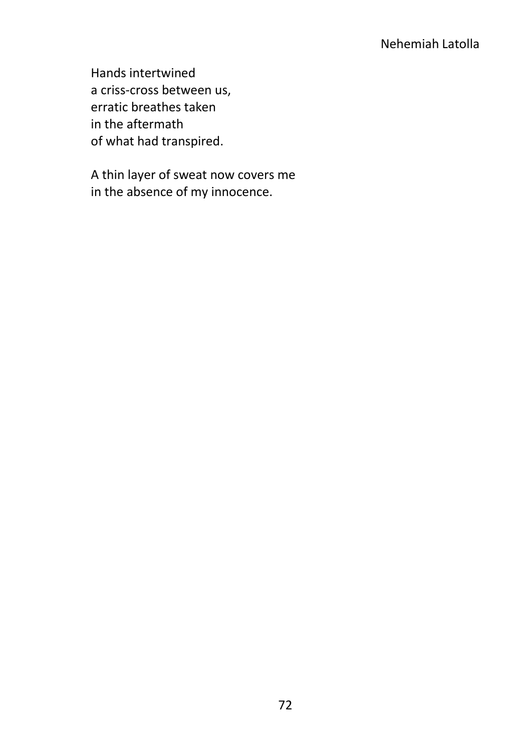Hands intertwined
a criss-cross between us,
erratic breathes taken
in the aftermath
of what had transpired.

A thin layer of sweat now covers me
in the absence of my innocence.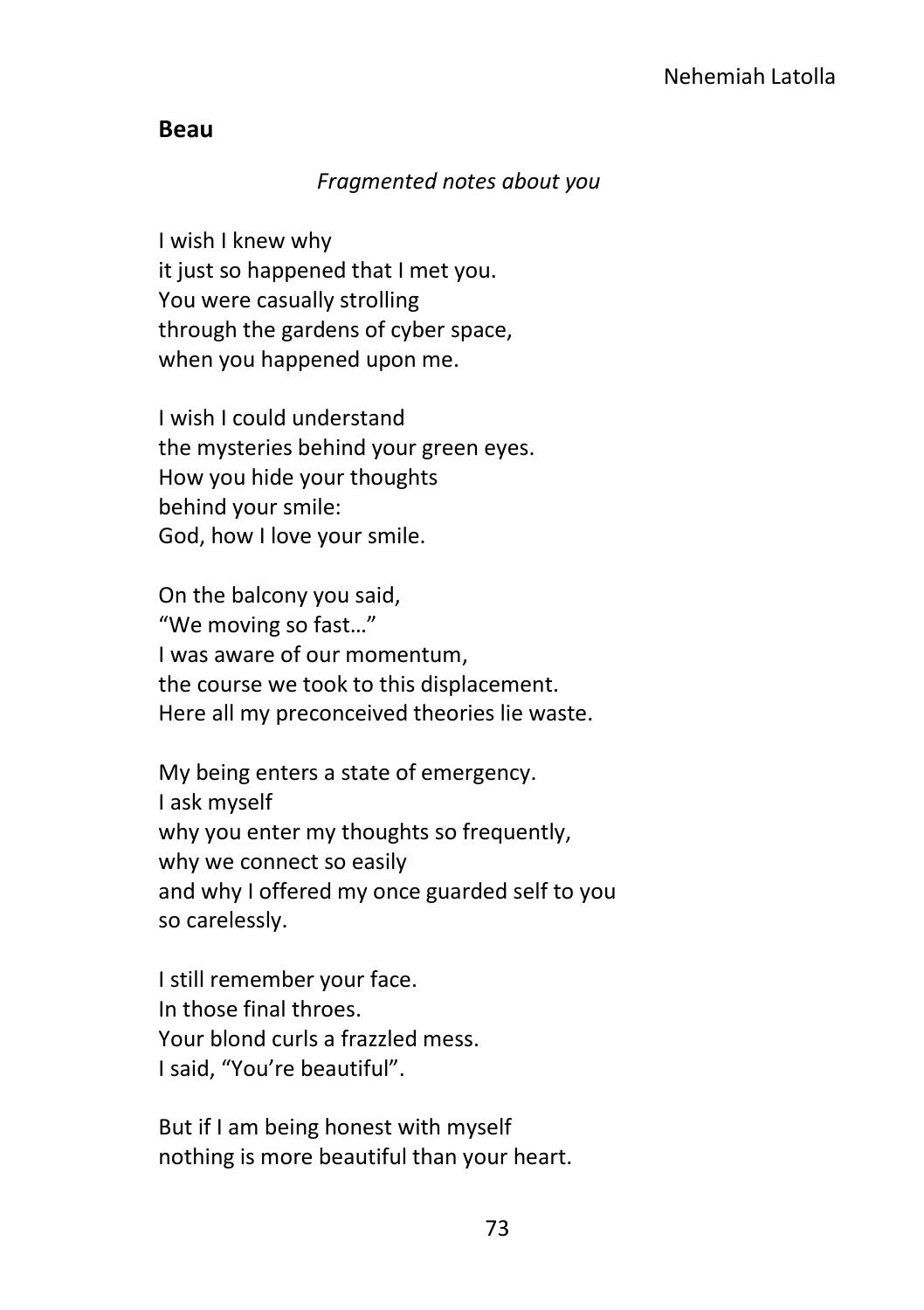**Beau**

*Fragmented notes about you*

I wish I knew why  
it just so happened that I met you.  
You were casually strolling  
through the gardens of cyber space,  
when you happened upon me.

I wish I could understand  
the mysteries behind your green eyes.  
How you hide your thoughts  
behind your smile:  
God, how I love your smile.

On the balcony you said,  
"We moving so fast…"  
I was aware of our momentum,  
the course we took to this displacement.  
Here all my preconceived theories lie waste.

My being enters a state of emergency.  
I ask myself  
why you enter my thoughts so frequently,  
why we connect so easily  
and why I offered my once guarded self to you  
so carelessly.

I still remember your face.  
In those final throes.  
Your blond curls a frazzled mess.  
I said, "You're beautiful".

But if I am being honest with myself  
nothing is more beautiful than your heart.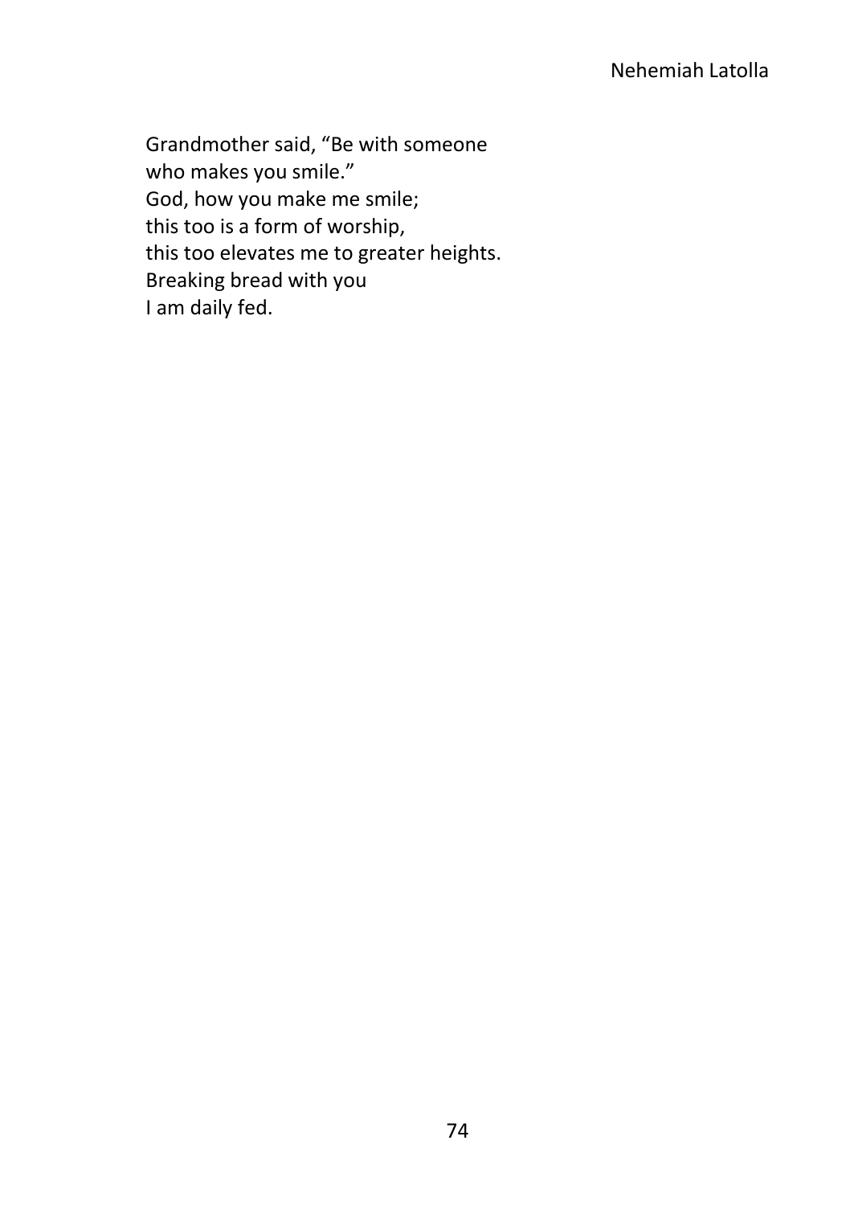Grandmother said, "Be with someone  
who makes you smile."  
God, how you make me smile;  
this too is a form of worship,  
this too elevates me to greater heights.  
Breaking bread with you  
I am daily fed.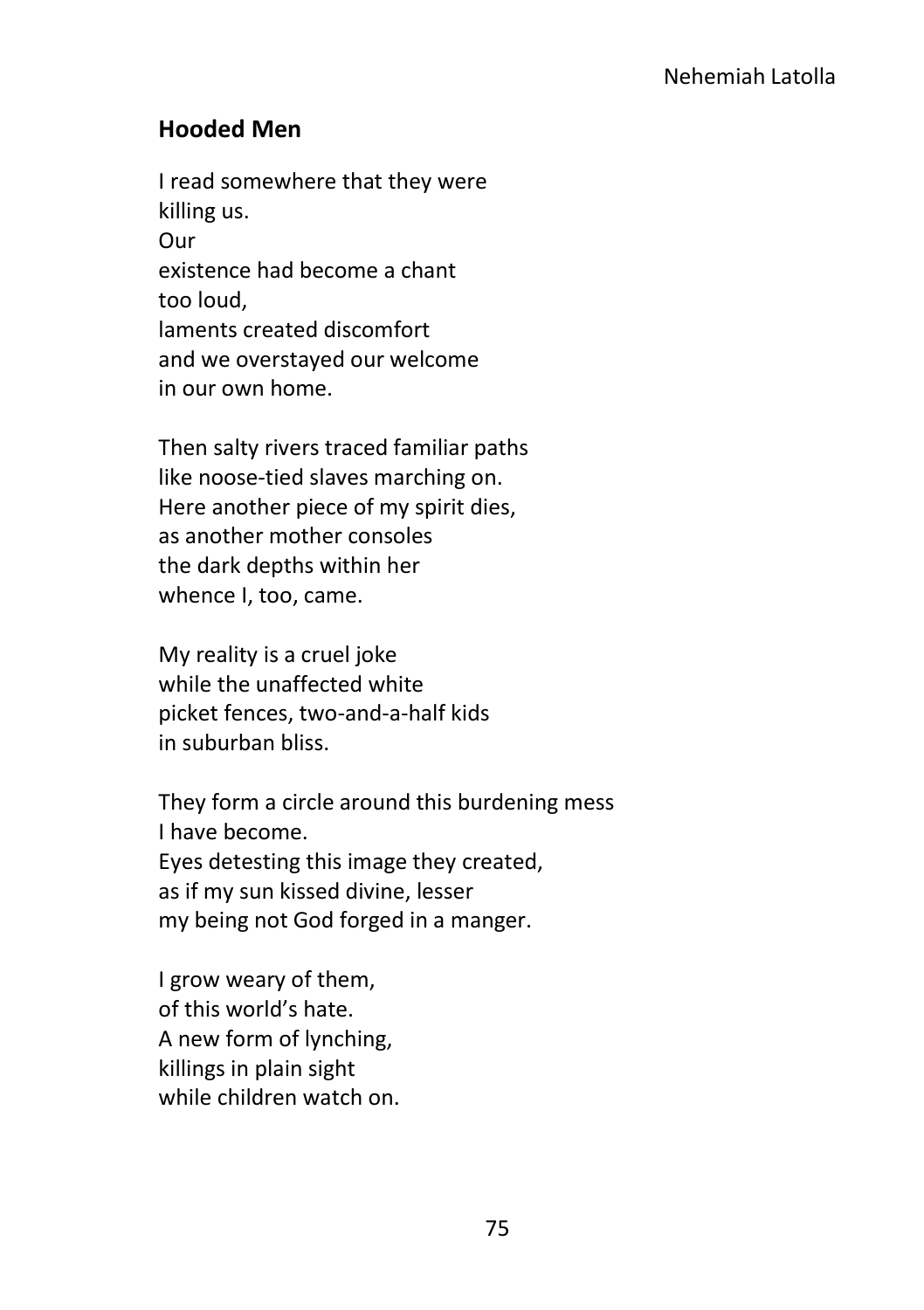Nehemiah Latolla

## Hooded Men

I read somewhere that they were  
killing us.  
Our  
existence had become a chant  
too loud,  
laments created discomfort  
and we overstayed our welcome  
in our own home.

Then salty rivers traced familiar paths  
like noose-tied slaves marching on.  
Here another piece of my spirit dies,  
as another mother consoles  
the dark depths within her  
whence I, too, came.

My reality is a cruel joke  
while the unaffected white  
picket fences, two-and-a-half kids  
in suburban bliss.

They form a circle around this burdening mess  
I have become.  
Eyes detesting this image they created,  
as if my sun kissed divine, lesser  
my being not God forged in a manger.

I grow weary of them,  
of this world's hate.  
A new form of lynching,  
killings in plain sight  
while children watch on.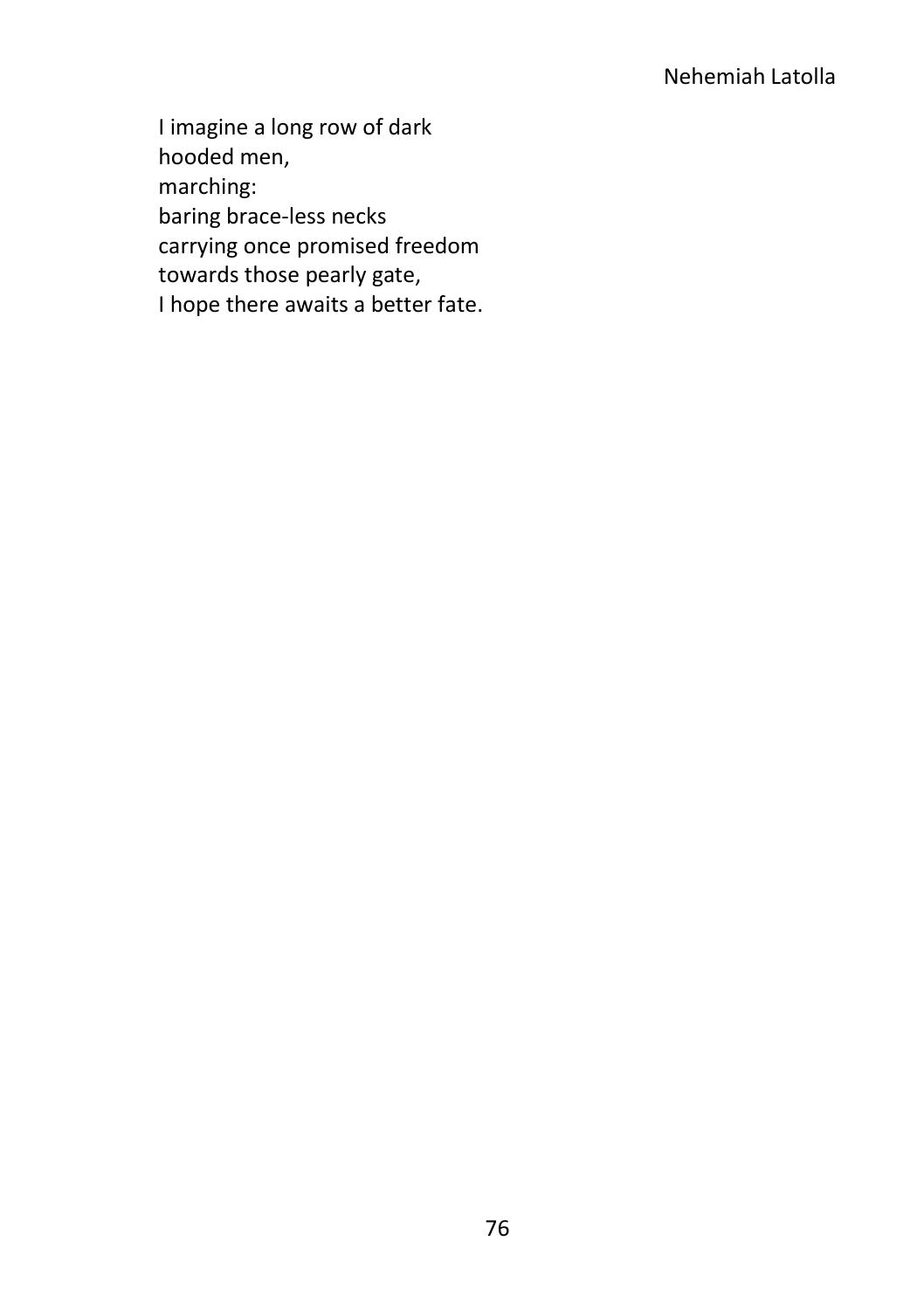I imagine a long row of dark  
hooded men,  
marching:  
baring brace-less necks  
carrying once promised freedom  
towards those pearly gate,  
I hope there awaits a better fate.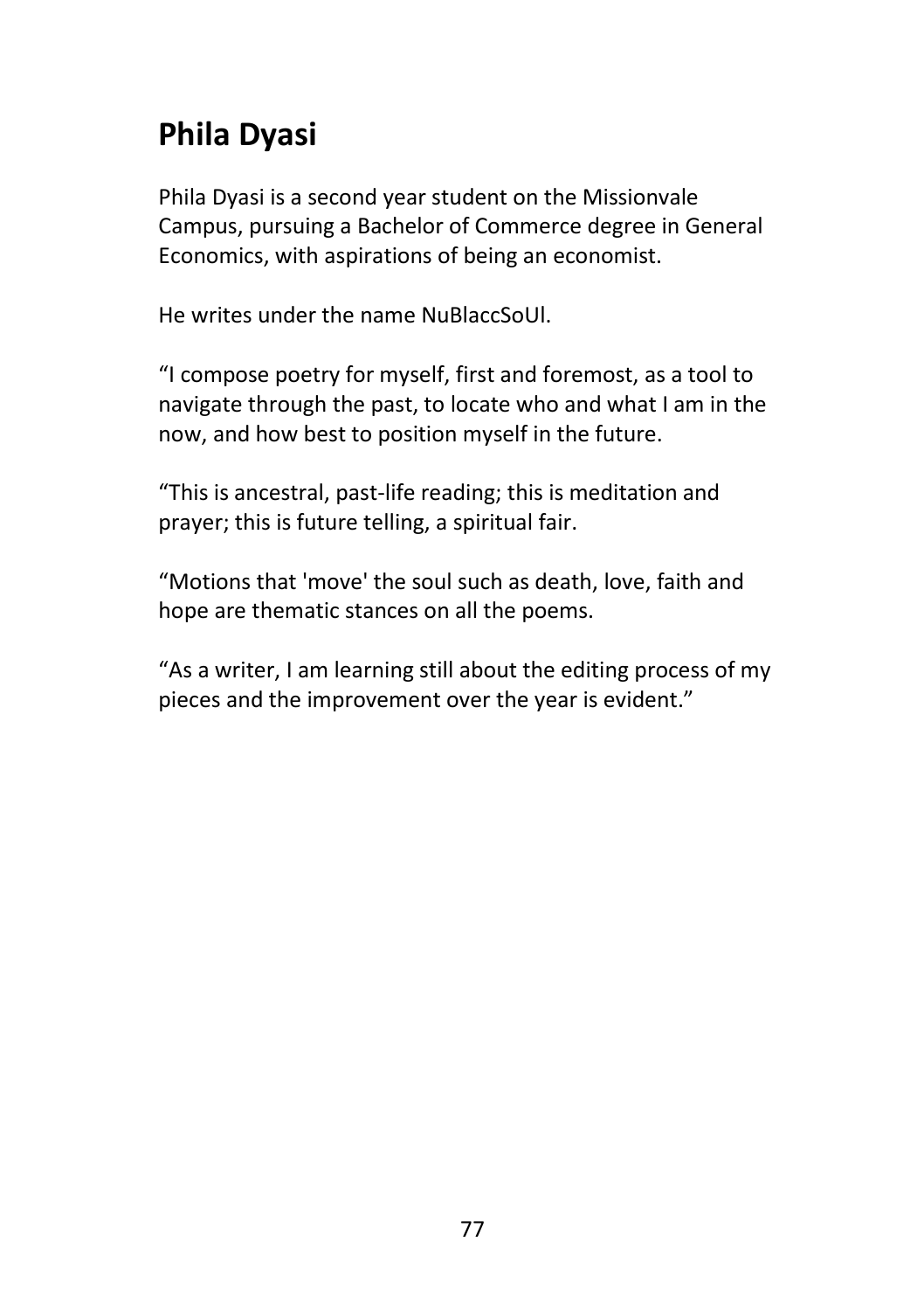## Phila Dyasi

Phila Dyasi is a second year student on the Missionvale Campus, pursuing a Bachelor of Commerce degree in General Economics, with aspirations of being an economist.

He writes under the name NuBlaccSoUl.

“I compose poetry for myself, first and foremost, as a tool to navigate through the past, to locate who and what I am in the now, and how best to position myself in the future.

“This is ancestral, past-life reading; this is meditation and prayer; this is future telling, a spiritual fair.

“Motions that 'move' the soul such as death, love, faith and hope are thematic stances on all the poems.

“As a writer, I am learning still about the editing process of my pieces and the improvement over the year is evident.”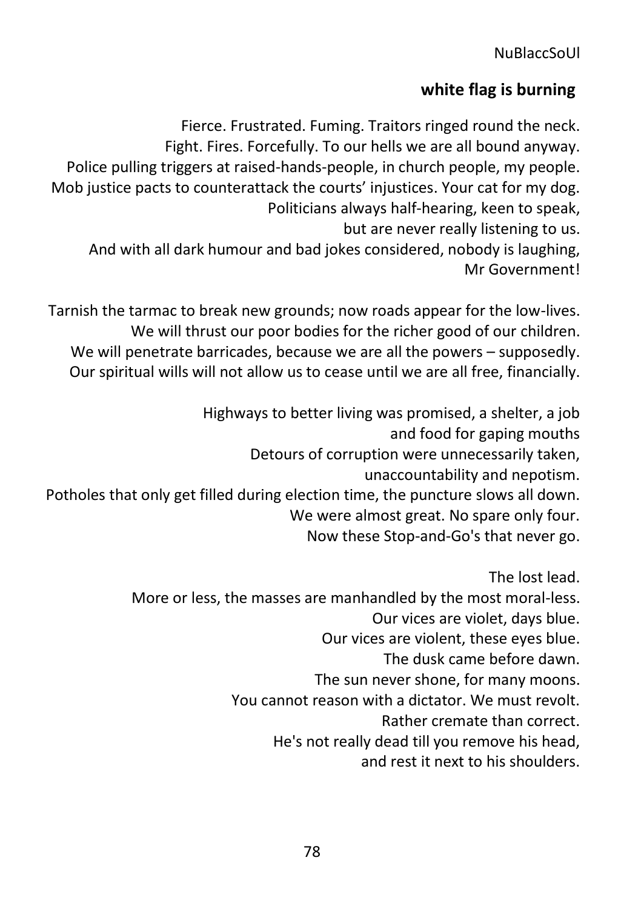NuBlaccSoUl

## white flag is burning

Fierce. Frustrated. Fuming. Traitors ringed round the neck.
Fight. Fires. Forcefully. To our hells we are all bound anyway.
Police pulling triggers at raised-hands-people, in church people, my people.
Mob justice pacts to counterattack the courts' injustices. Your cat for my dog.
Politicians always half-hearing, keen to speak,
but are never really listening to us.
And with all dark humour and bad jokes considered, nobody is laughing,
Mr Government!

Tarnish the tarmac to break new grounds; now roads appear for the low-lives.
We will thrust our poor bodies for the richer good of our children.
We will penetrate barricades, because we are all the powers – supposedly.
Our spiritual wills will not allow us to cease until we are all free, financially.

Highways to better living was promised, a shelter, a job
and food for gaping mouths
Detours of corruption were unnecessarily taken,
unaccountability and nepotism.
Potholes that only get filled during election time, the puncture slows all down.
We were almost great. No spare only four.
Now these Stop-and-Go's that never go.

The lost lead.
More or less, the masses are manhandled by the most moral-less.
Our vices are violet, days blue.
Our vices are violent, these eyes blue.
The dusk came before dawn.
The sun never shone, for many moons.
You cannot reason with a dictator. We must revolt.
Rather cremate than correct.
He's not really dead till you remove his head,
and rest it next to his shoulders.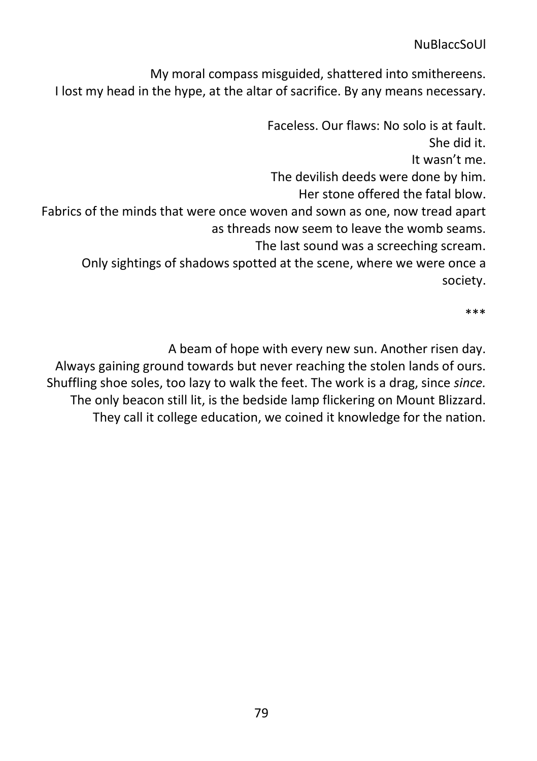My moral compass misguided, shattered into smithereens.
I lost my head in the hype, at the altar of sacrifice. By any means necessary.

Faceless. Our flaws: No solo is at fault.
She did it.
It wasn't me.
The devilish deeds were done by him.
Her stone offered the fatal blow.
Fabrics of the minds that were once woven and sown as one, now tread apart as threads now seem to leave the womb seams.
The last sound was a screeching scream.
Only sightings of shadows spotted at the scene, where we were once a society.

\*\*\*

A beam of hope with every new sun. Another risen day.
Always gaining ground towards but never reaching the stolen lands of ours.
Shuffling shoe soles, too lazy to walk the feet. The work is a drag, since *since.*
The only beacon still lit, is the bedside lamp flickering on Mount Blizzard.
They call it college education, we coined it knowledge for the nation.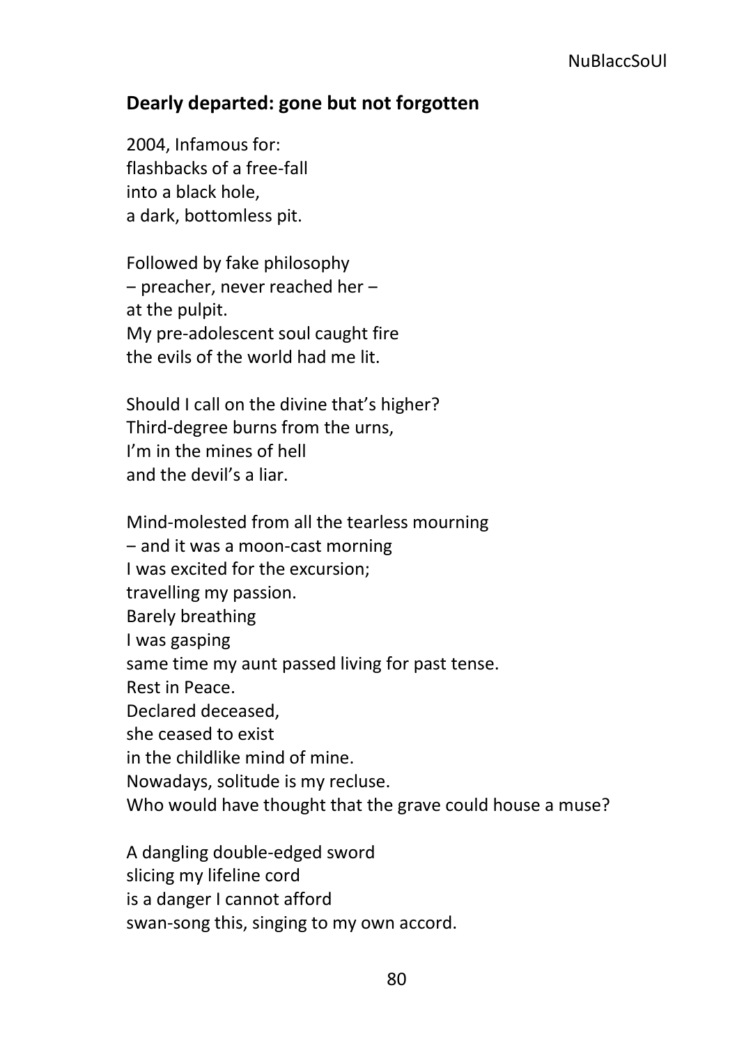## Dearly departed: gone but not forgotten

2004, Infamous for:  
flashbacks of a free-fall  
into a black hole,  
a dark, bottomless pit.

Followed by fake philosophy  
– preacher, never reached her –  
at the pulpit.  
My pre-adolescent soul caught fire  
the evils of the world had me lit.

Should I call on the divine that's higher?  
Third-degree burns from the urns,  
I'm in the mines of hell  
and the devil's a liar.

Mind-molested from all the tearless mourning  
– and it was a moon-cast morning  
I was excited for the excursion;  
travelling my passion.  
Barely breathing  
I was gasping  
same time my aunt passed living for past tense.  
Rest in Peace.  
Declared deceased,  
she ceased to exist  
in the childlike mind of mine.  
Nowadays, solitude is my recluse.  
Who would have thought that the grave could house a muse?

A dangling double-edged sword  
slicing my lifeline cord  
is a danger I cannot afford  
swan-song this, singing to my own accord.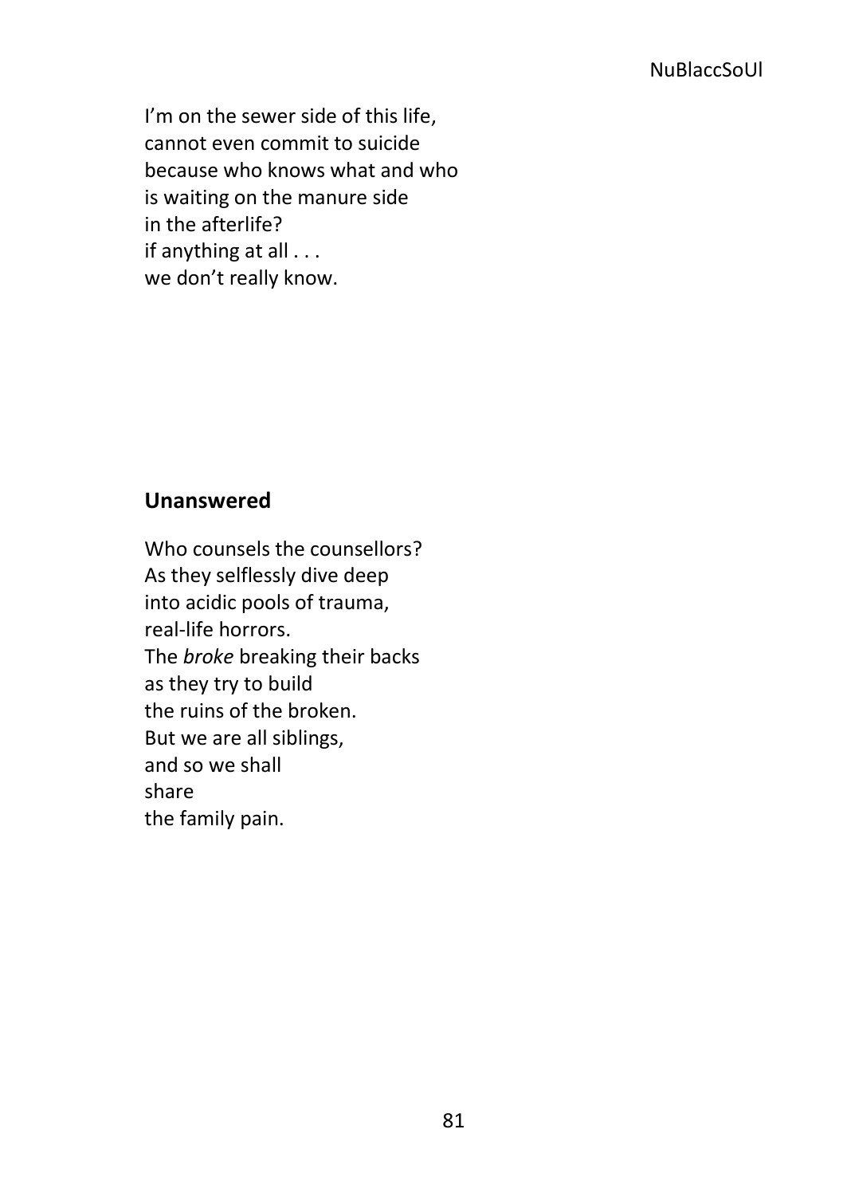I'm on the sewer side of this life,
cannot even commit to suicide
because who knows what and who
is waiting on the manure side
in the afterlife?
if anything at all . . .
we don't really know.

## Unanswered

Who counsels the counsellors?
As they selflessly dive deep
into acidic pools of trauma,
real-life horrors.
The *broke* breaking their backs
as they try to build
the ruins of the broken.
But we are all siblings,
and so we shall
share
the family pain.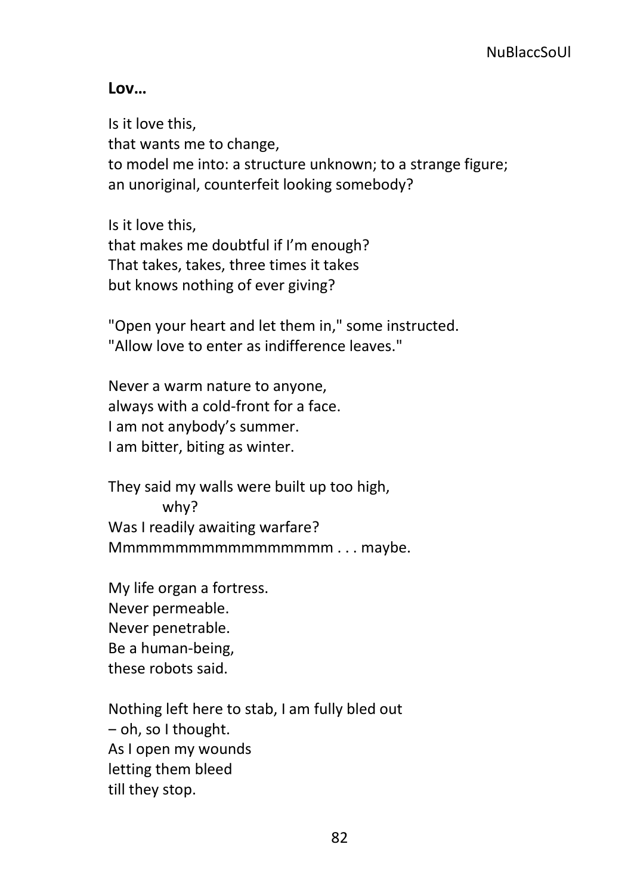**Lov…**

Is it love this,  
that wants me to change,  
to model me into: a structure unknown; to a strange figure;  
an unoriginal, counterfeit looking somebody?

Is it love this,  
that makes me doubtful if I'm enough?  
That takes, takes, three times it takes  
but knows nothing of ever giving?

"Open your heart and let them in," some instructed.  
"Allow love to enter as indifference leaves."

Never a warm nature to anyone,  
always with a cold-front for a face.  
I am not anybody's summer.  
I am bitter, biting as winter.

They said my walls were built up too high,  
&nbsp;&nbsp;&nbsp;&nbsp;&nbsp;&nbsp;&nbsp;&nbsp;&nbsp;&nbsp;why?  
Was I readily awaiting warfare?  
Mmmmmmmmmmmmmmmmm . . . maybe.

My life organ a fortress.  
Never permeable.  
Never penetrable.  
Be a human-being,  
these robots said.

Nothing left here to stab, I am fully bled out  
– oh, so I thought.  
As I open my wounds  
letting them bleed  
till they stop.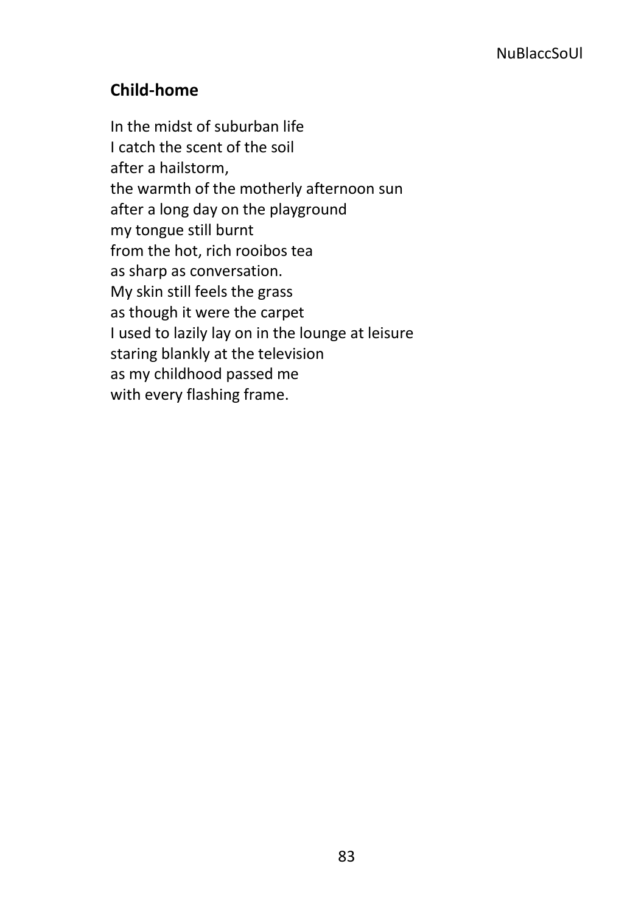## Child-home

In the midst of suburban life
I catch the scent of the soil
after a hailstorm,
the warmth of the motherly afternoon sun
after a long day on the playground
my tongue still burnt
from the hot, rich rooibos tea
as sharp as conversation.
My skin still feels the grass
as though it were the carpet
I used to lazily lay on in the lounge at leisure
staring blankly at the television
as my childhood passed me
with every flashing frame.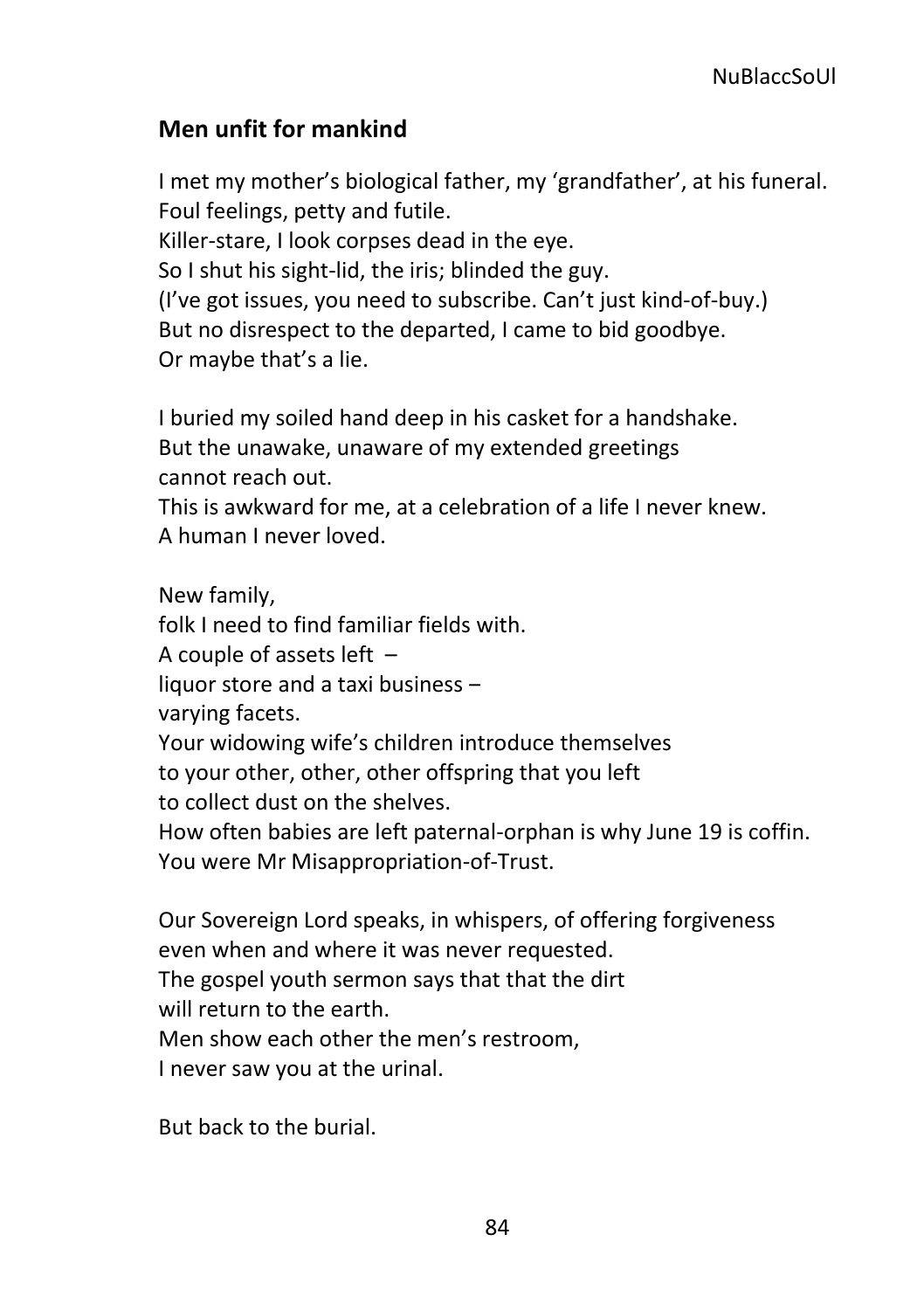## Men unfit for mankind

I met my mother's biological father, my 'grandfather', at his funeral.
Foul feelings, petty and futile.
Killer-stare, I look corpses dead in the eye.
So I shut his sight-lid, the iris; blinded the guy.
(I've got issues, you need to subscribe. Can't just kind-of-buy.)
But no disrespect to the departed, I came to bid goodbye.
Or maybe that's a lie.

I buried my soiled hand deep in his casket for a handshake.
But the unawake, unaware of my extended greetings
cannot reach out.
This is awkward for me, at a celebration of a life I never knew.
A human I never loved.

New family,
folk I need to find familiar fields with.
A couple of assets left –
liquor store and a taxi business –
varying facets.
Your widowing wife's children introduce themselves
to your other, other, other offspring that you left
to collect dust on the shelves.
How often babies are left paternal-orphan is why June 19 is coffin.
You were Mr Misappropriation-of-Trust.

Our Sovereign Lord speaks, in whispers, of offering forgiveness
even when and where it was never requested.
The gospel youth sermon says that that the dirt
will return to the earth.
Men show each other the men's restroom,
I never saw you at the urinal.

But back to the burial.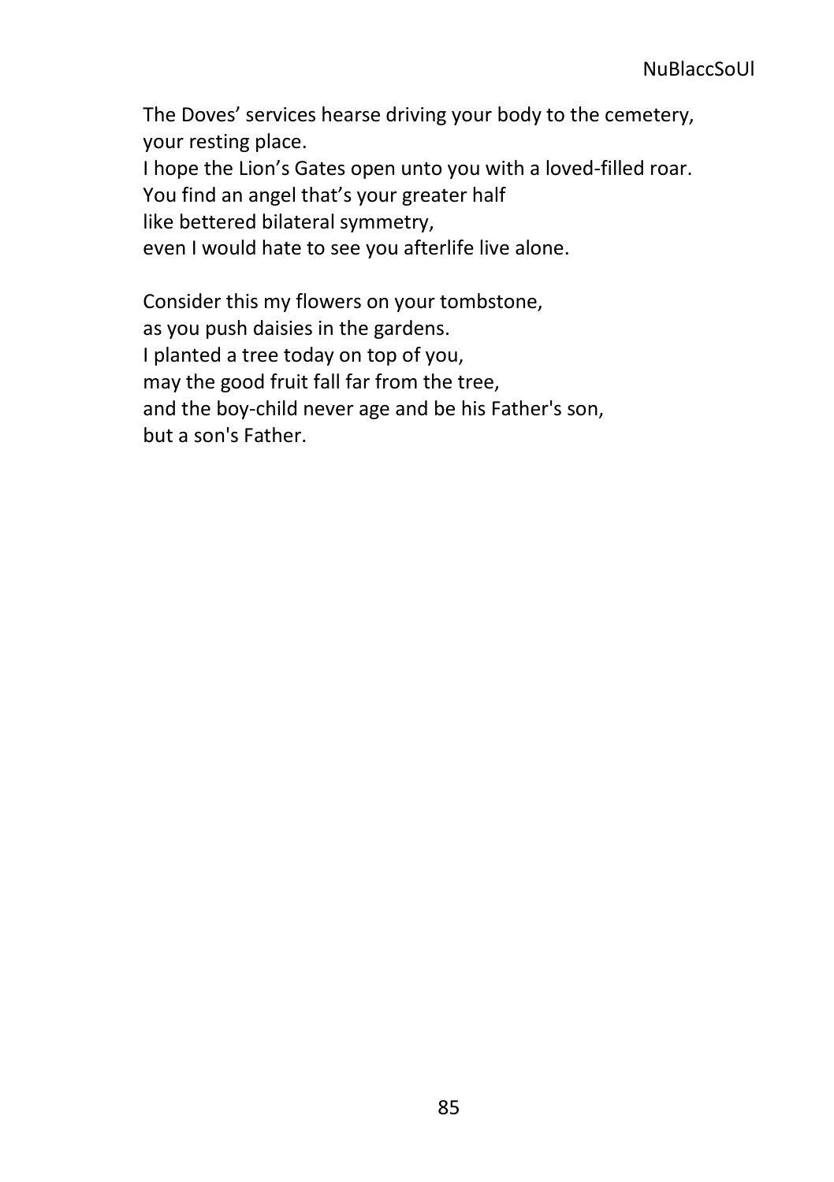The Doves' services hearse driving your body to the cemetery,  
your resting place.  
I hope the Lion's Gates open unto you with a loved-filled roar.  
You find an angel that's your greater half  
like bettered bilateral symmetry,  
even I would hate to see you afterlife live alone.

Consider this my flowers on your tombstone,  
as you push daisies in the gardens.  
I planted a tree today on top of you,  
may the good fruit fall far from the tree,  
and the boy-child never age and be his Father's son,  
but a son's Father.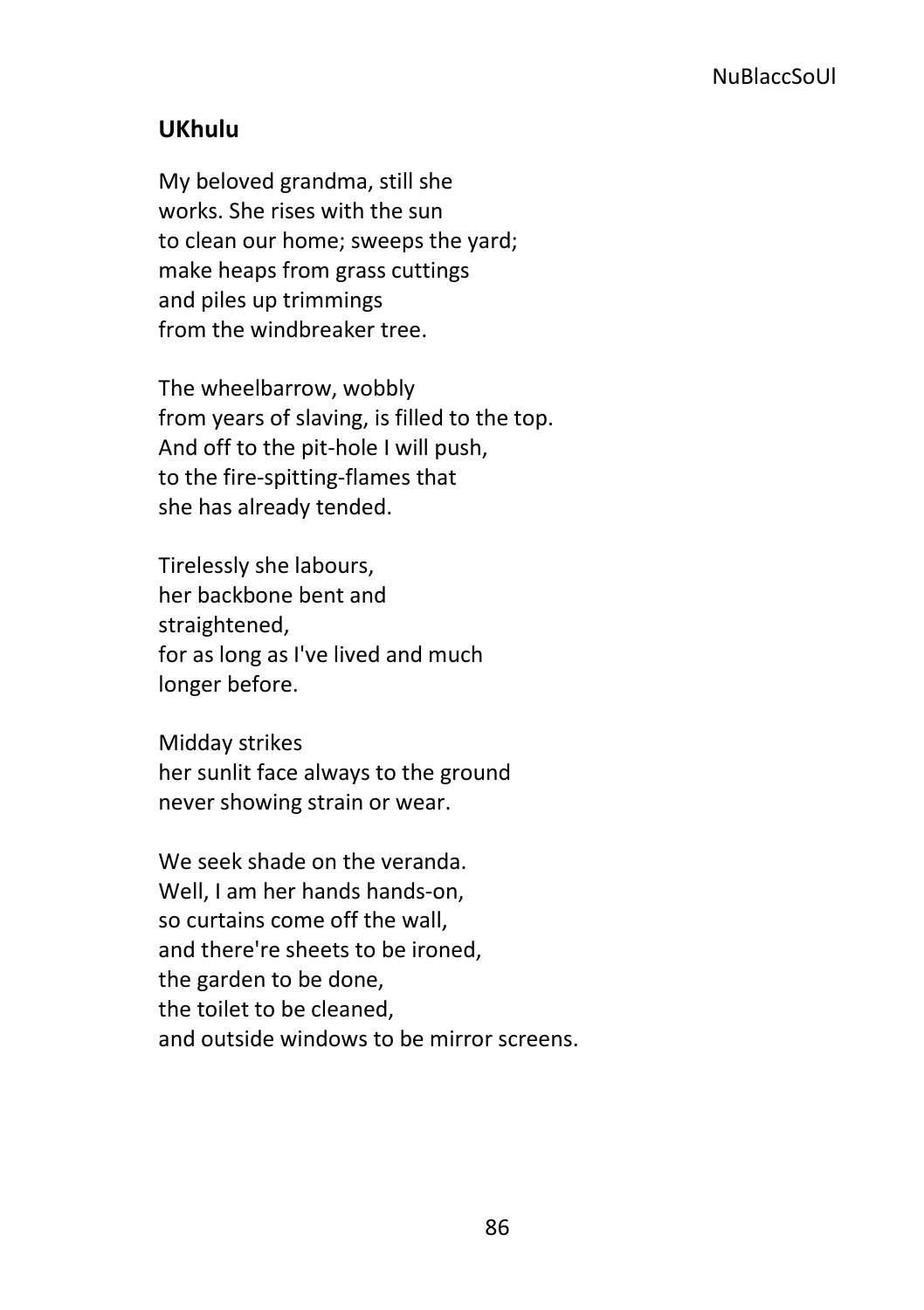**UKhulu**

My beloved grandma, still she
works. She rises with the sun
to clean our home; sweeps the yard;
make heaps from grass cuttings
and piles up trimmings
from the windbreaker tree.

The wheelbarrow, wobbly
from years of slaving, is filled to the top.
And off to the pit-hole I will push,
to the fire-spitting-flames that
she has already tended.

Tirelessly she labours,
her backbone bent and
straightened,
for as long as I've lived and much
longer before.

Midday strikes
her sunlit face always to the ground
never showing strain or wear.

We seek shade on the veranda.
Well, I am her hands hands-on,
so curtains come off the wall,
and there're sheets to be ironed,
the garden to be done,
the toilet to be cleaned,
and outside windows to be mirror screens.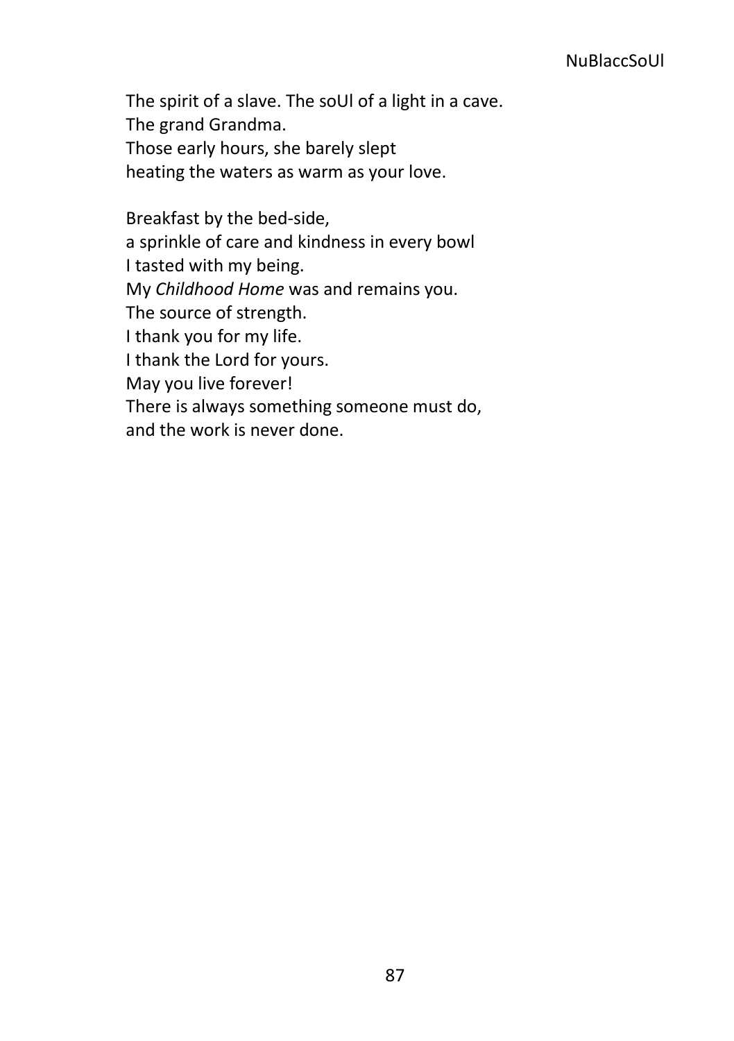The spirit of a slave. The soUl of a light in a cave.  
The grand Grandma.  
Those early hours, she barely slept  
heating the waters as warm as your love.

Breakfast by the bed-side,  
a sprinkle of care and kindness in every bowl  
I tasted with my being.  
My *Childhood Home* was and remains you.  
The source of strength.  
I thank you for my life.  
I thank the Lord for yours.  
May you live forever!  
There is always something someone must do,  
and the work is never done.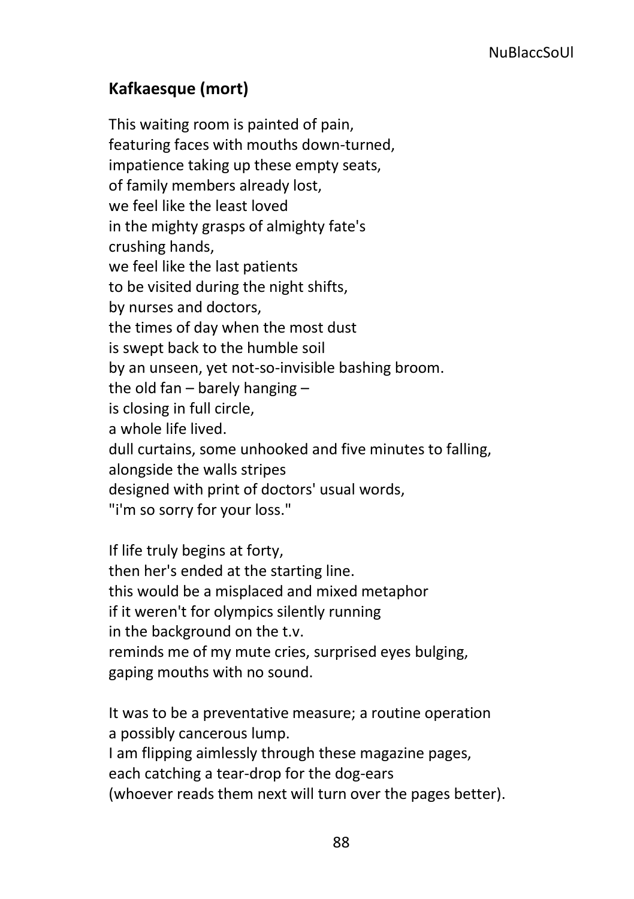## **Kafkaesque (mort)**

This waiting room is painted of pain,  
featuring faces with mouths down-turned,  
impatience taking up these empty seats,  
of family members already lost,  
we feel like the least loved  
in the mighty grasps of almighty fate's  
crushing hands,  
we feel like the last patients  
to be visited during the night shifts,  
by nurses and doctors,  
the times of day when the most dust  
is swept back to the humble soil  
by an unseen, yet not-so-invisible bashing broom.  
the old fan – barely hanging –  
is closing in full circle,  
a whole life lived.  
dull curtains, some unhooked and five minutes to falling,  
alongside the walls stripes  
designed with print of doctors' usual words,  
"i'm so sorry for your loss."

If life truly begins at forty,  
then her's ended at the starting line.  
this would be a misplaced and mixed metaphor  
if it weren't for olympics silently running  
in the background on the t.v.  
reminds me of my mute cries, surprised eyes bulging,  
gaping mouths with no sound.

It was to be a preventative measure; a routine operation  
a possibly cancerous lump.  
I am flipping aimlessly through these magazine pages,  
each catching a tear-drop for the dog-ears  
(whoever reads them next will turn over the pages better).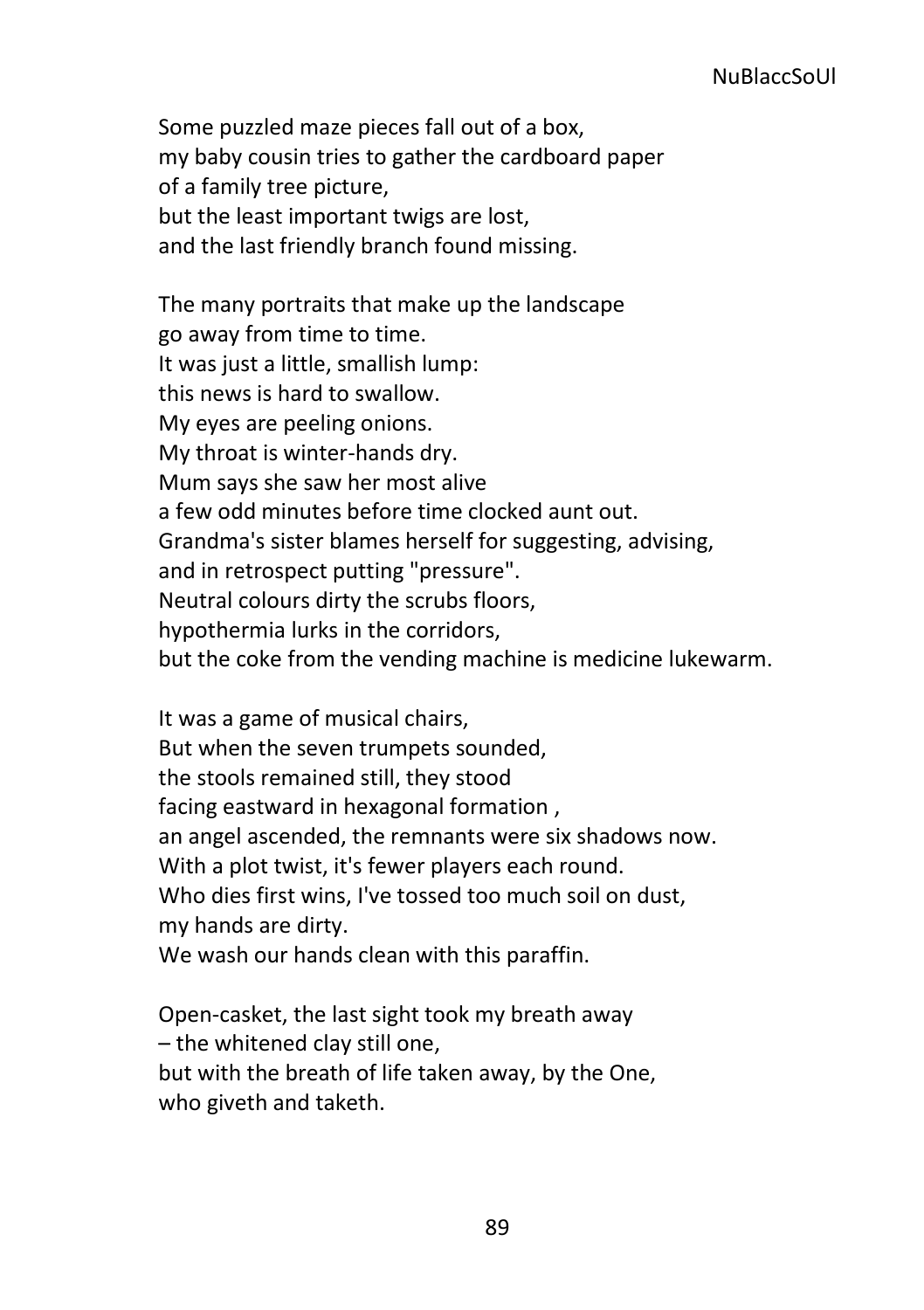Some puzzled maze pieces fall out of a box,  
my baby cousin tries to gather the cardboard paper  
of a family tree picture,  
but the least important twigs are lost,  
and the last friendly branch found missing.

The many portraits that make up the landscape  
go away from time to time.  
It was just a little, smallish lump:  
this news is hard to swallow.  
My eyes are peeling onions.  
My throat is winter-hands dry.  
Mum says she saw her most alive  
a few odd minutes before time clocked aunt out.  
Grandma's sister blames herself for suggesting, advising,  
and in retrospect putting "pressure".  
Neutral colours dirty the scrubs floors,  
hypothermia lurks in the corridors,  
but the coke from the vending machine is medicine lukewarm.

It was a game of musical chairs,  
But when the seven trumpets sounded,  
the stools remained still, they stood  
facing eastward in hexagonal formation ,  
an angel ascended, the remnants were six shadows now.  
With a plot twist, it's fewer players each round.  
Who dies first wins, I've tossed too much soil on dust,  
my hands are dirty.  
We wash our hands clean with this paraffin.

Open-casket, the last sight took my breath away  
– the whitened clay still one,  
but with the breath of life taken away, by the One,  
who giveth and taketh.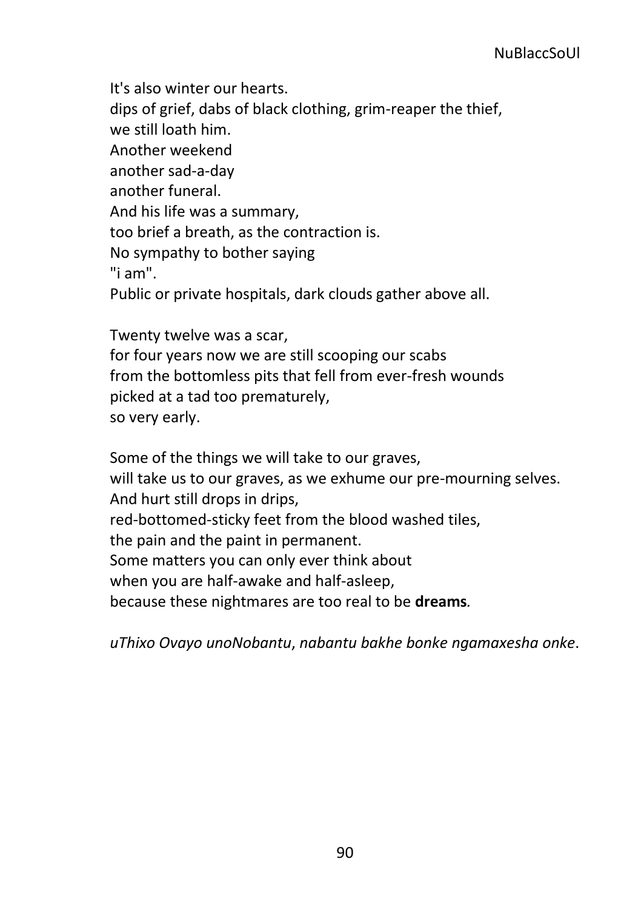It's also winter our hearts.  
dips of grief, dabs of black clothing, grim-reaper the thief,  
we still loath him.  
Another weekend  
another sad-a-day  
another funeral.  
And his life was a summary,  
too brief a breath, as the contraction is.  
No sympathy to bother saying  
"i am".  
Public or private hospitals, dark clouds gather above all.

Twenty twelve was a scar,  
for four years now we are still scooping our scabs  
from the bottomless pits that fell from ever-fresh wounds  
picked at a tad too prematurely,  
so very early.

Some of the things we will take to our graves,  
will take us to our graves, as we exhume our pre-mourning selves.  
And hurt still drops in drips,  
red-bottomed-sticky feet from the blood washed tiles,  
the pain and the paint in permanent.  
Some matters you can only ever think about  
when you are half-awake and half-asleep,  
because these nightmares are too real to be **dreams**.

*uThixo Ovayo unoNobantu*, *nabantu bakhe bonke ngamaxesha onke*.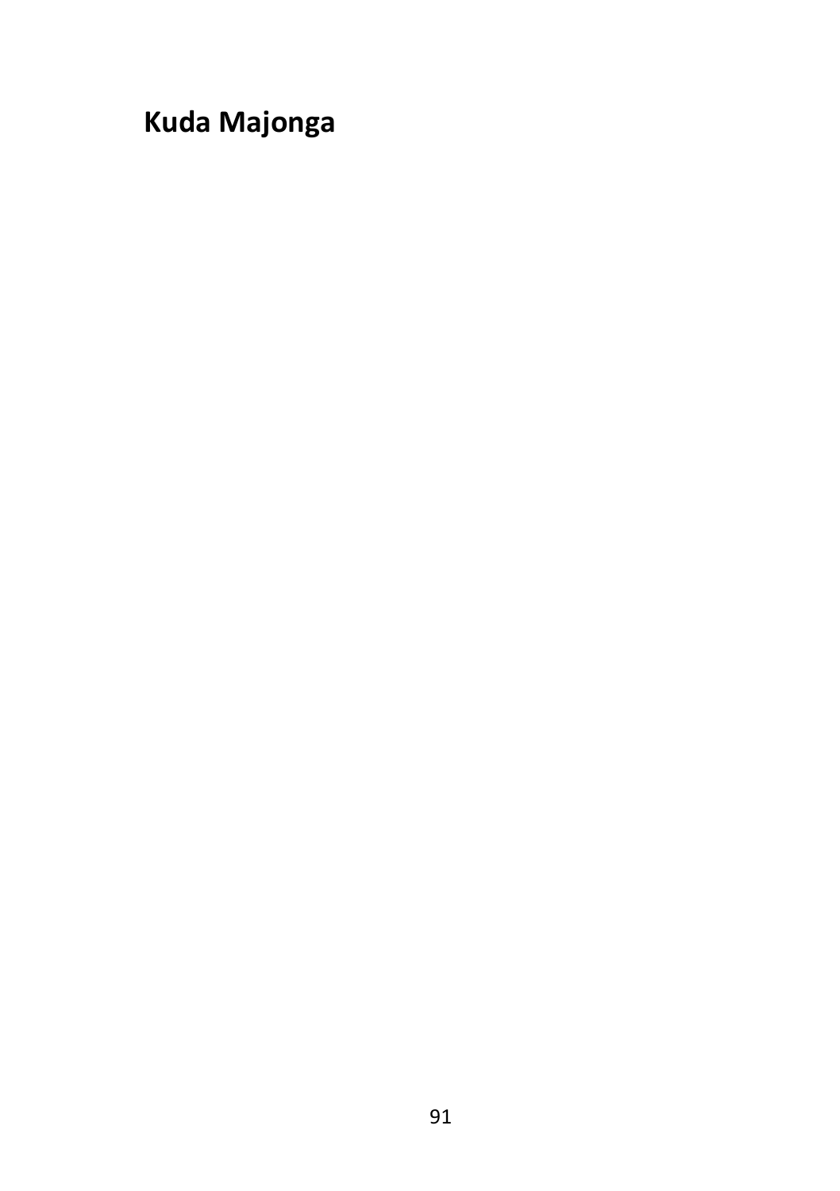# Kuda Majonga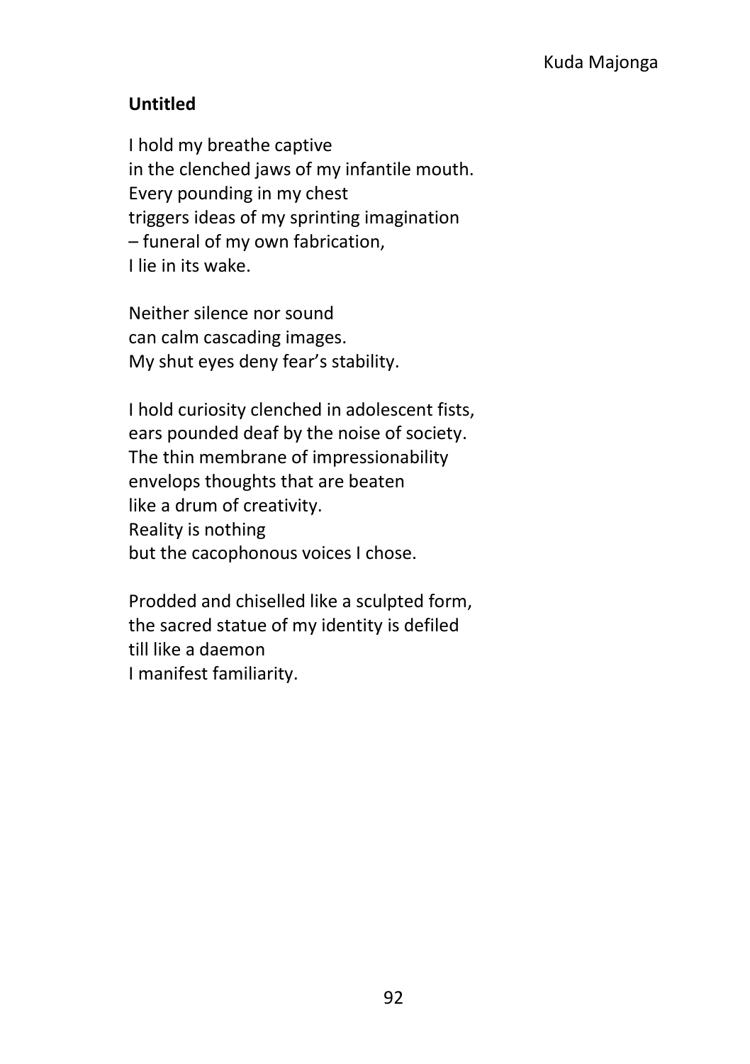Kuda Majonga

**Untitled**

I hold my breathe captive
in the clenched jaws of my infantile mouth.
Every pounding in my chest
triggers ideas of my sprinting imagination
– funeral of my own fabrication,
I lie in its wake.

Neither silence nor sound
can calm cascading images.
My shut eyes deny fear's stability.

I hold curiosity clenched in adolescent fists,
ears pounded deaf by the noise of society.
The thin membrane of impressionability
envelops thoughts that are beaten
like a drum of creativity.
Reality is nothing
but the cacophonous voices I chose.

Prodded and chiselled like a sculpted form,
the sacred statue of my identity is defiled
till like a daemon
I manifest familiarity.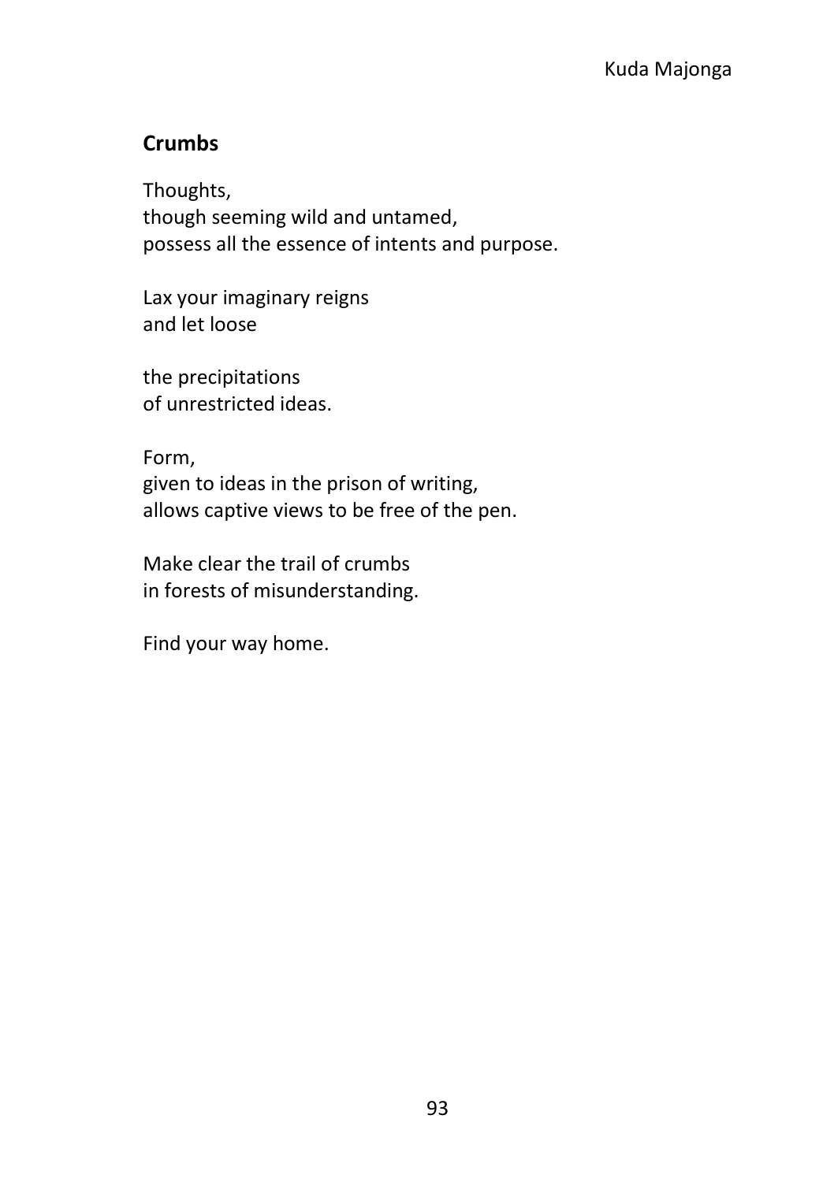## Crumbs

Thoughts,
though seeming wild and untamed,
possess all the essence of intents and purpose.

Lax your imaginary reigns
and let loose

the precipitations
of unrestricted ideas.

Form,
given to ideas in the prison of writing,
allows captive views to be free of the pen.

Make clear the trail of crumbs
in forests of misunderstanding.

Find your way home.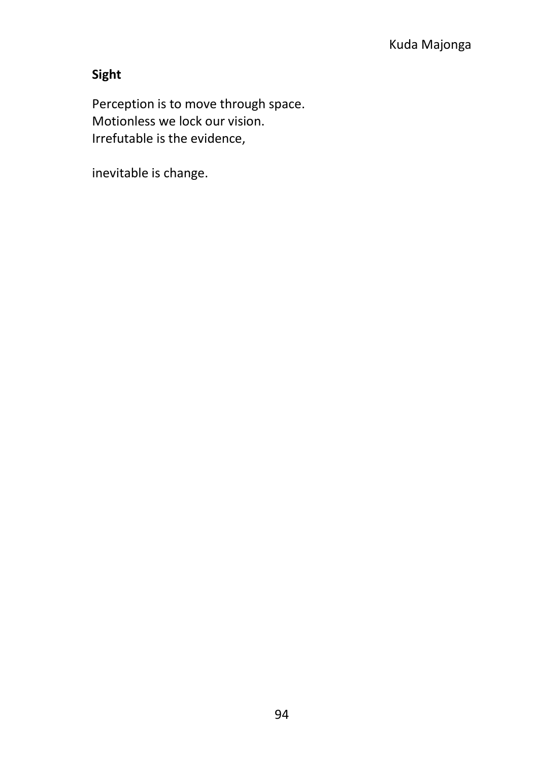**Sight**

Perception is to move through space.
Motionless we lock our vision.
Irrefutable is the evidence,

inevitable is change.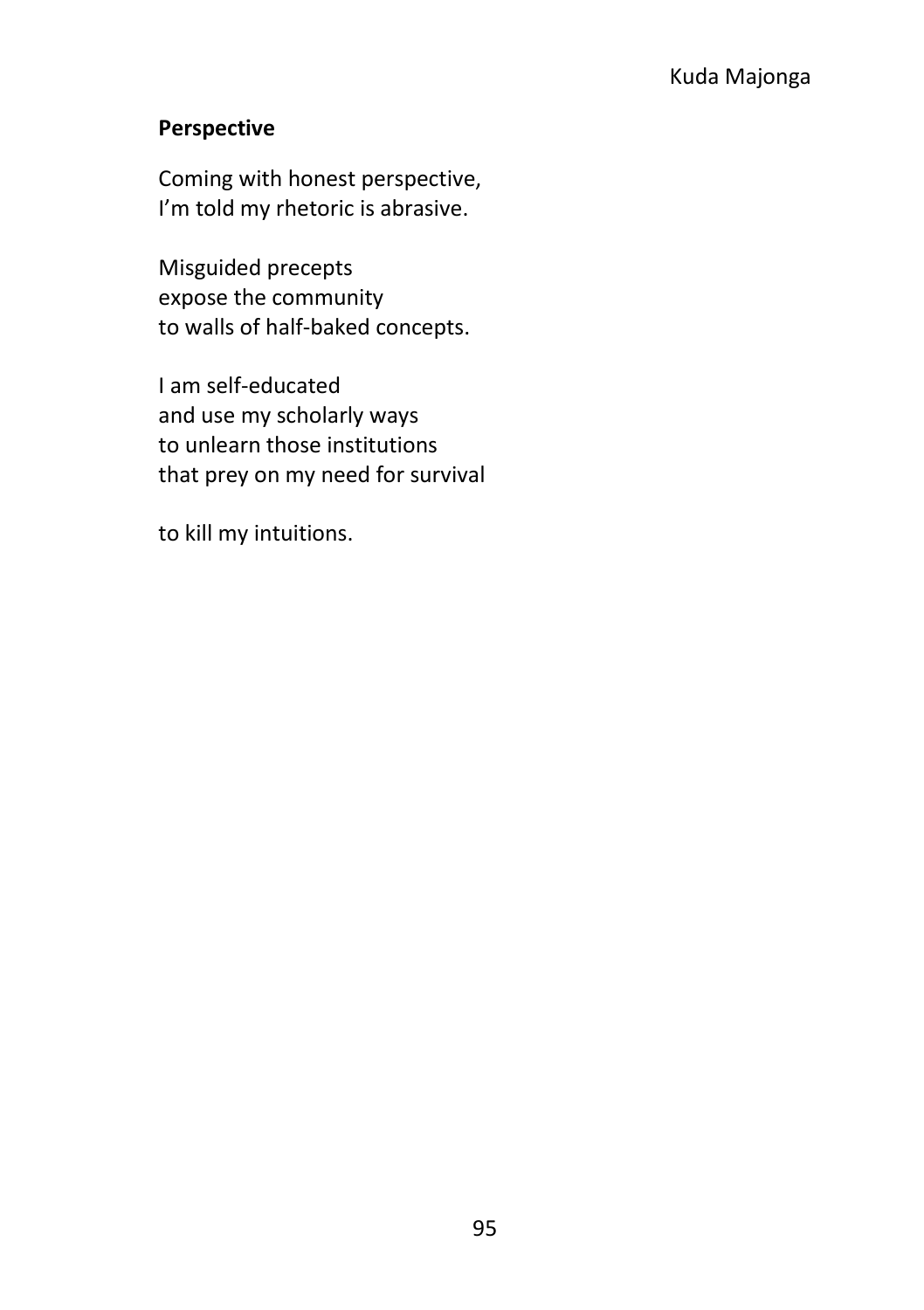Kuda Majonga

**Perspective**

Coming with honest perspective,  
I'm told my rhetoric is abrasive.

Misguided precepts  
expose the community  
to walls of half-baked concepts.

I am self-educated  
and use my scholarly ways  
to unlearn those institutions  
that prey on my need for survival

to kill my intuitions.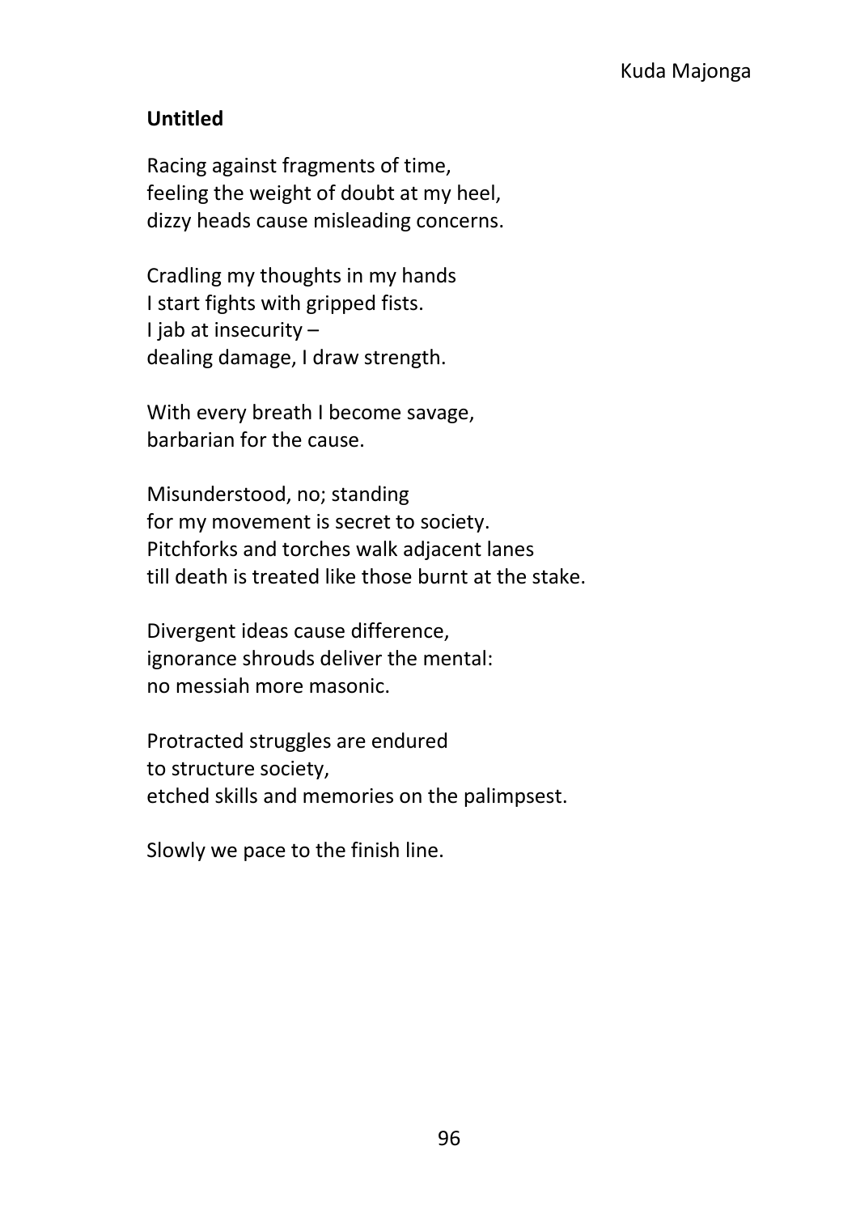Kuda Majonga

**Untitled**

Racing against fragments of time,  
feeling the weight of doubt at my heel,  
dizzy heads cause misleading concerns.

Cradling my thoughts in my hands  
I start fights with gripped fists.  
I jab at insecurity –  
dealing damage, I draw strength.

With every breath I become savage,  
barbarian for the cause.

Misunderstood, no; standing  
for my movement is secret to society.  
Pitchforks and torches walk adjacent lanes  
till death is treated like those burnt at the stake.

Divergent ideas cause difference,  
ignorance shrouds deliver the mental:  
no messiah more masonic.

Protracted struggles are endured  
to structure society,  
etched skills and memories on the palimpsest.

Slowly we pace to the finish line.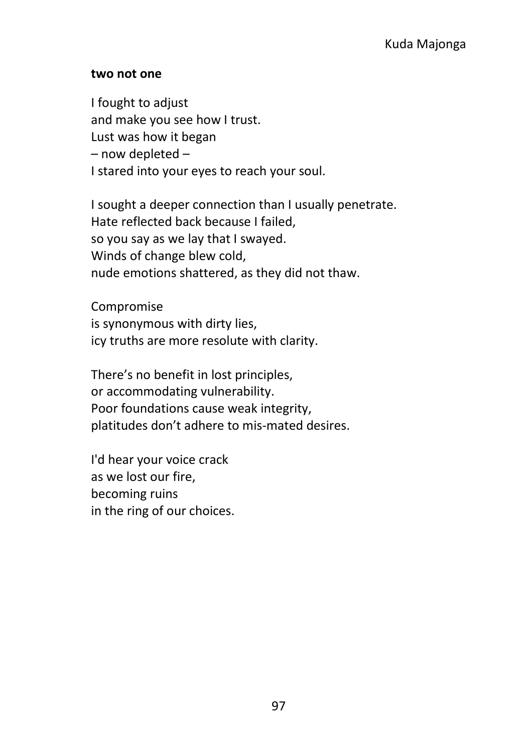**two not one**

I fought to adjust  
and make you see how I trust.  
Lust was how it began  
– now depleted –  
I stared into your eyes to reach your soul.

I sought a deeper connection than I usually penetrate.  
Hate reflected back because I failed,  
so you say as we lay that I swayed.  
Winds of change blew cold,  
nude emotions shattered, as they did not thaw.

Compromise  
is synonymous with dirty lies,  
icy truths are more resolute with clarity.

There's no benefit in lost principles,  
or accommodating vulnerability.  
Poor foundations cause weak integrity,  
platitudes don't adhere to mis-mated desires.

I'd hear your voice crack  
as we lost our fire,  
becoming ruins  
in the ring of our choices.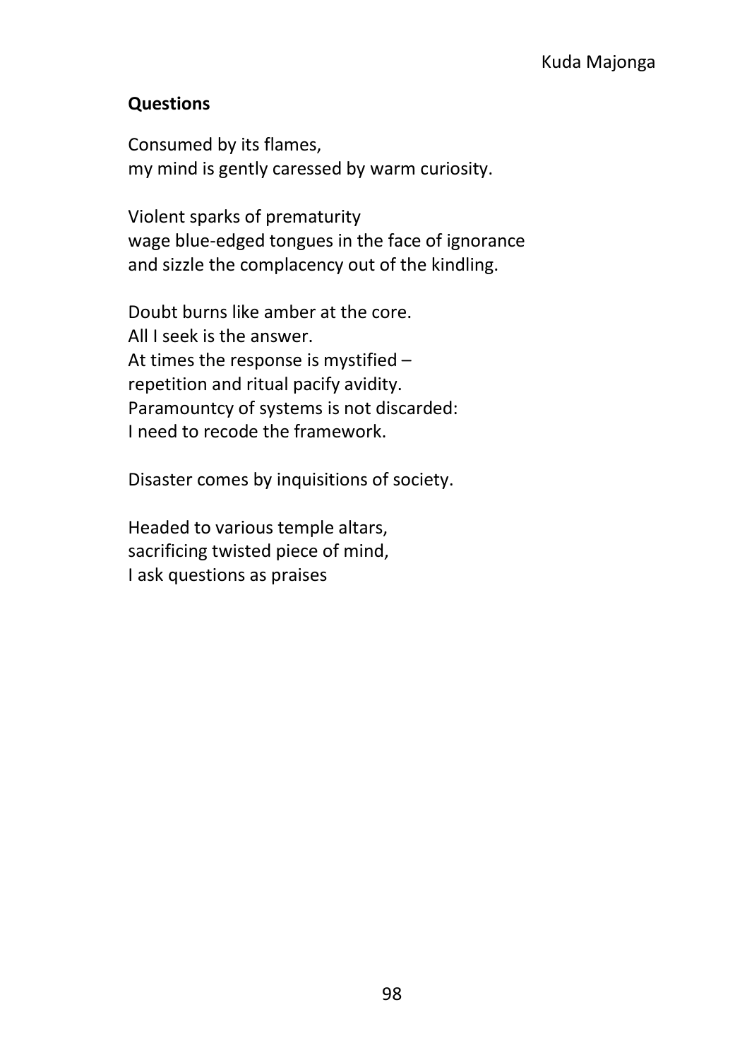Kuda Majonga

**Questions**

Consumed by its flames,
my mind is gently caressed by warm curiosity.

Violent sparks of prematurity
wage blue-edged tongues in the face of ignorance
and sizzle the complacency out of the kindling.

Doubt burns like amber at the core.
All I seek is the answer.
At times the response is mystified –
repetition and ritual pacify avidity.
Paramountcy of systems is not discarded:
I need to recode the framework.

Disaster comes by inquisitions of society.

Headed to various temple altars,
sacrificing twisted piece of mind,
I ask questions as praises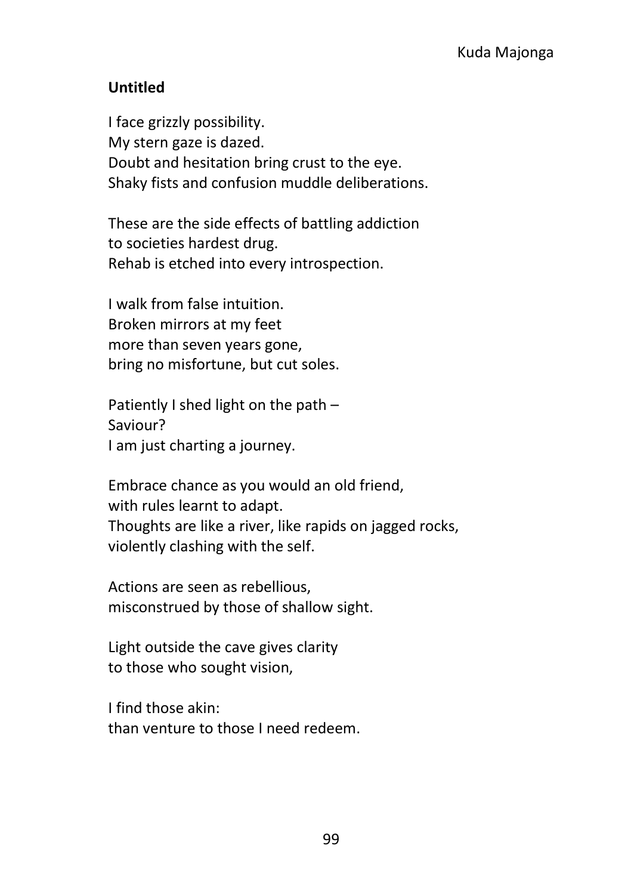Kuda Majonga

**Untitled**

I face grizzly possibility.
My stern gaze is dazed.
Doubt and hesitation bring crust to the eye.
Shaky fists and confusion muddle deliberations.

These are the side effects of battling addiction
to societies hardest drug.
Rehab is etched into every introspection.

I walk from false intuition.
Broken mirrors at my feet
more than seven years gone,
bring no misfortune, but cut soles.

Patiently I shed light on the path –
Saviour?
I am just charting a journey.

Embrace chance as you would an old friend,
with rules learnt to adapt.
Thoughts are like a river, like rapids on jagged rocks,
violently clashing with the self.

Actions are seen as rebellious,
misconstrued by those of shallow sight.

Light outside the cave gives clarity
to those who sought vision,

I find those akin:
than venture to those I need redeem.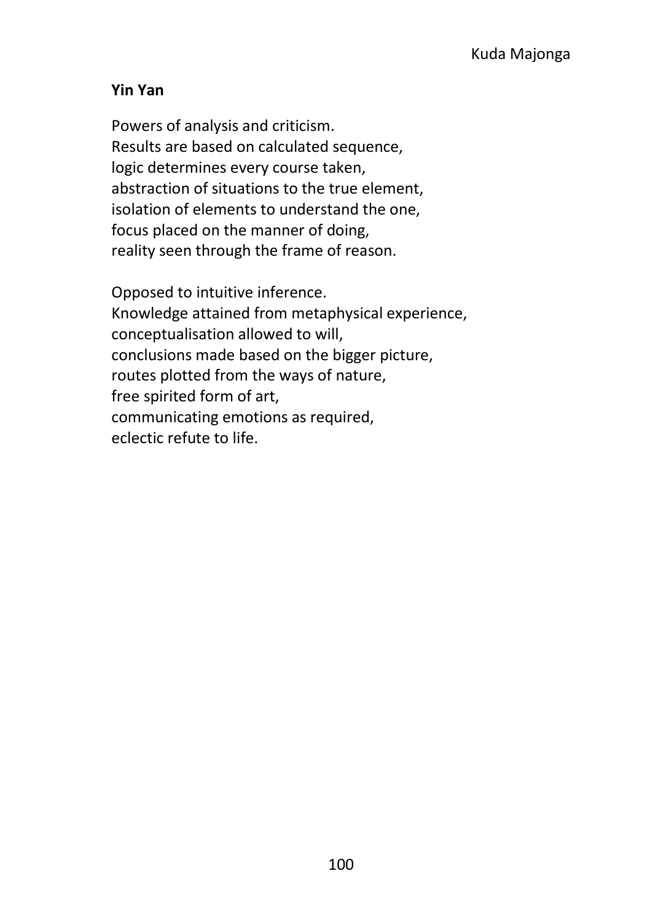**Yin Yan**

Powers of analysis and criticism.
Results are based on calculated sequence,
logic determines every course taken,
abstraction of situations to the true element,
isolation of elements to understand the one,
focus placed on the manner of doing,
reality seen through the frame of reason.

Opposed to intuitive inference.
Knowledge attained from metaphysical experience,
conceptualisation allowed to will,
conclusions made based on the bigger picture,
routes plotted from the ways of nature,
free spirited form of art,
communicating emotions as required,
eclectic refute to life.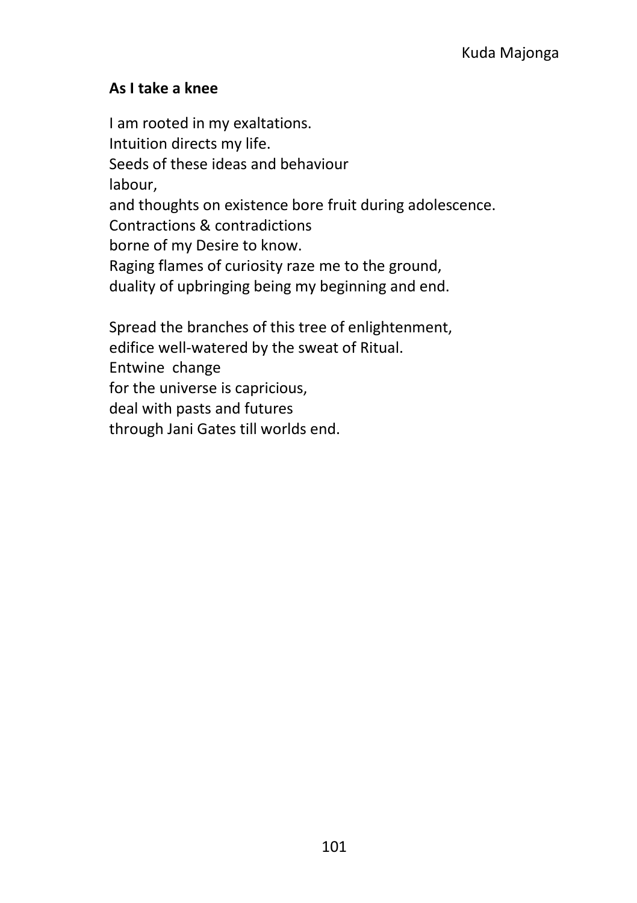Kuda Majonga

**As I take a knee**

I am rooted in my exaltations.  
Intuition directs my life.  
Seeds of these ideas and behaviour  
labour,  
and thoughts on existence bore fruit during adolescence.  
Contractions & contradictions  
borne of my Desire to know.  
Raging flames of curiosity raze me to the ground,  
duality of upbringing being my beginning and end.

Spread the branches of this tree of enlightenment,  
edifice well-watered by the sweat of Ritual.  
Entwine  change  
for the universe is capricious,  
deal with pasts and futures  
through Jani Gates till worlds end.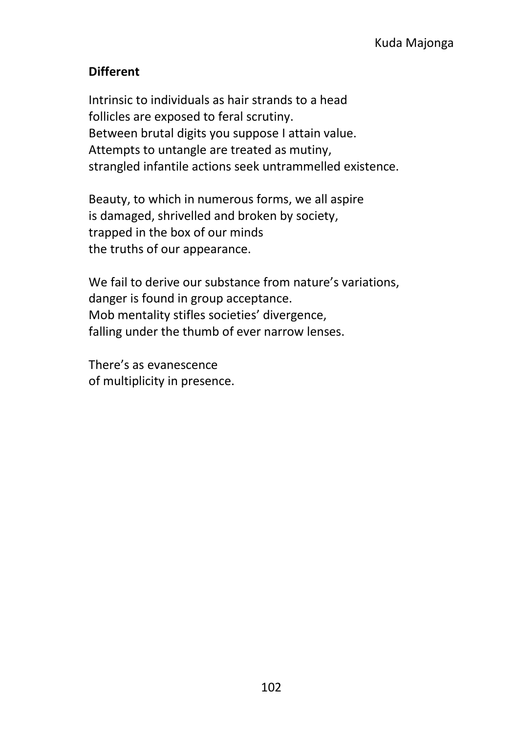Kuda Majonga

**Different**

Intrinsic to individuals as hair strands to a head  
follicles are exposed to feral scrutiny.  
Between brutal digits you suppose I attain value.  
Attempts to untangle are treated as mutiny,  
strangled infantile actions seek untrammelled existence.

Beauty, to which in numerous forms, we all aspire  
is damaged, shrivelled and broken by society,  
trapped in the box of our minds  
the truths of our appearance.

We fail to derive our substance from nature's variations,  
danger is found in group acceptance.  
Mob mentality stifles societies' divergence,  
falling under the thumb of ever narrow lenses.

There's as evanescence  
of multiplicity in presence.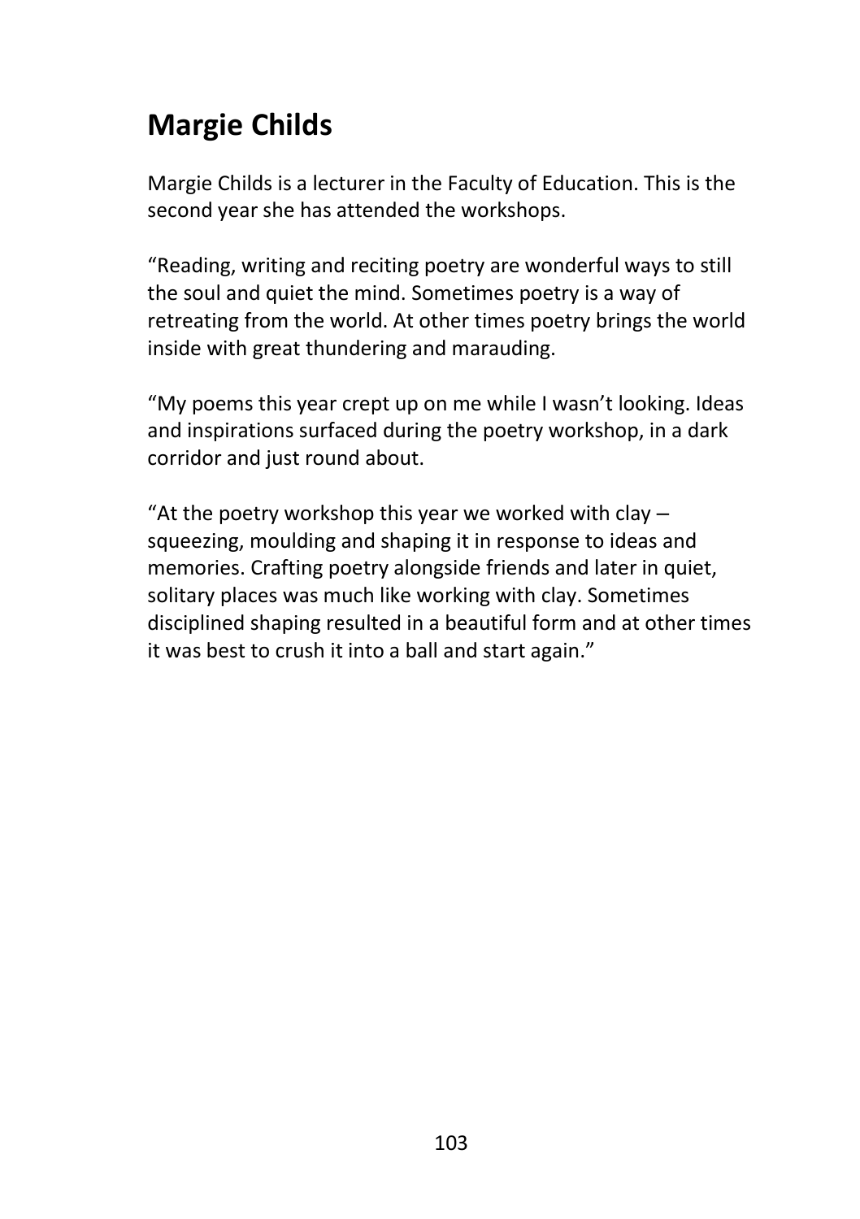## Margie Childs

Margie Childs is a lecturer in the Faculty of Education. This is the second year she has attended the workshops.

"Reading, writing and reciting poetry are wonderful ways to still the soul and quiet the mind. Sometimes poetry is a way of retreating from the world. At other times poetry brings the world inside with great thundering and marauding.

"My poems this year crept up on me while I wasn't looking. Ideas and inspirations surfaced during the poetry workshop, in a dark corridor and just round about.

"At the poetry workshop this year we worked with clay – squeezing, moulding and shaping it in response to ideas and memories. Crafting poetry alongside friends and later in quiet, solitary places was much like working with clay. Sometimes disciplined shaping resulted in a beautiful form and at other times it was best to crush it into a ball and start again."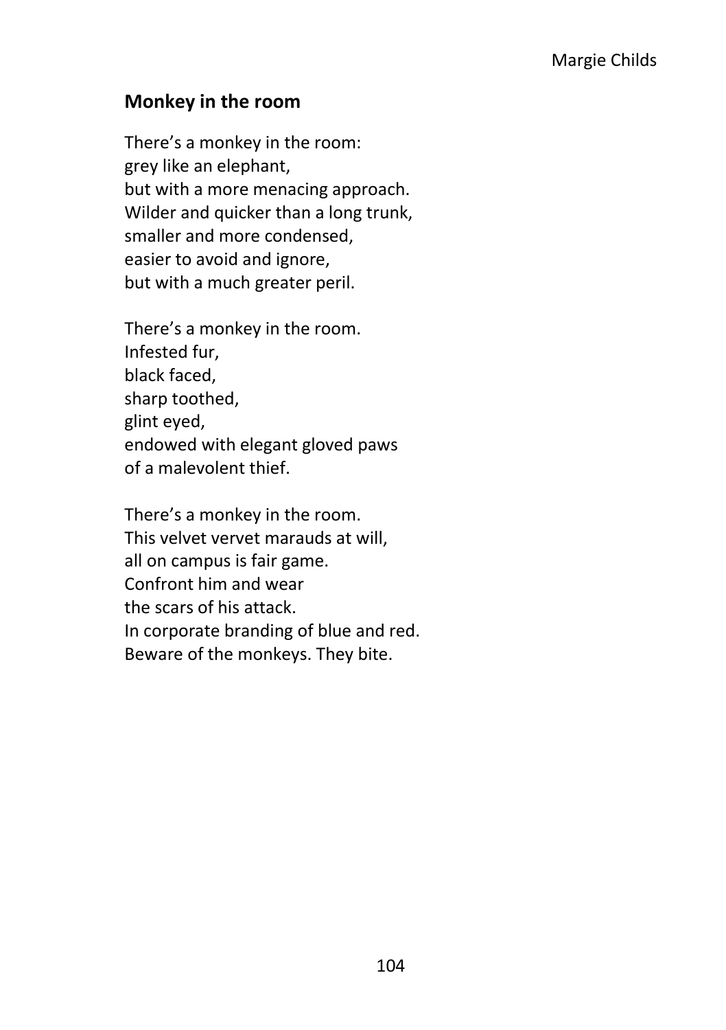Margie Childs

## Monkey in the room

There's a monkey in the room:
grey like an elephant,
but with a more menacing approach.
Wilder and quicker than a long trunk,
smaller and more condensed,
easier to avoid and ignore,
but with a much greater peril.

There's a monkey in the room.
Infested fur,
black faced,
sharp toothed,
glint eyed,
endowed with elegant gloved paws
of a malevolent thief.

There's a monkey in the room.
This velvet vervet marauds at will,
all on campus is fair game.
Confront him and wear
the scars of his attack.
In corporate branding of blue and red.
Beware of the monkeys. They bite.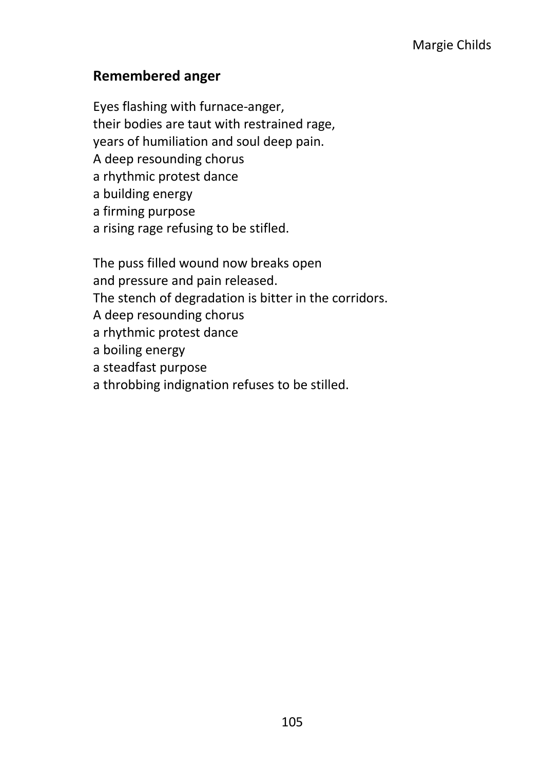Margie Childs

## Remembered anger

Eyes flashing with furnace-anger,  
their bodies are taut with restrained rage,  
years of humiliation and soul deep pain.  
A deep resounding chorus  
a rhythmic protest dance  
a building energy  
a firming purpose  
a rising rage refusing to be stifled.

The puss filled wound now breaks open  
and pressure and pain released.  
The stench of degradation is bitter in the corridors.  
A deep resounding chorus  
a rhythmic protest dance  
a boiling energy  
a steadfast purpose  
a throbbing indignation refuses to be stilled.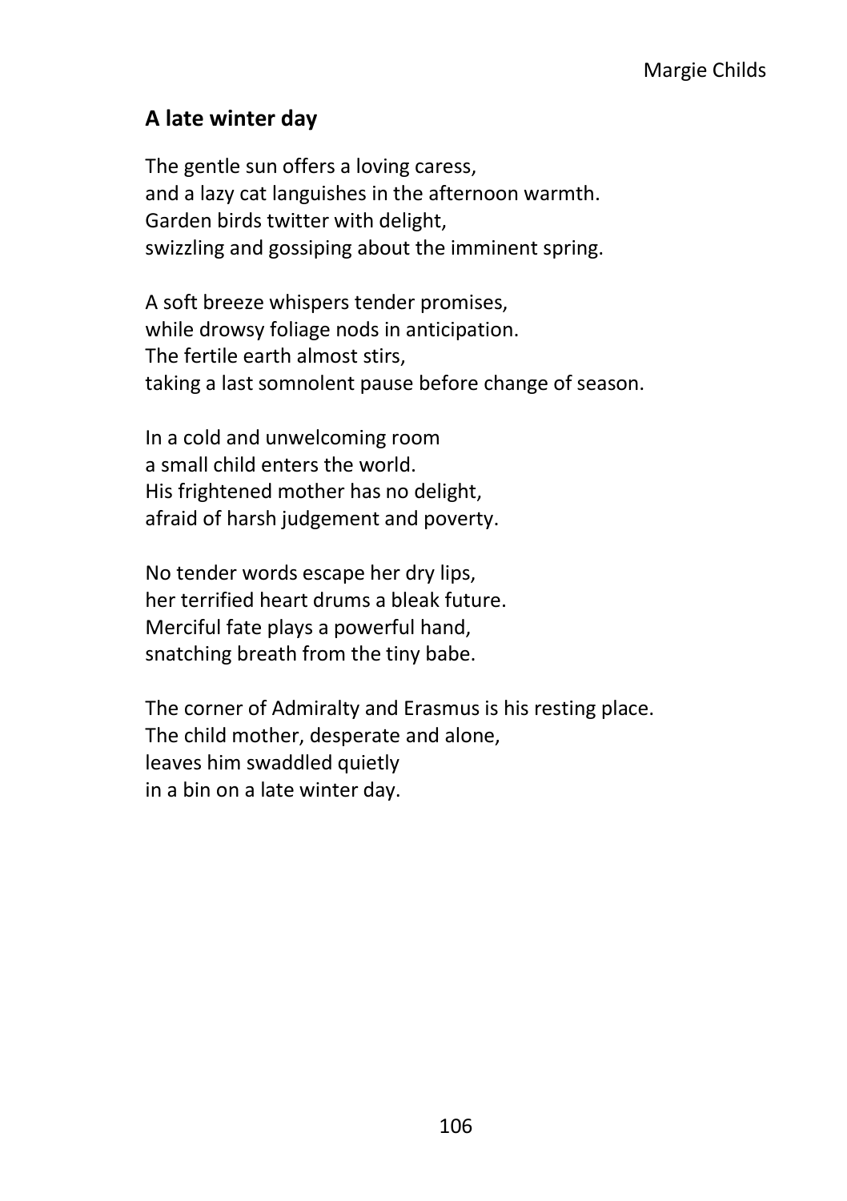Margie Childs

## A late winter day

The gentle sun offers a loving caress,  
and a lazy cat languishes in the afternoon warmth.  
Garden birds twitter with delight,  
swizzling and gossiping about the imminent spring.

A soft breeze whispers tender promises,  
while drowsy foliage nods in anticipation.  
The fertile earth almost stirs,  
taking a last somnolent pause before change of season.

In a cold and unwelcoming room  
a small child enters the world.  
His frightened mother has no delight,  
afraid of harsh judgement and poverty.

No tender words escape her dry lips,  
her terrified heart drums a bleak future.  
Merciful fate plays a powerful hand,  
snatching breath from the tiny babe.

The corner of Admiralty and Erasmus is his resting place.  
The child mother, desperate and alone,  
leaves him swaddled quietly  
in a bin on a late winter day.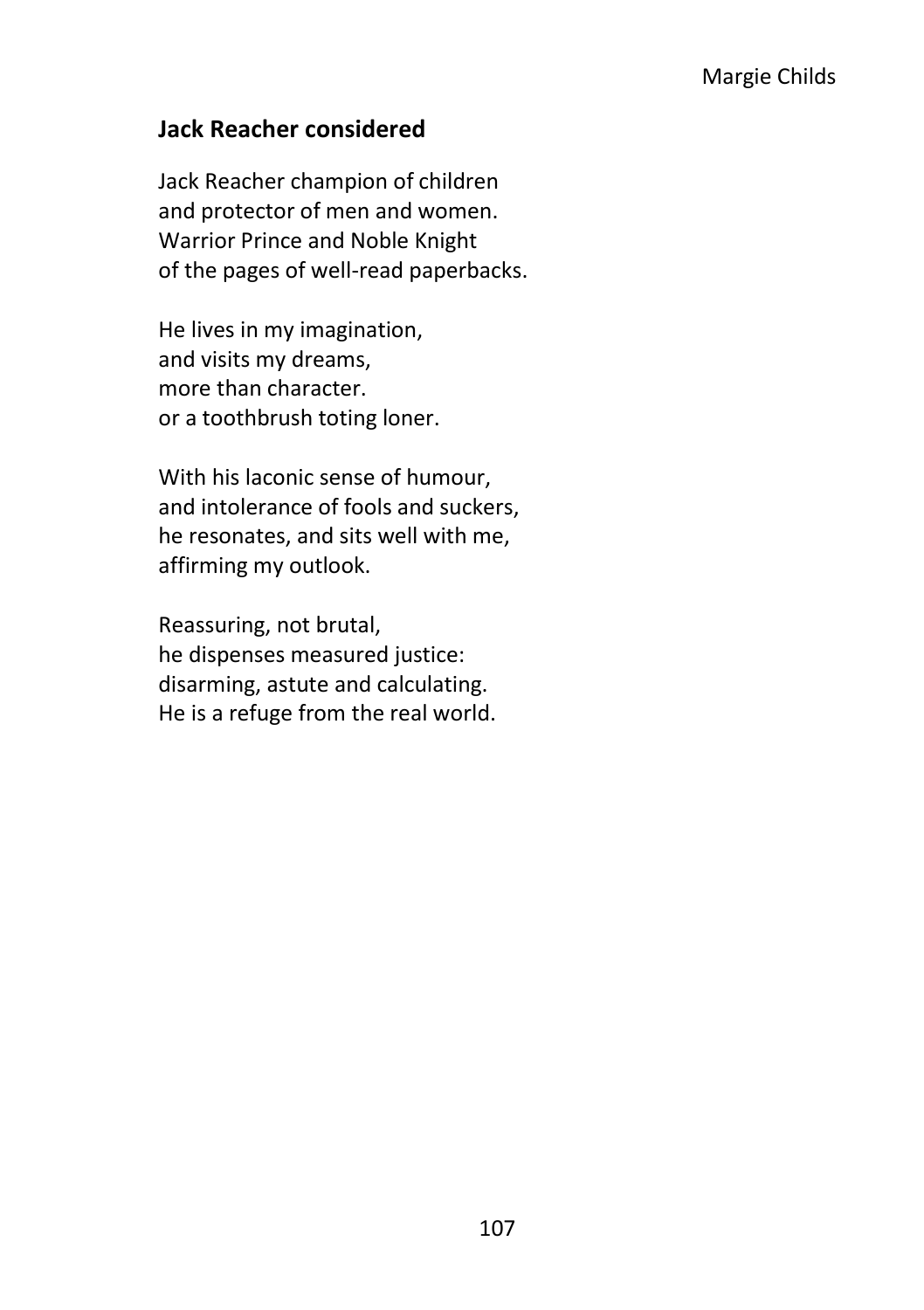Margie Childs

## Jack Reacher considered

Jack Reacher champion of children  
and protector of men and women.  
Warrior Prince and Noble Knight  
of the pages of well-read paperbacks.

He lives in my imagination,  
and visits my dreams,  
more than character.  
or a toothbrush toting loner.

With his laconic sense of humour,  
and intolerance of fools and suckers,  
he resonates, and sits well with me,  
affirming my outlook.

Reassuring, not brutal,  
he dispenses measured justice:  
disarming, astute and calculating.  
He is a refuge from the real world.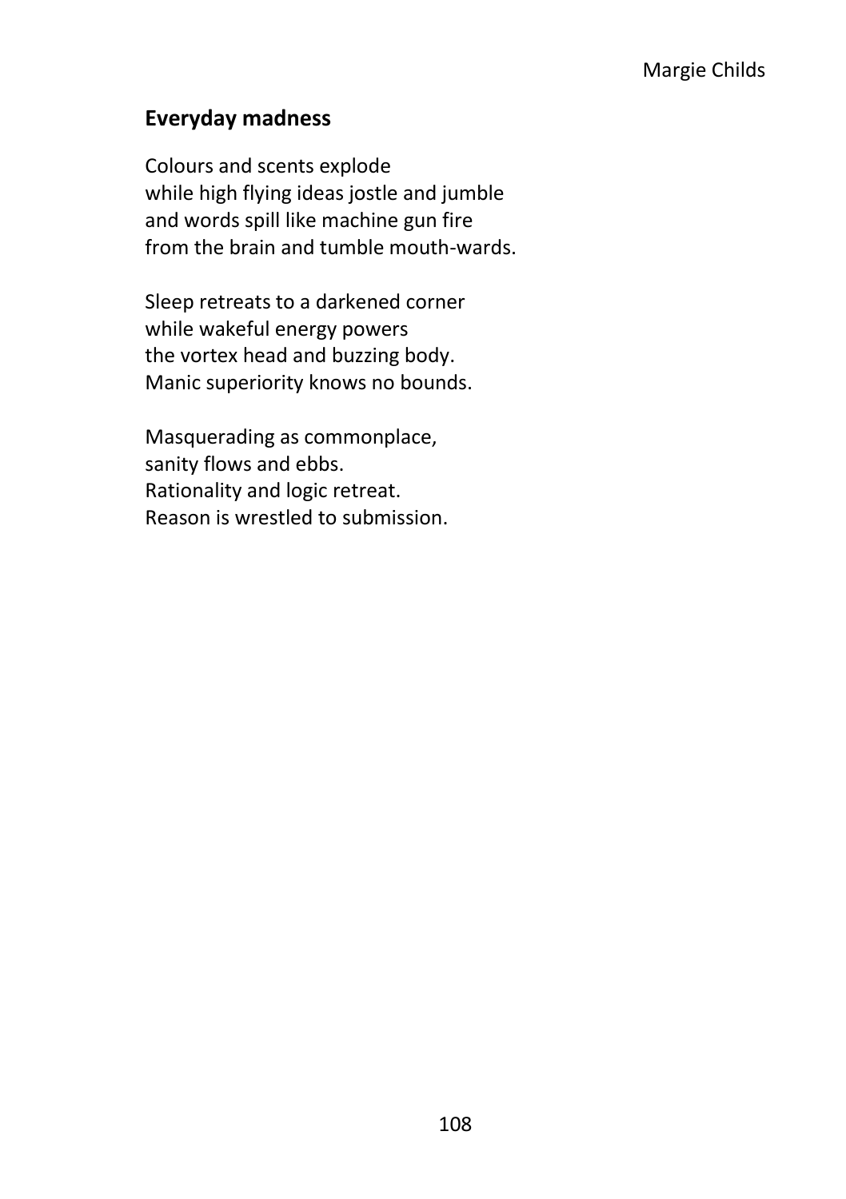Margie Childs

## Everyday madness

Colours and scents explode  
while high flying ideas jostle and jumble  
and words spill like machine gun fire  
from the brain and tumble mouth-wards.

Sleep retreats to a darkened corner  
while wakeful energy powers  
the vortex head and buzzing body.  
Manic superiority knows no bounds.

Masquerading as commonplace,  
sanity flows and ebbs.  
Rationality and logic retreat.  
Reason is wrestled to submission.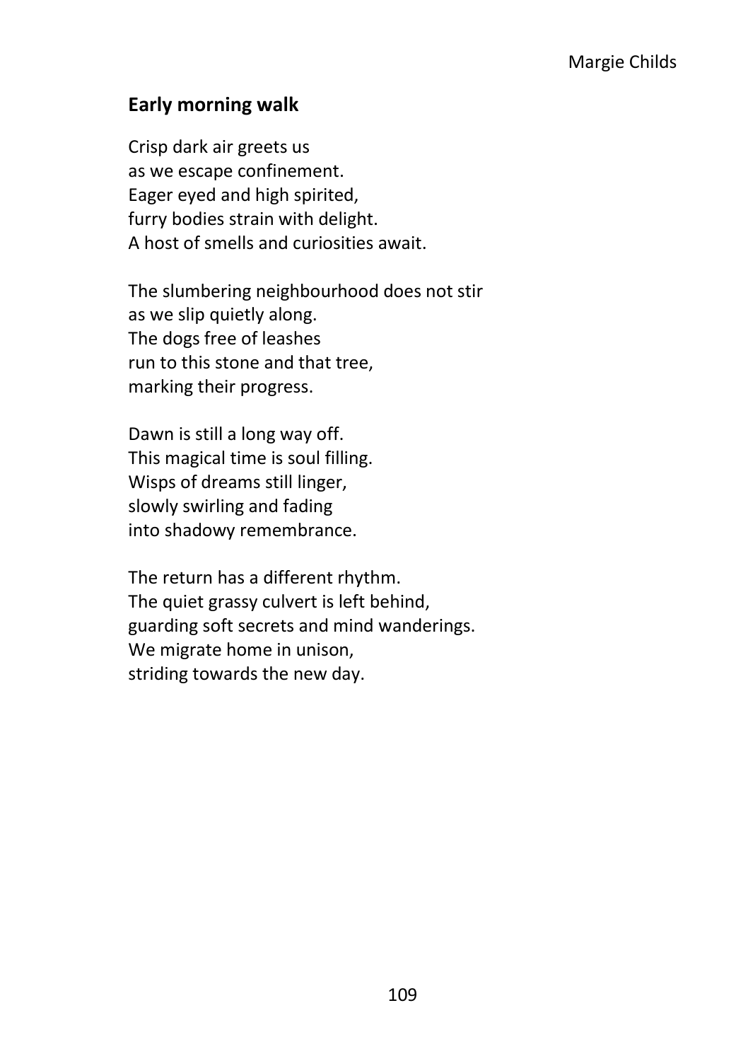Margie Childs

## Early morning walk

Crisp dark air greets us  
as we escape confinement.  
Eager eyed and high spirited,  
furry bodies strain with delight.  
A host of smells and curiosities await.

The slumbering neighbourhood does not stir  
as we slip quietly along.  
The dogs free of leashes  
run to this stone and that tree,  
marking their progress.

Dawn is still a long way off.  
This magical time is soul filling.  
Wisps of dreams still linger,  
slowly swirling and fading  
into shadowy remembrance.

The return has a different rhythm.  
The quiet grassy culvert is left behind,  
guarding soft secrets and mind wanderings.  
We migrate home in unison,  
striding towards the new day.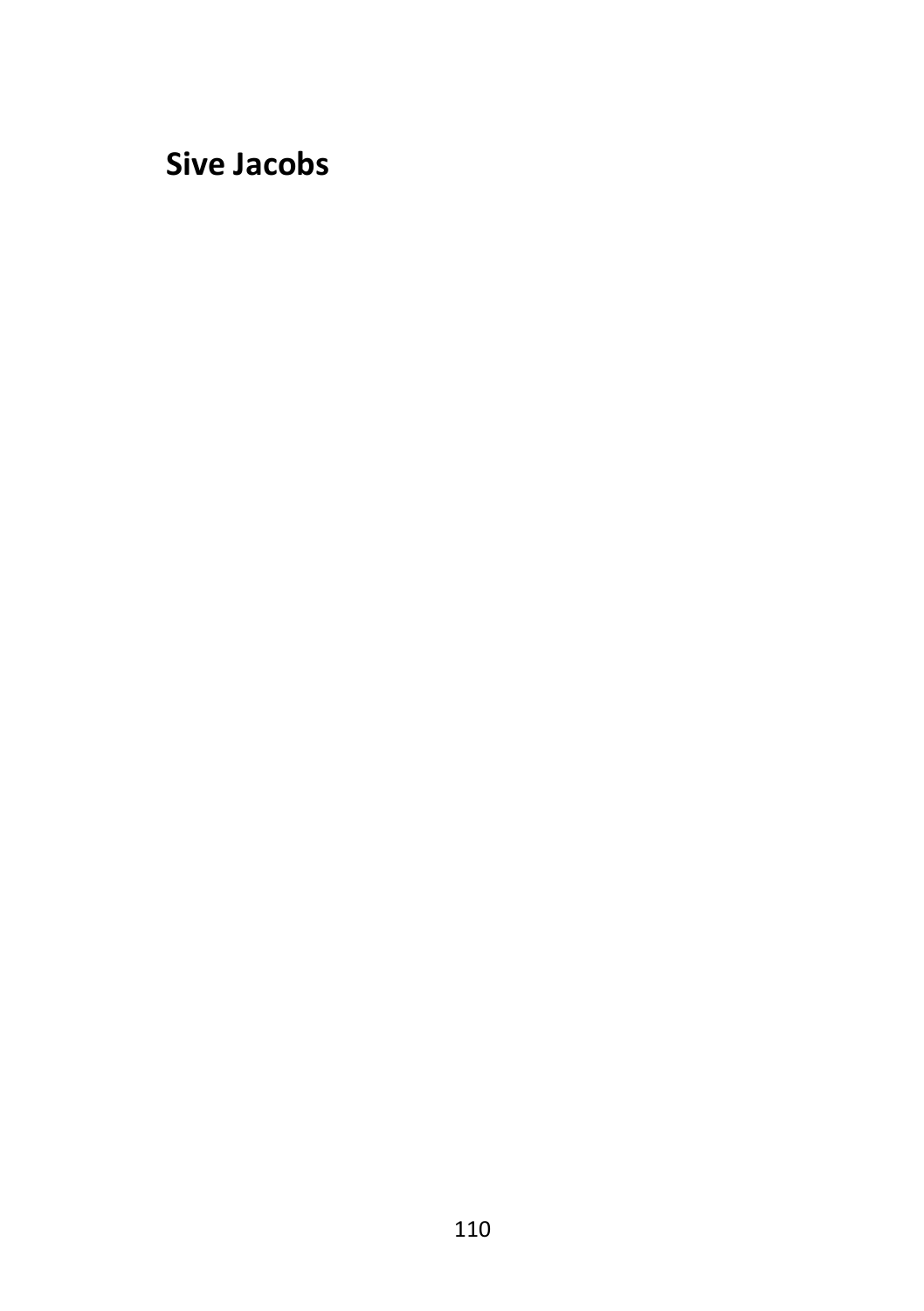# Sive Jacobs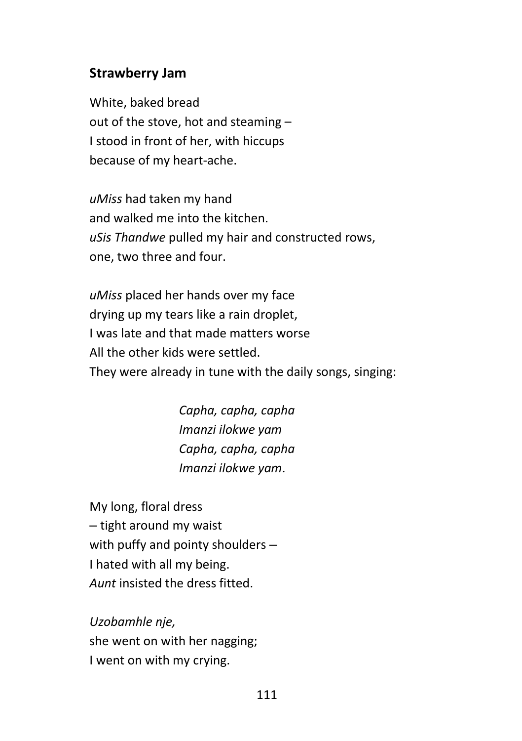## Strawberry Jam

White, baked bread  
out of the stove, hot and steaming –  
I stood in front of her, with hiccups  
because of my heart-ache.

*uMiss* had taken my hand  
and walked me into the kitchen.  
*uSis Thandwe* pulled my hair and constructed rows,  
one, two three and four.

*uMiss* placed her hands over my face  
drying up my tears like a rain droplet,  
I was late and that made matters worse  
All the other kids were settled.  
They were already in tune with the daily songs, singing:

> *Capha, capha, capha*  
> *Imanzi ilokwe yam*  
> *Capha, capha, capha*  
> *Imanzi ilokwe yam*.

My long, floral dress  
– tight around my waist  
with puffy and pointy shoulders –  
I hated with all my being.  
*Aunt* insisted the dress fitted.

*Uzobamhle nje,*  
she went on with her nagging;  
I went on with my crying.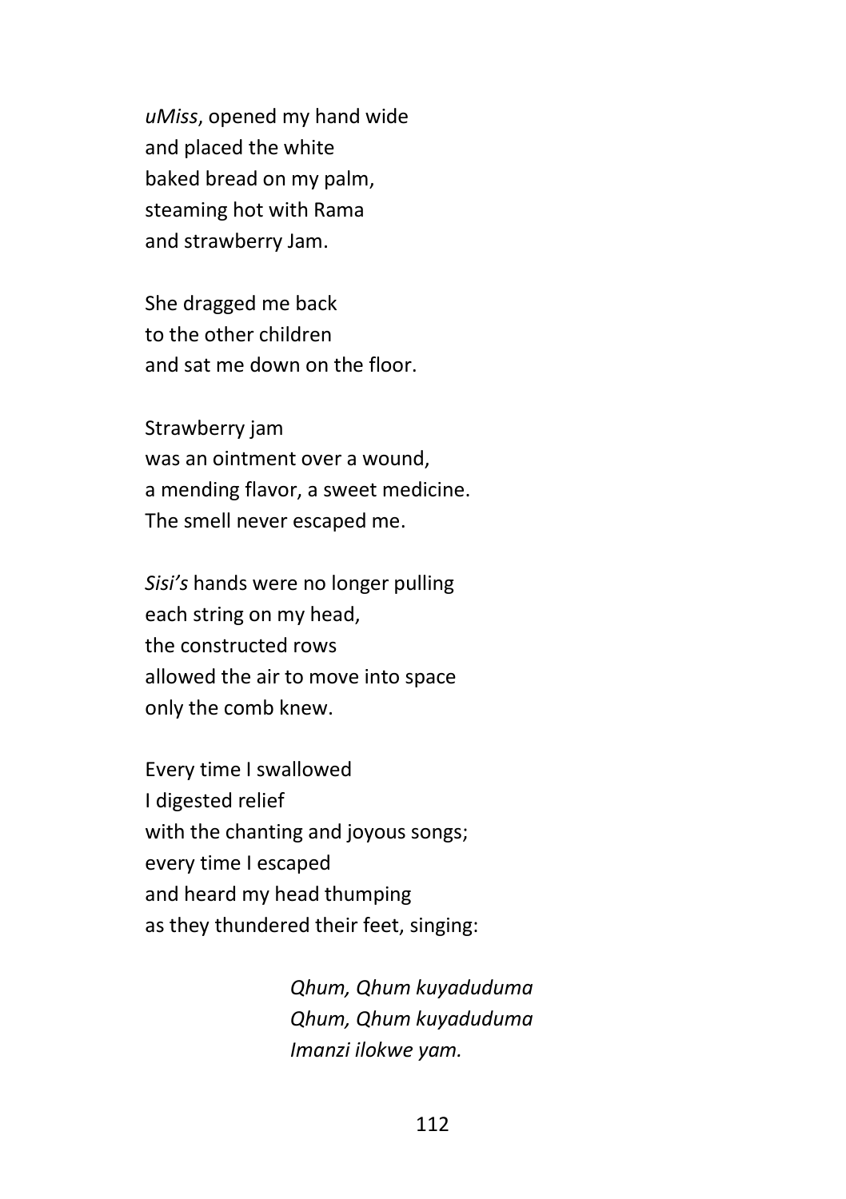*uMiss*, opened my hand wide  
and placed the white  
baked bread on my palm,  
steaming hot with Rama  
and strawberry Jam.

She dragged me back  
to the other children  
and sat me down on the floor.

Strawberry jam  
was an ointment over a wound,  
a mending flavor, a sweet medicine.  
The smell never escaped me.

*Sisi's* hands were no longer pulling  
each string on my head,  
the constructed rows  
allowed the air to move into space  
only the comb knew.

Every time I swallowed  
I digested relief  
with the chanting and joyous songs;  
every time I escaped  
and heard my head thumping  
as they thundered their feet, singing:

> *Qhum, Qhum kuyaduduma*  
> *Qhum, Qhum kuyaduduma*  
> *Imanzi ilokwe yam.*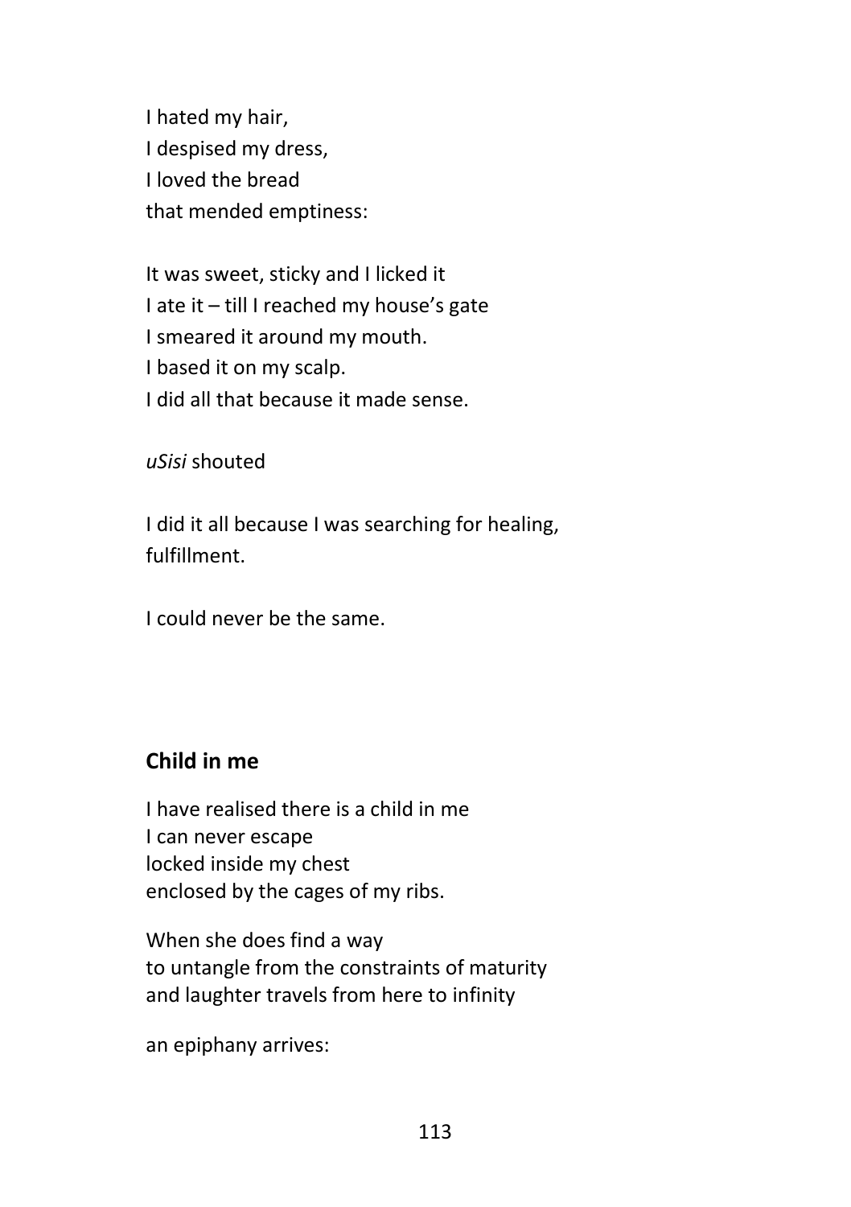I hated my hair,  
I despised my dress,  
I loved the bread  
that mended emptiness:

It was sweet, sticky and I licked it  
I ate it – till I reached my house's gate  
I smeared it around my mouth.  
I based it on my scalp.  
I did all that because it made sense.

*uSisi* shouted

I did it all because I was searching for healing,  
fulfillment.

I could never be the same.

## Child in me

I have realised there is a child in me  
I can never escape  
locked inside my chest  
enclosed by the cages of my ribs.

When she does find a way  
to untangle from the constraints of maturity  
and laughter travels from here to infinity

an epiphany arrives: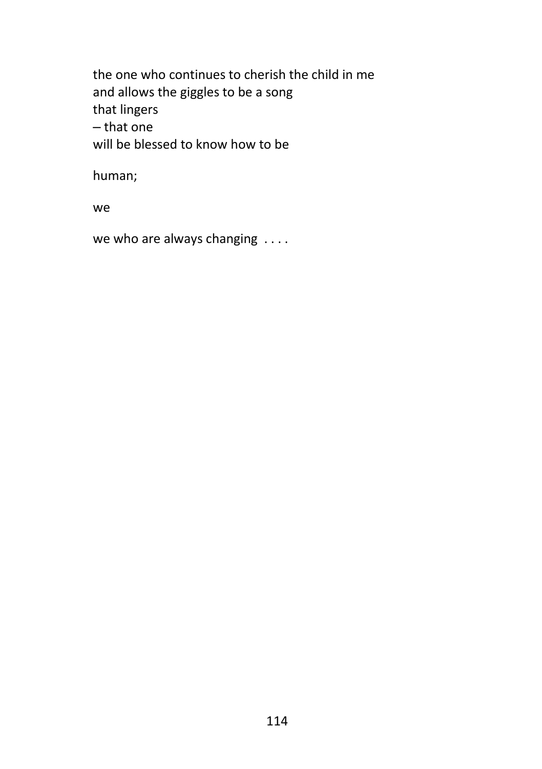the one who continues to cherish the child in me  
and allows the giggles to be a song  
that lingers  
– that one  
will be blessed to know how to be

human;

we

we who are always changing . . . .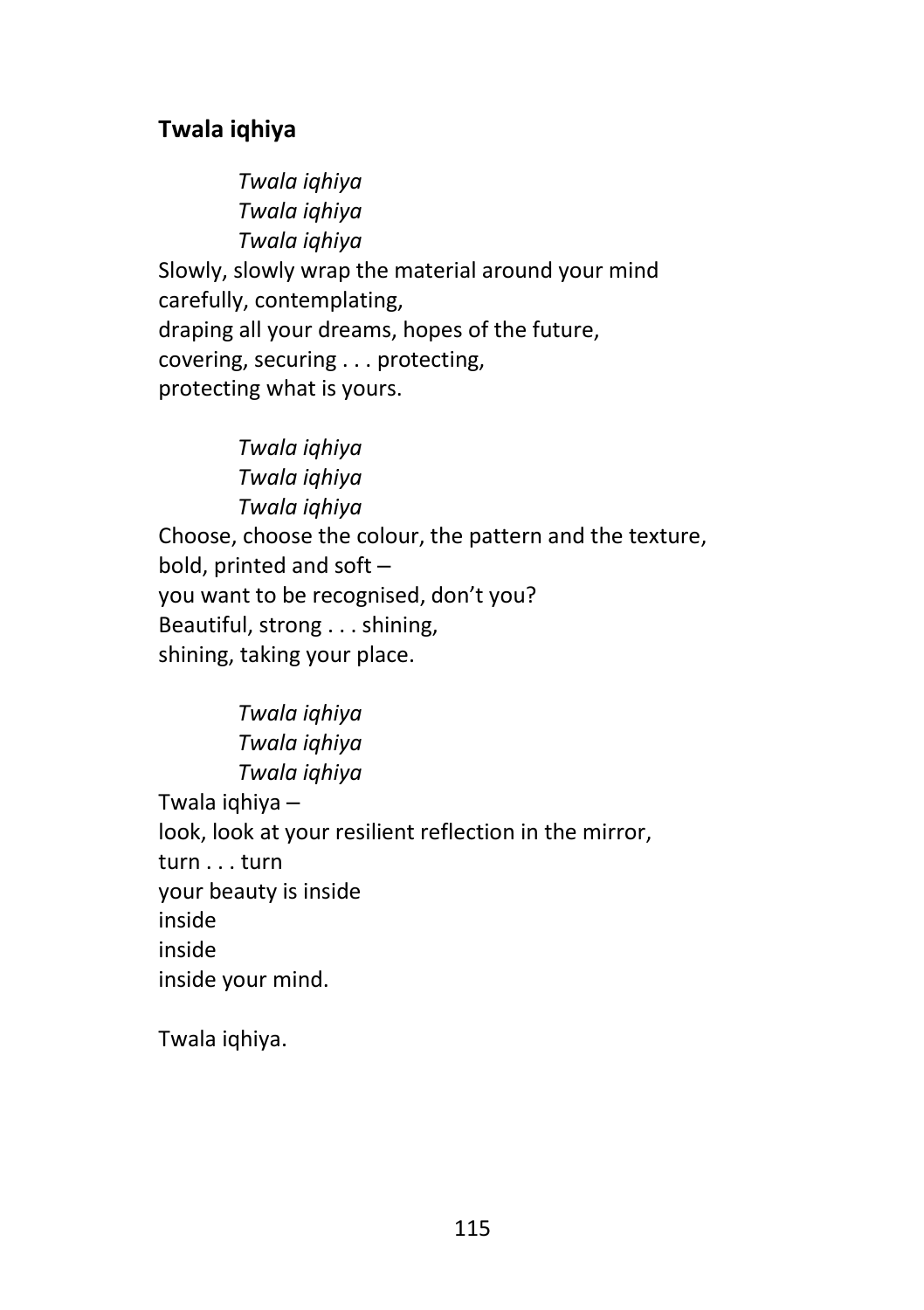## Twala iqhiya

> *Twala iqhiya*
> *Twala iqhiya*
> *Twala iqhiya*

Slowly, slowly wrap the material around your mind
carefully, contemplating,
draping all your dreams, hopes of the future,
covering, securing . . . protecting,
protecting what is yours.

> *Twala iqhiya*
> *Twala iqhiya*
> *Twala iqhiya*

Choose, choose the colour, the pattern and the texture,
bold, printed and soft –
you want to be recognised, don't you?
Beautiful, strong . . . shining,
shining, taking your place.

> *Twala iqhiya*
> *Twala iqhiya*
> *Twala iqhiya*

Twala iqhiya –
look, look at your resilient reflection in the mirror,
turn . . . turn
your beauty is inside
inside
inside
inside your mind.

Twala iqhiya.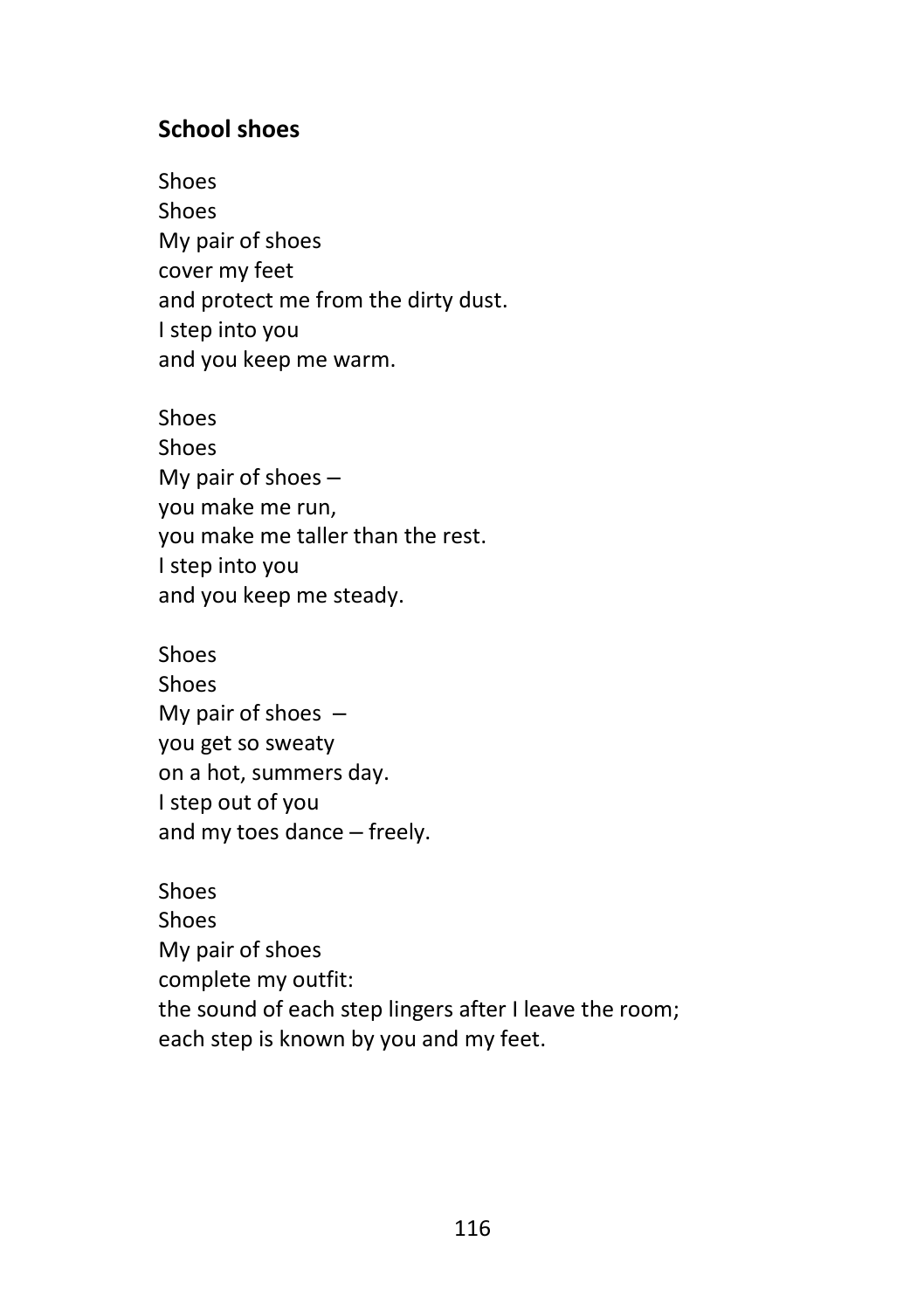## School shoes

Shoes  
Shoes  
My pair of shoes  
cover my feet  
and protect me from the dirty dust.  
I step into you  
and you keep me warm.

Shoes  
Shoes  
My pair of shoes –  
you make me run,  
you make me taller than the rest.  
I step into you  
and you keep me steady.

Shoes  
Shoes  
My pair of shoes –  
you get so sweaty  
on a hot, summers day.  
I step out of you  
and my toes dance – freely.

Shoes  
Shoes  
My pair of shoes  
complete my outfit:  
the sound of each step lingers after I leave the room;  
each step is known by you and my feet.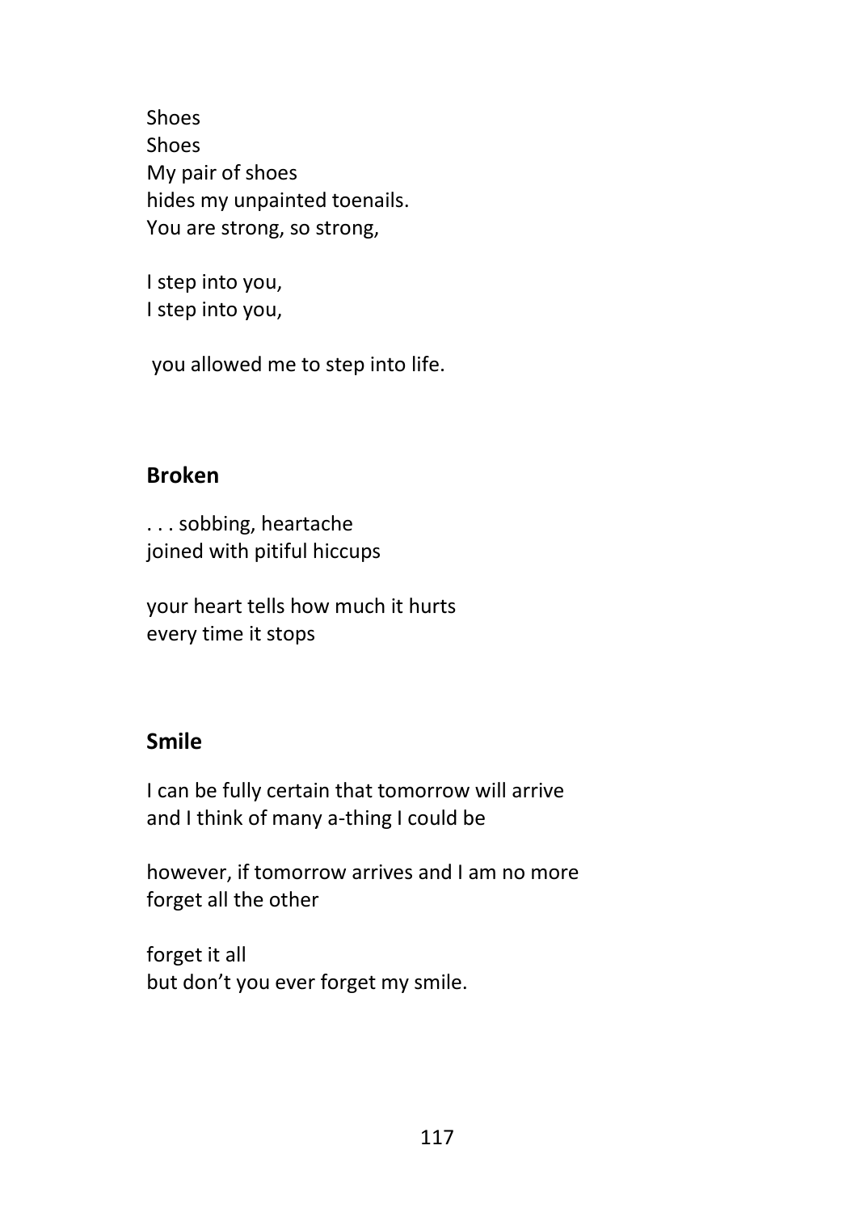Shoes
Shoes
My pair of shoes
hides my unpainted toenails.
You are strong, so strong,

I step into you,
I step into you,

you allowed me to step into life.

**Broken**

. . . sobbing, heartache
joined with pitiful hiccups

your heart tells how much it hurts
every time it stops

**Smile**

I can be fully certain that tomorrow will arrive
and I think of many a-thing I could be

however, if tomorrow arrives and I am no more
forget all the other

forget it all
but don't you ever forget my smile.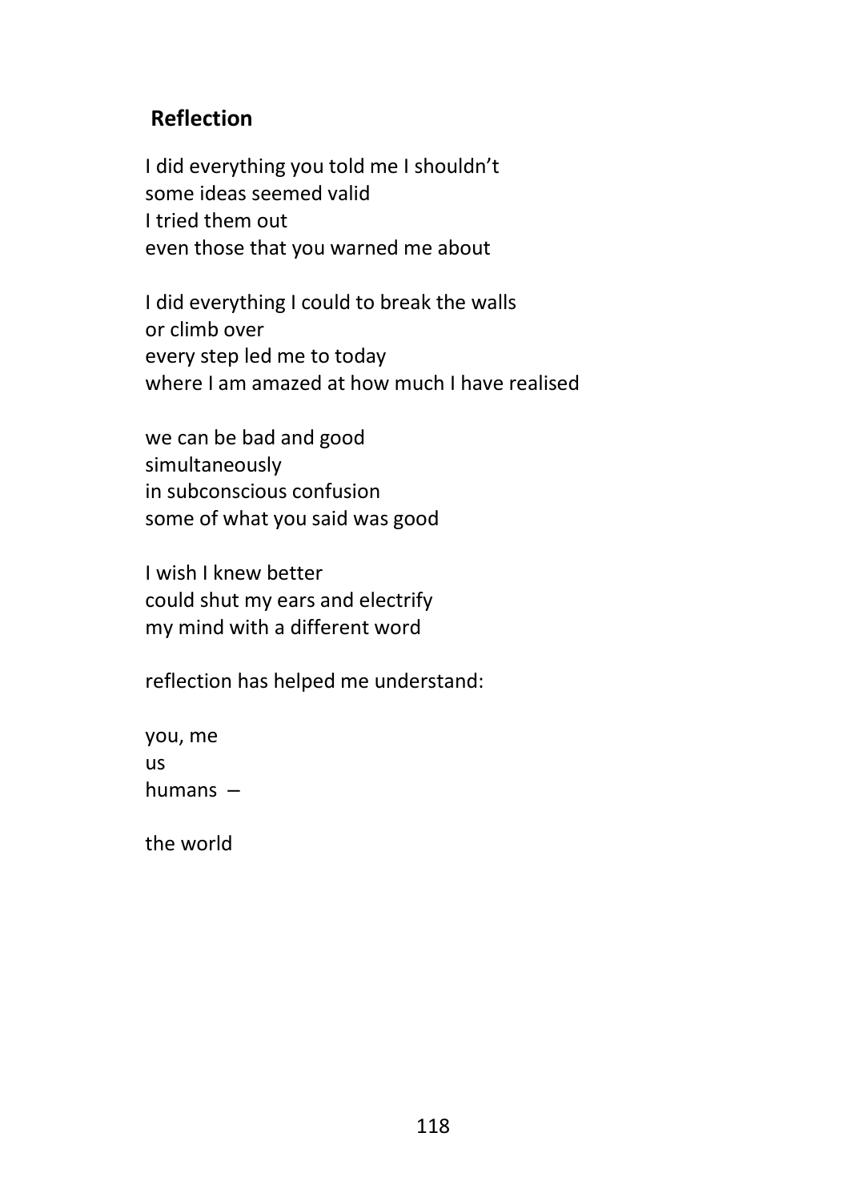## Reflection

I did everything you told me I shouldn't  
some ideas seemed valid  
I tried them out  
even those that you warned me about

I did everything I could to break the walls  
or climb over  
every step led me to today  
where I am amazed at how much I have realised

we can be bad and good  
simultaneously  
in subconscious confusion  
some of what you said was good

I wish I knew better  
could shut my ears and electrify  
my mind with a different word

reflection has helped me understand:

you, me  
us  
humans –

the world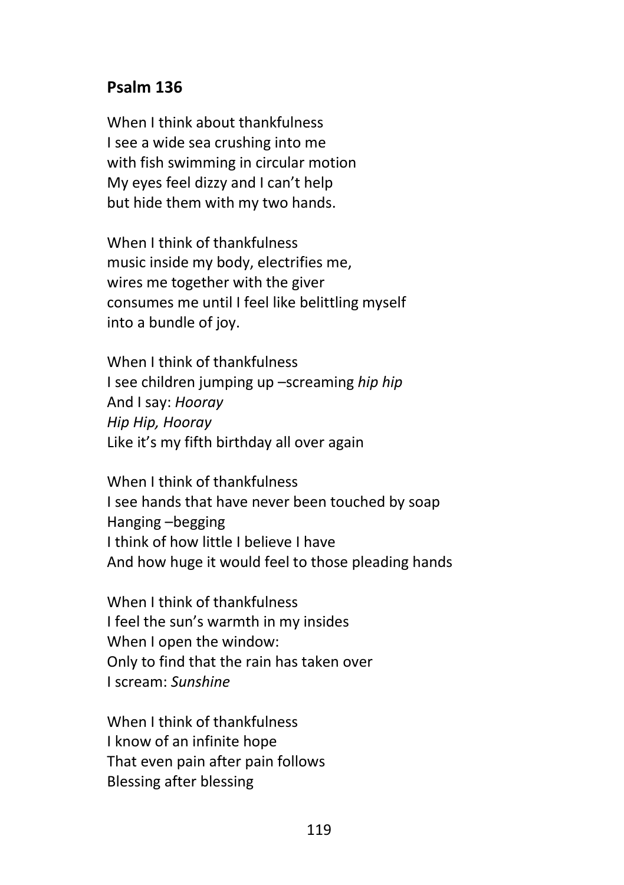## Psalm 136

When I think about thankfulness
I see a wide sea crushing into me
with fish swimming in circular motion
My eyes feel dizzy and I can't help
but hide them with my two hands.

When I think of thankfulness
music inside my body, electrifies me,
wires me together with the giver
consumes me until I feel like belittling myself
into a bundle of joy.

When I think of thankfulness
I see children jumping up –screaming *hip hip*
And I say: *Hooray*
*Hip Hip, Hooray*
Like it's my fifth birthday all over again

When I think of thankfulness
I see hands that have never been touched by soap
Hanging –begging
I think of how little I believe I have
And how huge it would feel to those pleading hands

When I think of thankfulness
I feel the sun's warmth in my insides
When I open the window:
Only to find that the rain has taken over
I scream: *Sunshine*

When I think of thankfulness
I know of an infinite hope
That even pain after pain follows
Blessing after blessing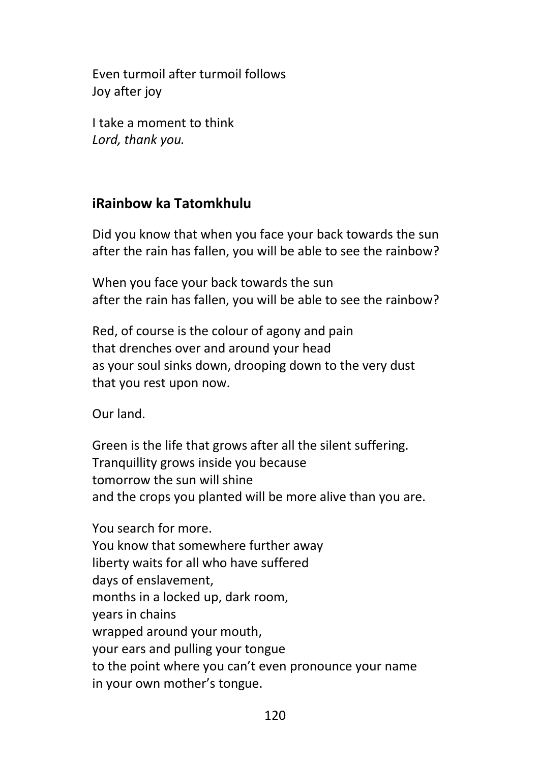Even turmoil after turmoil follows
Joy after joy

I take a moment to think
*Lord, thank you.*

## iRainbow ka Tatomkhulu

Did you know that when you face your back towards the sun
after the rain has fallen, you will be able to see the rainbow?

When you face your back towards the sun
after the rain has fallen, you will be able to see the rainbow?

Red, of course is the colour of agony and pain
that drenches over and around your head
as your soul sinks down, drooping down to the very dust
that you rest upon now.

Our land.

Green is the life that grows after all the silent suffering.
Tranquillity grows inside you because
tomorrow the sun will shine
and the crops you planted will be more alive than you are.

You search for more.
You know that somewhere further away
liberty waits for all who have suffered
days of enslavement,
months in a locked up, dark room,
years in chains
wrapped around your mouth,
your ears and pulling your tongue
to the point where you can't even pronounce your name
in your own mother's tongue.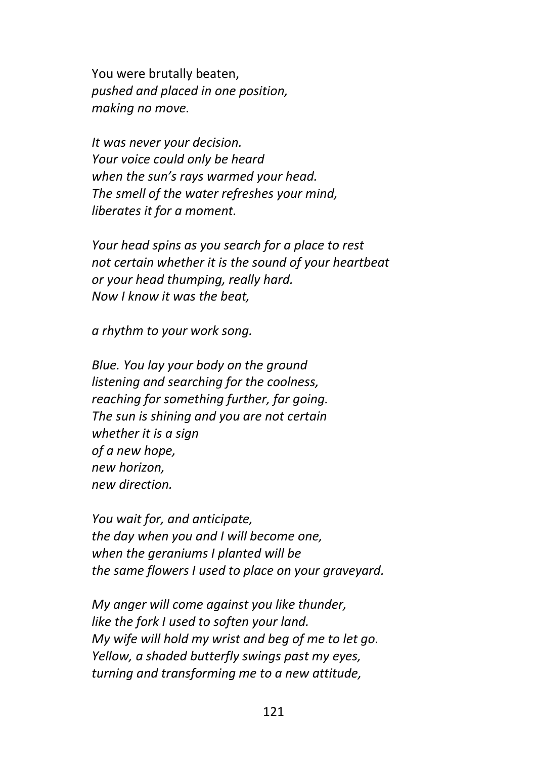You were brutally beaten,  
*pushed and placed in one position,*  
*making no move.*

*It was never your decision.*  
*Your voice could only be heard*  
*when the sun's rays warmed your head.*  
*The smell of the water refreshes your mind,*  
*liberates it for a moment.*

*Your head spins as you search for a place to rest*  
*not certain whether it is the sound of your heartbeat*  
*or your head thumping, really hard.*  
*Now I know it was the beat,*

*a rhythm to your work song.*

*Blue. You lay your body on the ground*  
*listening and searching for the coolness,*  
*reaching for something further, far going.*  
*The sun is shining and you are not certain*  
*whether it is a sign*  
*of a new hope,*  
*new horizon,*  
*new direction.*

*You wait for, and anticipate,*  
*the day when you and I will become one,*  
*when the geraniums I planted will be*  
*the same flowers I used to place on your graveyard.*

*My anger will come against you like thunder,*  
*like the fork I used to soften your land.*  
*My wife will hold my wrist and beg of me to let go.*  
*Yellow, a shaded butterfly swings past my eyes,*  
*turning and transforming me to a new attitude,*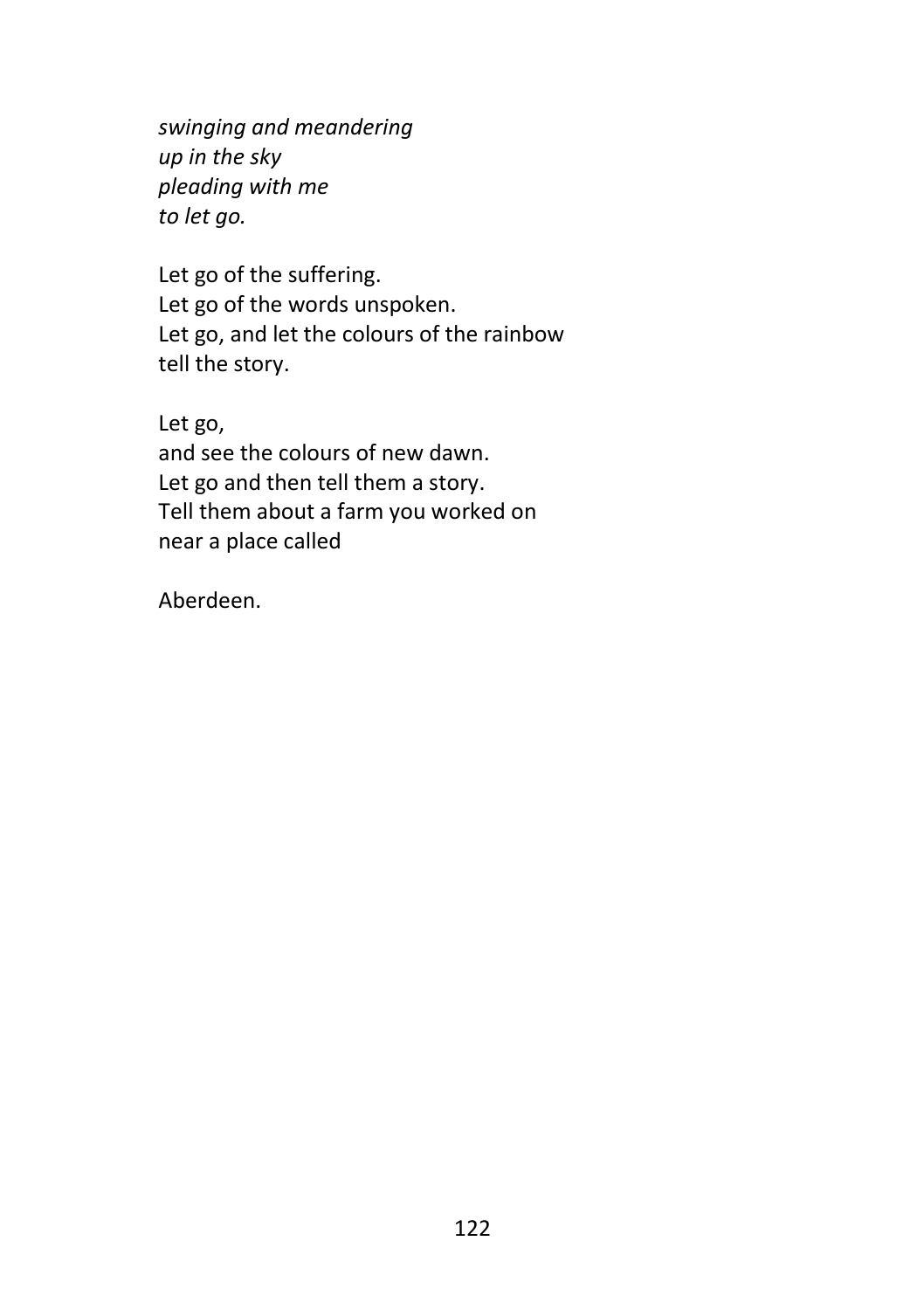*swinging and meandering*  
*up in the sky*  
*pleading with me*  
*to let go.*

Let go of the suffering.  
Let go of the words unspoken.  
Let go, and let the colours of the rainbow  
tell the story.

Let go,  
and see the colours of new dawn.  
Let go and then tell them a story.  
Tell them about a farm you worked on  
near a place called

Aberdeen.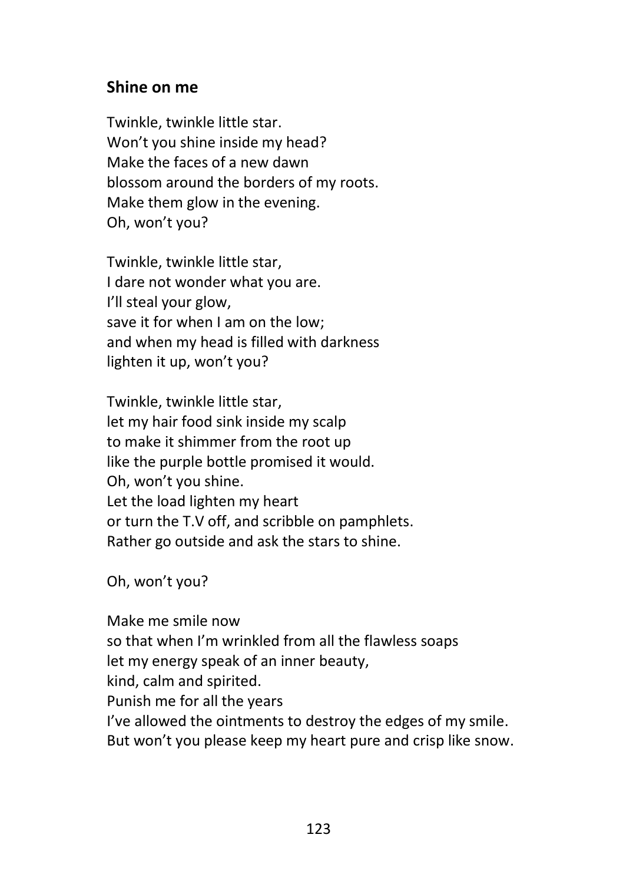## Shine on me

Twinkle, twinkle little star.  
Won't you shine inside my head?  
Make the faces of a new dawn  
blossom around the borders of my roots.  
Make them glow in the evening.  
Oh, won't you?

Twinkle, twinkle little star,  
I dare not wonder what you are.  
I'll steal your glow,  
save it for when I am on the low;  
and when my head is filled with darkness  
lighten it up, won't you?

Twinkle, twinkle little star,  
let my hair food sink inside my scalp  
to make it shimmer from the root up  
like the purple bottle promised it would.  
Oh, won't you shine.  
Let the load lighten my heart  
or turn the T.V off, and scribble on pamphlets.  
Rather go outside and ask the stars to shine.

Oh, won't you?

Make me smile now  
so that when I'm wrinkled from all the flawless soaps  
let my energy speak of an inner beauty,  
kind, calm and spirited.  
Punish me for all the years  
I've allowed the ointments to destroy the edges of my smile.  
But won't you please keep my heart pure and crisp like snow.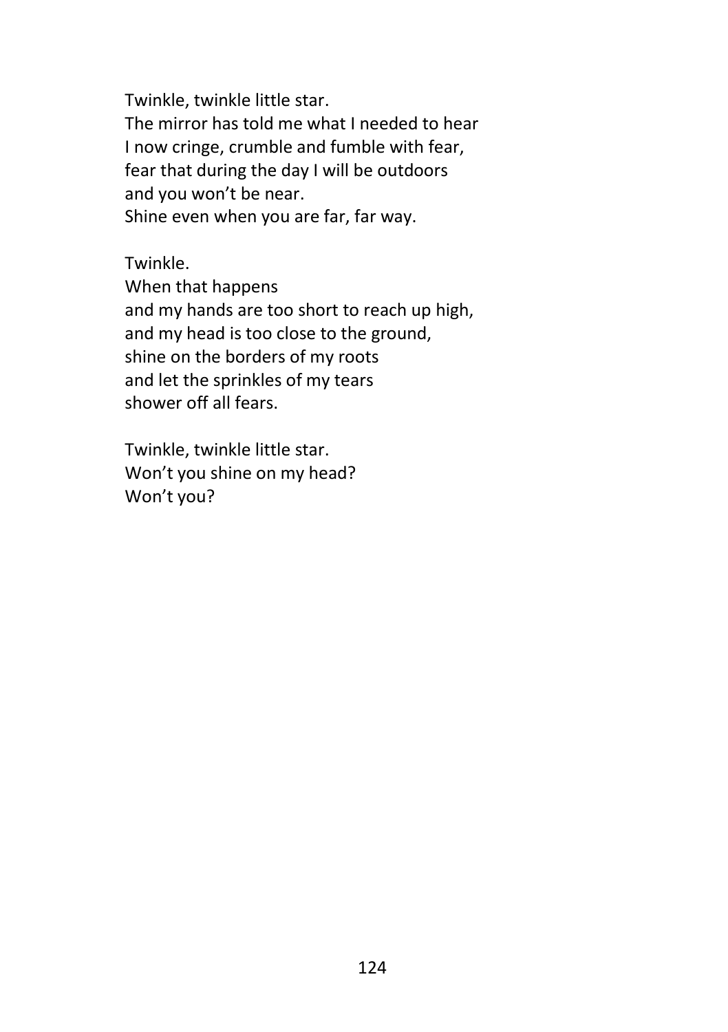Twinkle, twinkle little star.
The mirror has told me what I needed to hear
I now cringe, crumble and fumble with fear,
fear that during the day I will be outdoors
and you won't be near.
Shine even when you are far, far way.

Twinkle.
When that happens
and my hands are too short to reach up high,
and my head is too close to the ground,
shine on the borders of my roots
and let the sprinkles of my tears
shower off all fears.

Twinkle, twinkle little star.
Won't you shine on my head?
Won't you?